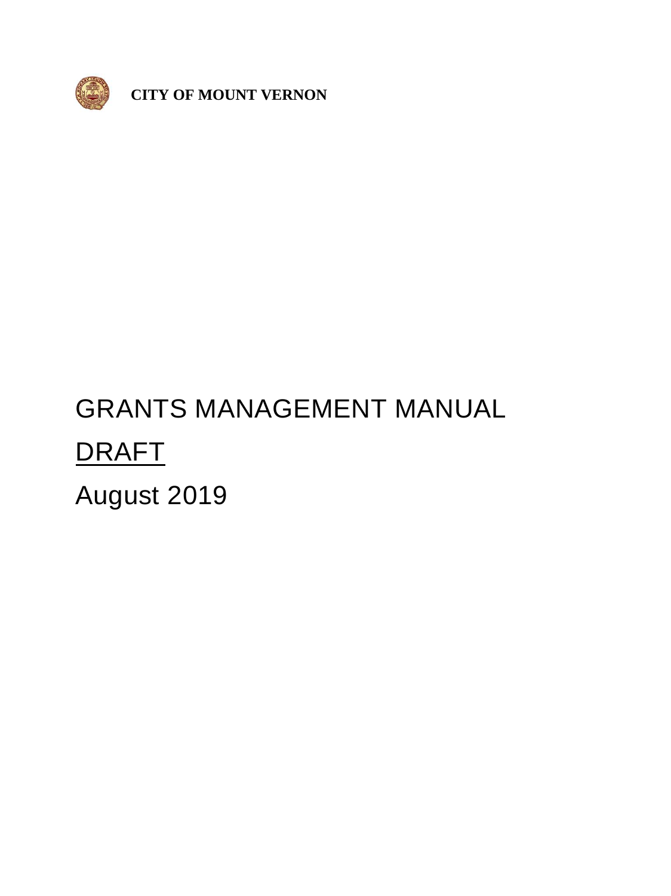**CITY OF MOUNT VERNON**

# GRANTS MANAGEMENT MANUAL

DRAFT

August 2019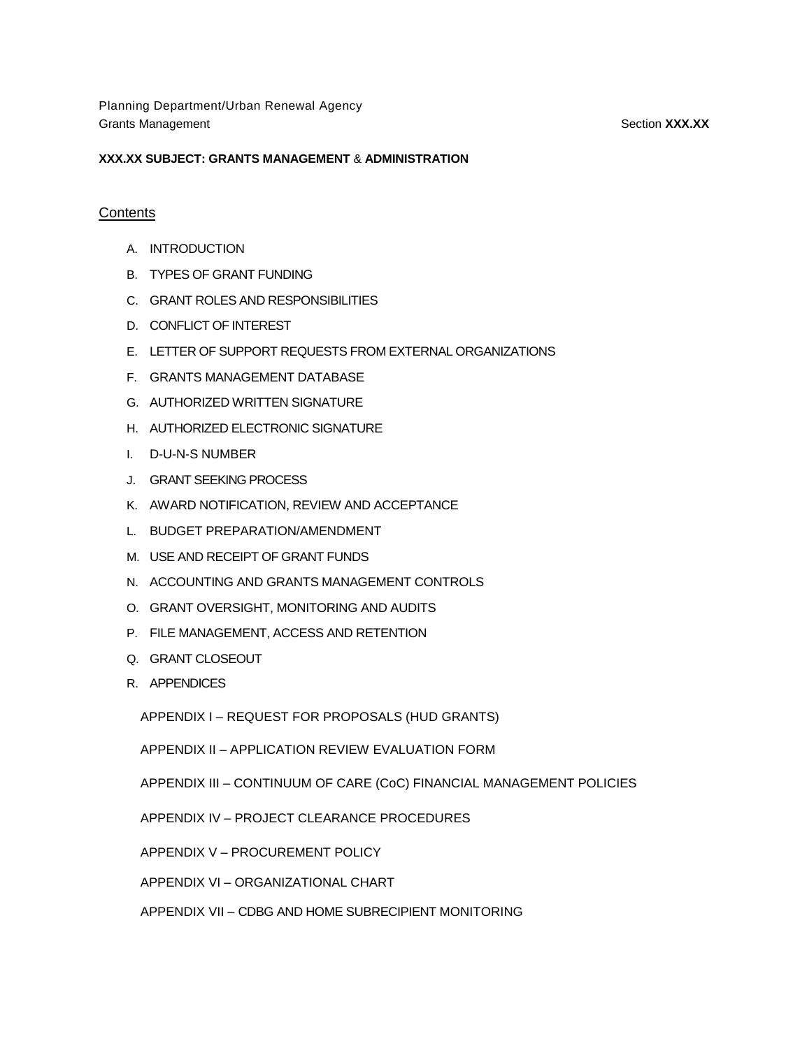Planning Department/Urban Renewal Agency
Grants Management Section **XXX.XX**

**XXX.XX SUBJECT: GRANTS MANAGEMENT** & **ADMINISTRATION**

## Contents

A. INTRODUCTION

B. TYPES OF GRANT FUNDING

C. GRANT ROLES AND RESPONSIBILITIES

D. CONFLICT OF INTEREST

E. LETTER OF SUPPORT REQUESTS FROM EXTERNAL ORGANIZATIONS

F. GRANTS MANAGEMENT DATABASE

G. AUTHORIZED WRITTEN SIGNATURE

H. AUTHORIZED ELECTRONIC SIGNATURE

I. D-U-N-S NUMBER

J. GRANT SEEKING PROCESS

K. AWARD NOTIFICATION, REVIEW AND ACCEPTANCE

L. BUDGET PREPARATION/AMENDMENT

M. USE AND RECEIPT OF GRANT FUNDS

N. ACCOUNTING AND GRANTS MANAGEMENT CONTROLS

O. GRANT OVERSIGHT, MONITORING AND AUDITS

P. FILE MANAGEMENT, ACCESS AND RETENTION

Q. GRANT CLOSEOUT

R. APPENDICES

APPENDIX I – REQUEST FOR PROPOSALS (HUD GRANTS)

APPENDIX II – APPLICATION REVIEW EVALUATION FORM

APPENDIX III – CONTINUUM OF CARE (CoC) FINANCIAL MANAGEMENT POLICIES

APPENDIX IV – PROJECT CLEARANCE PROCEDURES

APPENDIX V – PROCUREMENT POLICY

APPENDIX VI – ORGANIZATIONAL CHART

APPENDIX VII – CDBG AND HOME SUBRECIPIENT MONITORING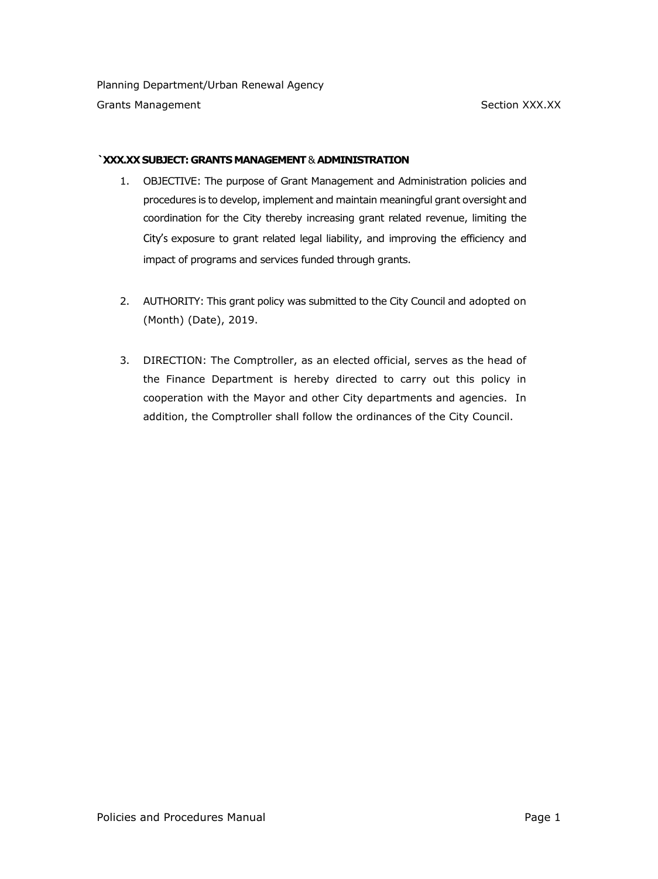`XXX.XX SUBJECT: GRANTS MANAGEMENT & ADMINISTRATION**

1. OBJECTIVE: The purpose of Grant Management and Administration policies and procedures is to develop, implement and maintain meaningful grant oversight and coordination for the City thereby increasing grant related revenue, limiting the City's exposure to grant related legal liability, and improving the efficiency and impact of programs and services funded through grants.

2. AUTHORITY: This grant policy was submitted to the City Council and adopted on (Month) (Date), 2019.

3. DIRECTION: The Comptroller, as an elected official, serves as the head of the Finance Department is hereby directed to carry out this policy in cooperation with the Mayor and other City departments and agencies. In addition, the Comptroller shall follow the ordinances of the City Council.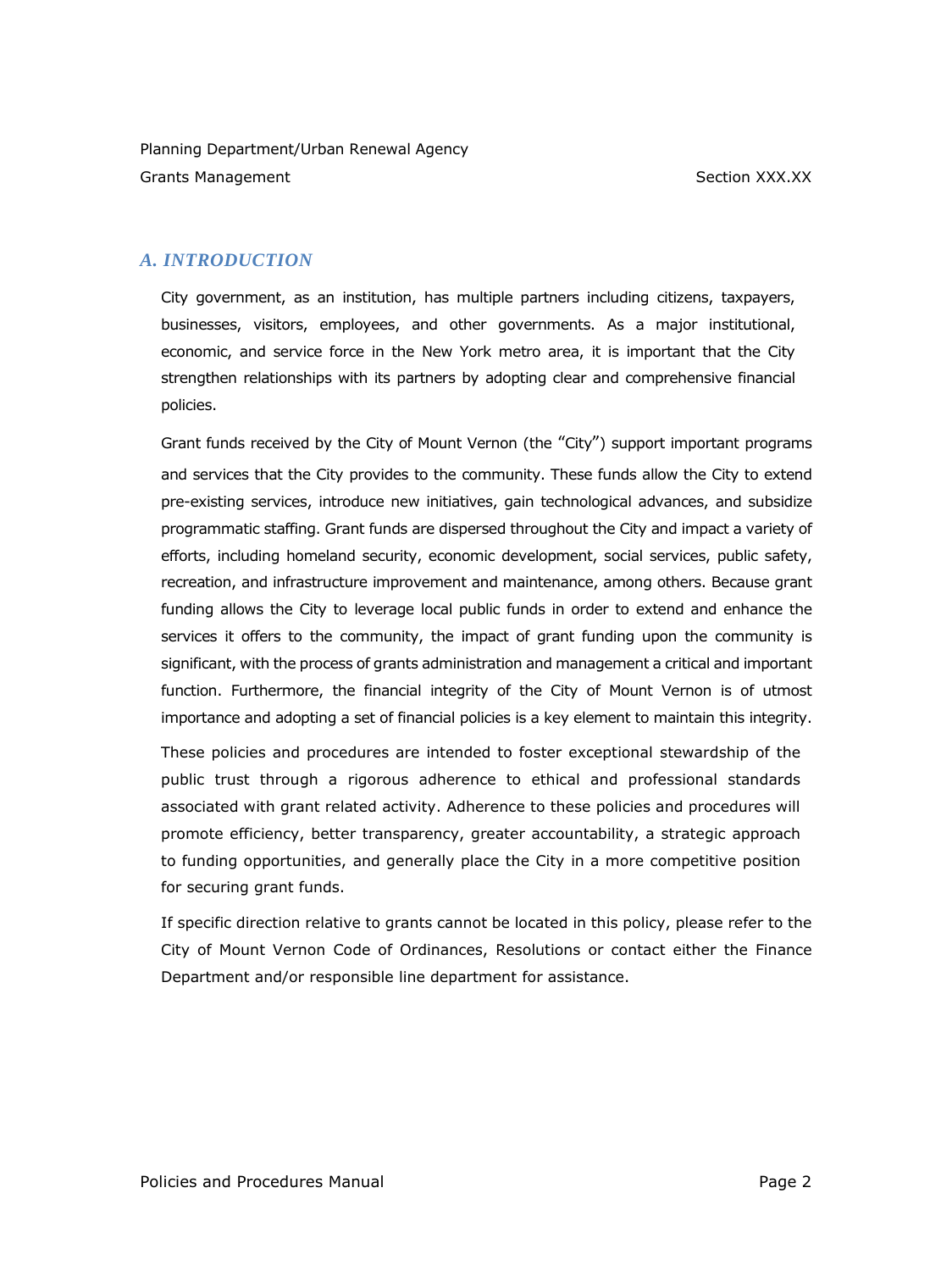## *A. INTRODUCTION*

City government, as an institution, has multiple partners including citizens, taxpayers, businesses, visitors, employees, and other governments. As a major institutional, economic, and service force in the New York metro area, it is important that the City strengthen relationships with its partners by adopting clear and comprehensive financial policies.

Grant funds received by the City of Mount Vernon (the "City") support important programs and services that the City provides to the community. These funds allow the City to extend pre-existing services, introduce new initiatives, gain technological advances, and subsidize programmatic staffing. Grant funds are dispersed throughout the City and impact a variety of efforts, including homeland security, economic development, social services, public safety, recreation, and infrastructure improvement and maintenance, among others. Because grant funding allows the City to leverage local public funds in order to extend and enhance the services it offers to the community, the impact of grant funding upon the community is significant, with the process of grants administration and management a critical and important function. Furthermore, the financial integrity of the City of Mount Vernon is of utmost importance and adopting a set of financial policies is a key element to maintain this integrity.

These policies and procedures are intended to foster exceptional stewardship of the public trust through a rigorous adherence to ethical and professional standards associated with grant related activity. Adherence to these policies and procedures will promote efficiency, better transparency, greater accountability, a strategic approach to funding opportunities, and generally place the City in a more competitive position for securing grant funds.

If specific direction relative to grants cannot be located in this policy, please refer to the City of Mount Vernon Code of Ordinances, Resolutions or contact either the Finance Department and/or responsible line department for assistance.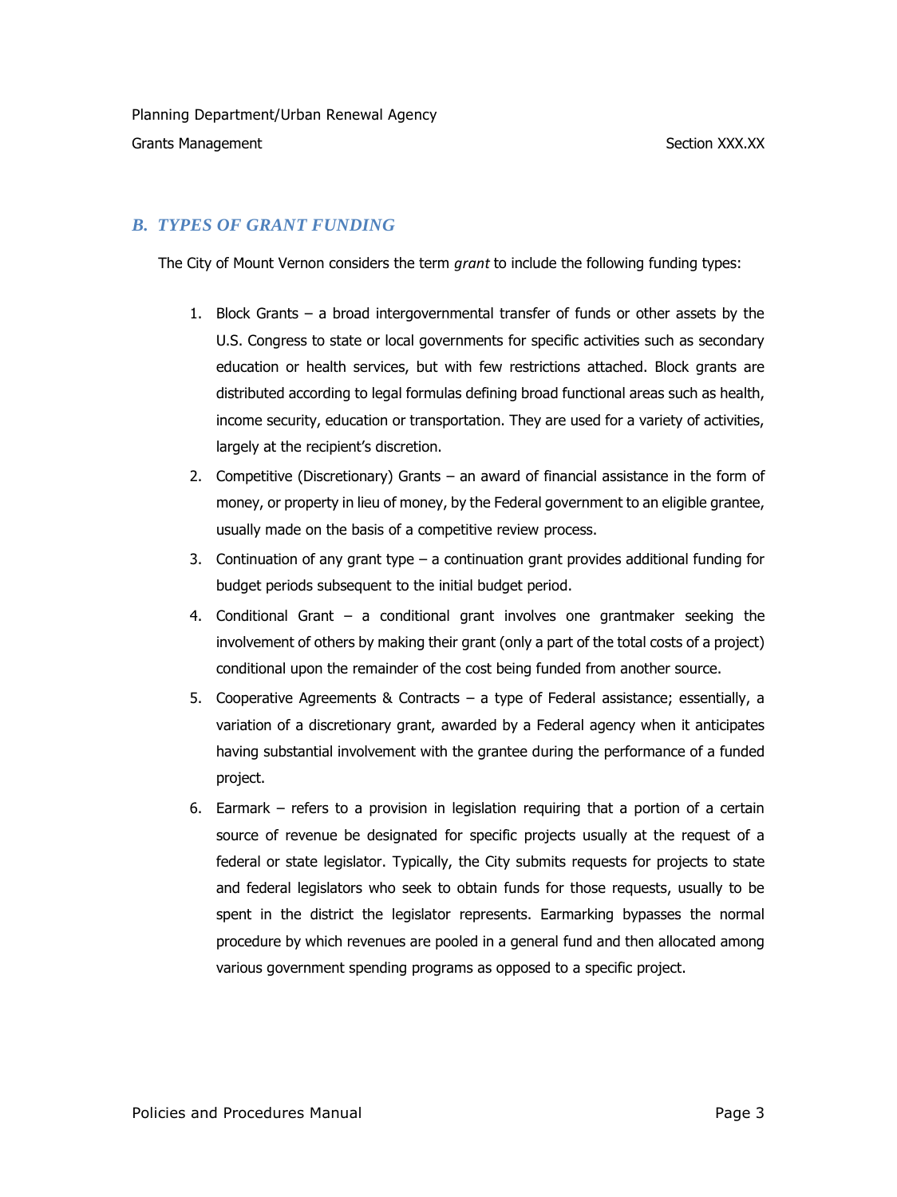## B. TYPES OF GRANT FUNDING

The City of Mount Vernon considers the term *grant* to include the following funding types:

1. Block Grants – a broad intergovernmental transfer of funds or other assets by the U.S. Congress to state or local governments for specific activities such as secondary education or health services, but with few restrictions attached. Block grants are distributed according to legal formulas defining broad functional areas such as health, income security, education or transportation. They are used for a variety of activities, largely at the recipient's discretion.
2. Competitive (Discretionary) Grants – an award of financial assistance in the form of money, or property in lieu of money, by the Federal government to an eligible grantee, usually made on the basis of a competitive review process.
3. Continuation of any grant type – a continuation grant provides additional funding for budget periods subsequent to the initial budget period.
4. Conditional Grant – a conditional grant involves one grantmaker seeking the involvement of others by making their grant (only a part of the total costs of a project) conditional upon the remainder of the cost being funded from another source.
5. Cooperative Agreements & Contracts – a type of Federal assistance; essentially, a variation of a discretionary grant, awarded by a Federal agency when it anticipates having substantial involvement with the grantee during the performance of a funded project.
6. Earmark – refers to a provision in legislation requiring that a portion of a certain source of revenue be designated for specific projects usually at the request of a federal or state legislator. Typically, the City submits requests for projects to state and federal legislators who seek to obtain funds for those requests, usually to be spent in the district the legislator represents. Earmarking bypasses the normal procedure by which revenues are pooled in a general fund and then allocated among various government spending programs as opposed to a specific project.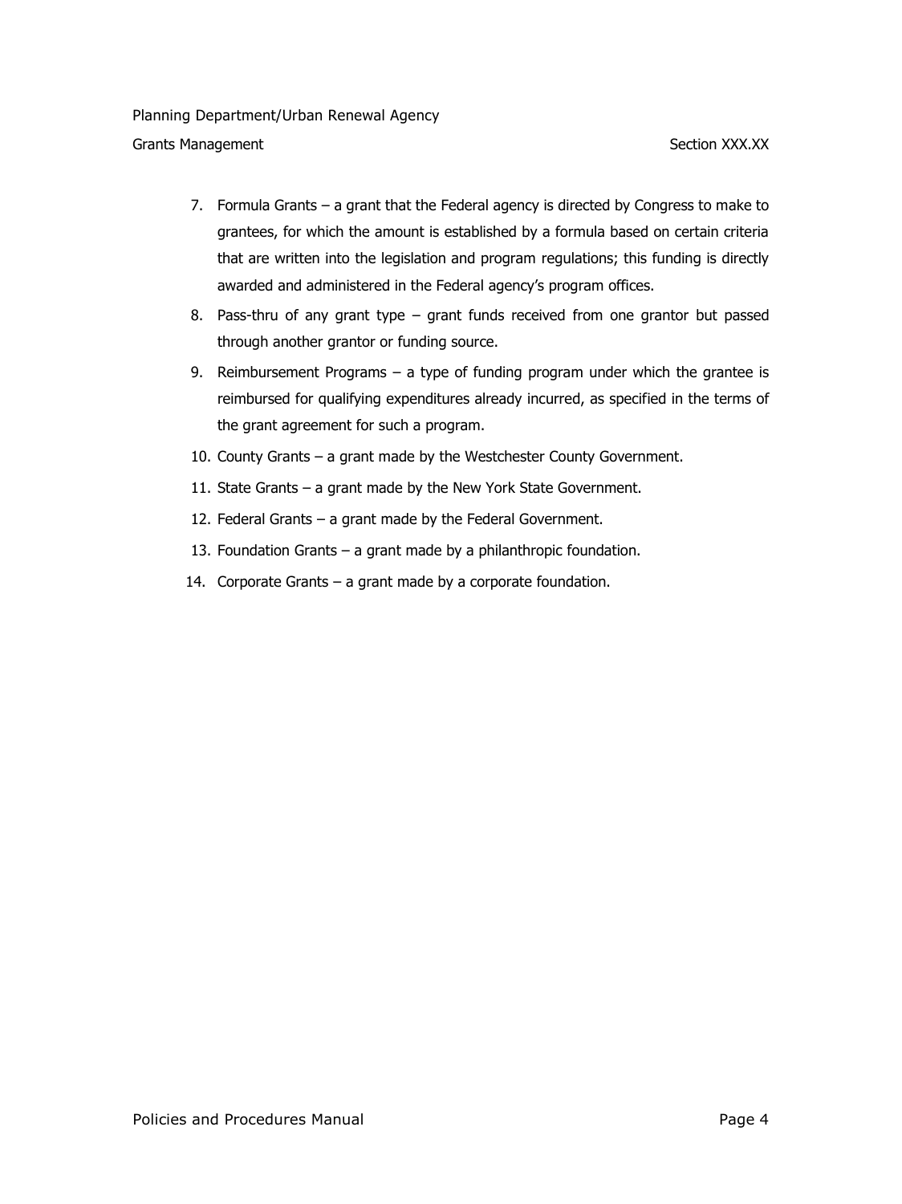7. Formula Grants – a grant that the Federal agency is directed by Congress to make to grantees, for which the amount is established by a formula based on certain criteria that are written into the legislation and program regulations; this funding is directly awarded and administered in the Federal agency's program offices.
8. Pass-thru of any grant type – grant funds received from one grantor but passed through another grantor or funding source.
9. Reimbursement Programs – a type of funding program under which the grantee is reimbursed for qualifying expenditures already incurred, as specified in the terms of the grant agreement for such a program.
10. County Grants – a grant made by the Westchester County Government.
11. State Grants – a grant made by the New York State Government.
12. Federal Grants – a grant made by the Federal Government.
13. Foundation Grants – a grant made by a philanthropic foundation.
14. Corporate Grants – a grant made by a corporate foundation.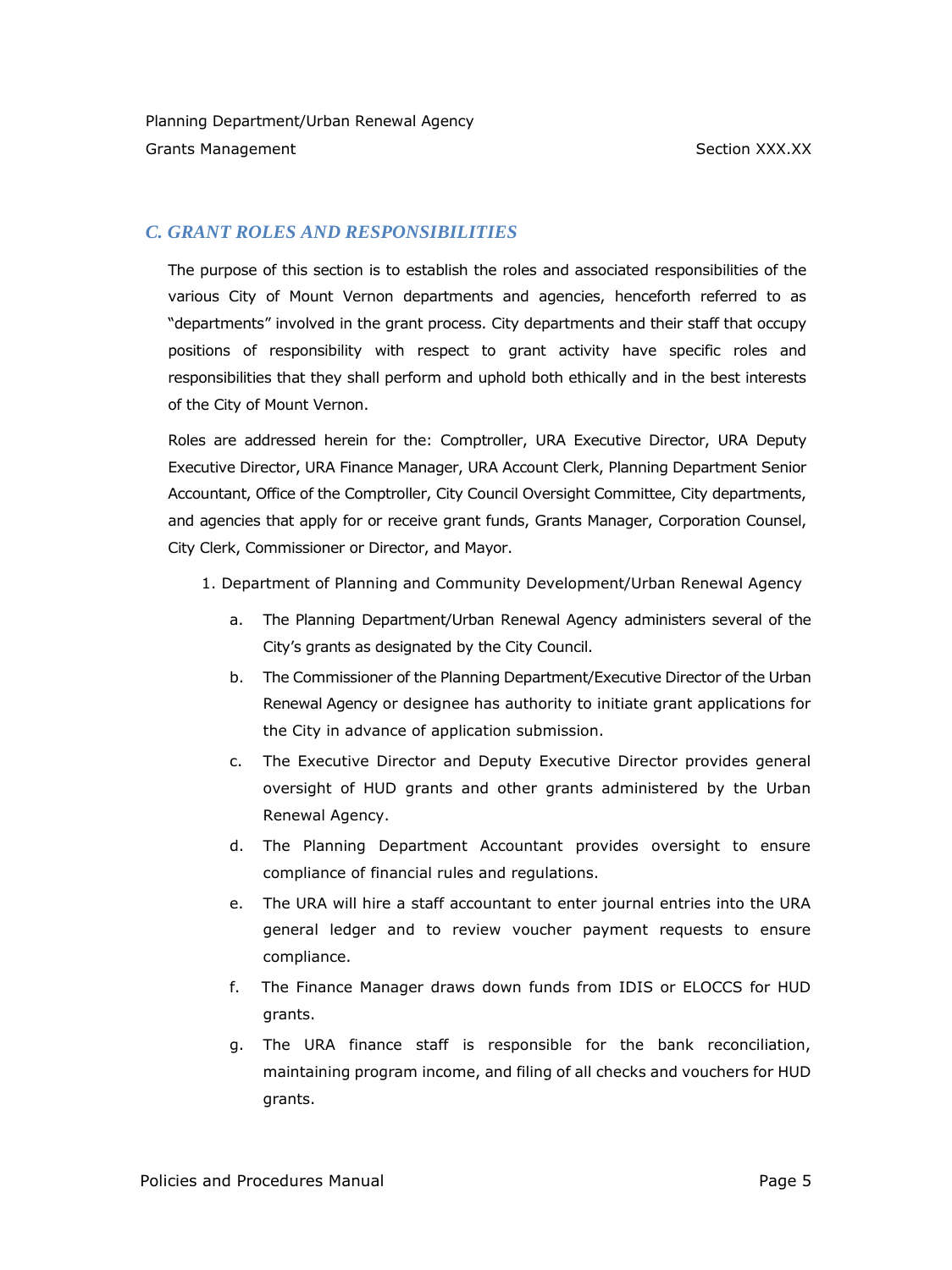## C. GRANT ROLES AND RESPONSIBILITIES

The purpose of this section is to establish the roles and associated responsibilities of the various City of Mount Vernon departments and agencies, henceforth referred to as "departments" involved in the grant process. City departments and their staff that occupy positions of responsibility with respect to grant activity have specific roles and responsibilities that they shall perform and uphold both ethically and in the best interests of the City of Mount Vernon.

Roles are addressed herein for the: Comptroller, URA Executive Director, URA Deputy Executive Director, URA Finance Manager, URA Account Clerk, Planning Department Senior Accountant, Office of the Comptroller, City Council Oversight Committee, City departments, and agencies that apply for or receive grant funds, Grants Manager, Corporation Counsel, City Clerk, Commissioner or Director, and Mayor.

1. Department of Planning and Community Development/Urban Renewal Agency
   a. The Planning Department/Urban Renewal Agency administers several of the City's grants as designated by the City Council.
   b. The Commissioner of the Planning Department/Executive Director of the Urban Renewal Agency or designee has authority to initiate grant applications for the City in advance of application submission.
   c. The Executive Director and Deputy Executive Director provides general oversight of HUD grants and other grants administered by the Urban Renewal Agency.
   d. The Planning Department Accountant provides oversight to ensure compliance of financial rules and regulations.
   e. The URA will hire a staff accountant to enter journal entries into the URA general ledger and to review voucher payment requests to ensure compliance.
   f. The Finance Manager draws down funds from IDIS or ELOCCS for HUD grants.
   g. The URA finance staff is responsible for the bank reconciliation, maintaining program income, and filing of all checks and vouchers for HUD grants.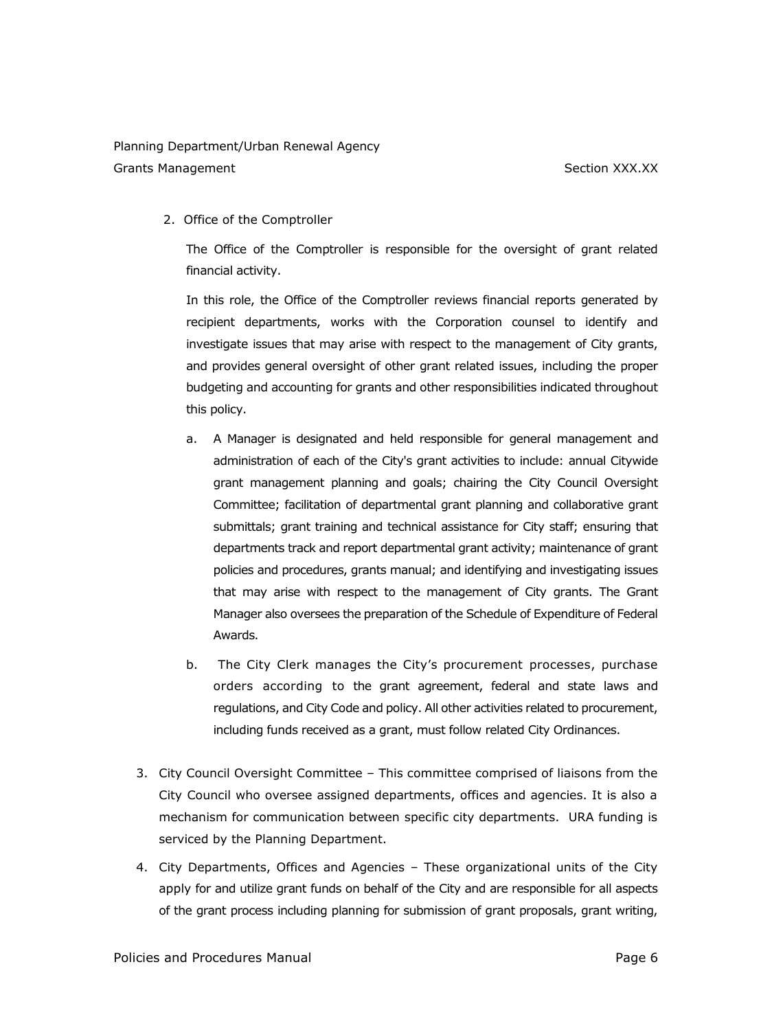2. Office of the Comptroller

   The Office of the Comptroller is responsible for the oversight of grant related financial activity.

   In this role, the Office of the Comptroller reviews financial reports generated by recipient departments, works with the Corporation counsel to identify and investigate issues that may arise with respect to the management of City grants, and provides general oversight of other grant related issues, including the proper budgeting and accounting for grants and other responsibilities indicated throughout this policy.

   a. A Manager is designated and held responsible for general management and administration of each of the City's grant activities to include: annual Citywide grant management planning and goals; chairing the City Council Oversight Committee; facilitation of departmental grant planning and collaborative grant submittals; grant training and technical assistance for City staff; ensuring that departments track and report departmental grant activity; maintenance of grant policies and procedures, grants manual; and identifying and investigating issues that may arise with respect to the management of City grants. The Grant Manager also oversees the preparation of the Schedule of Expenditure of Federal Awards.

   b. The City Clerk manages the City's procurement processes, purchase orders according to the grant agreement, federal and state laws and regulations, and City Code and policy. All other activities related to procurement, including funds received as a grant, must follow related City Ordinances.

3. City Council Oversight Committee – This committee comprised of liaisons from the City Council who oversee assigned departments, offices and agencies. It is also a mechanism for communication between specific city departments. URA funding is serviced by the Planning Department.

4. City Departments, Offices and Agencies – These organizational units of the City apply for and utilize grant funds on behalf of the City and are responsible for all aspects of the grant process including planning for submission of grant proposals, grant writing,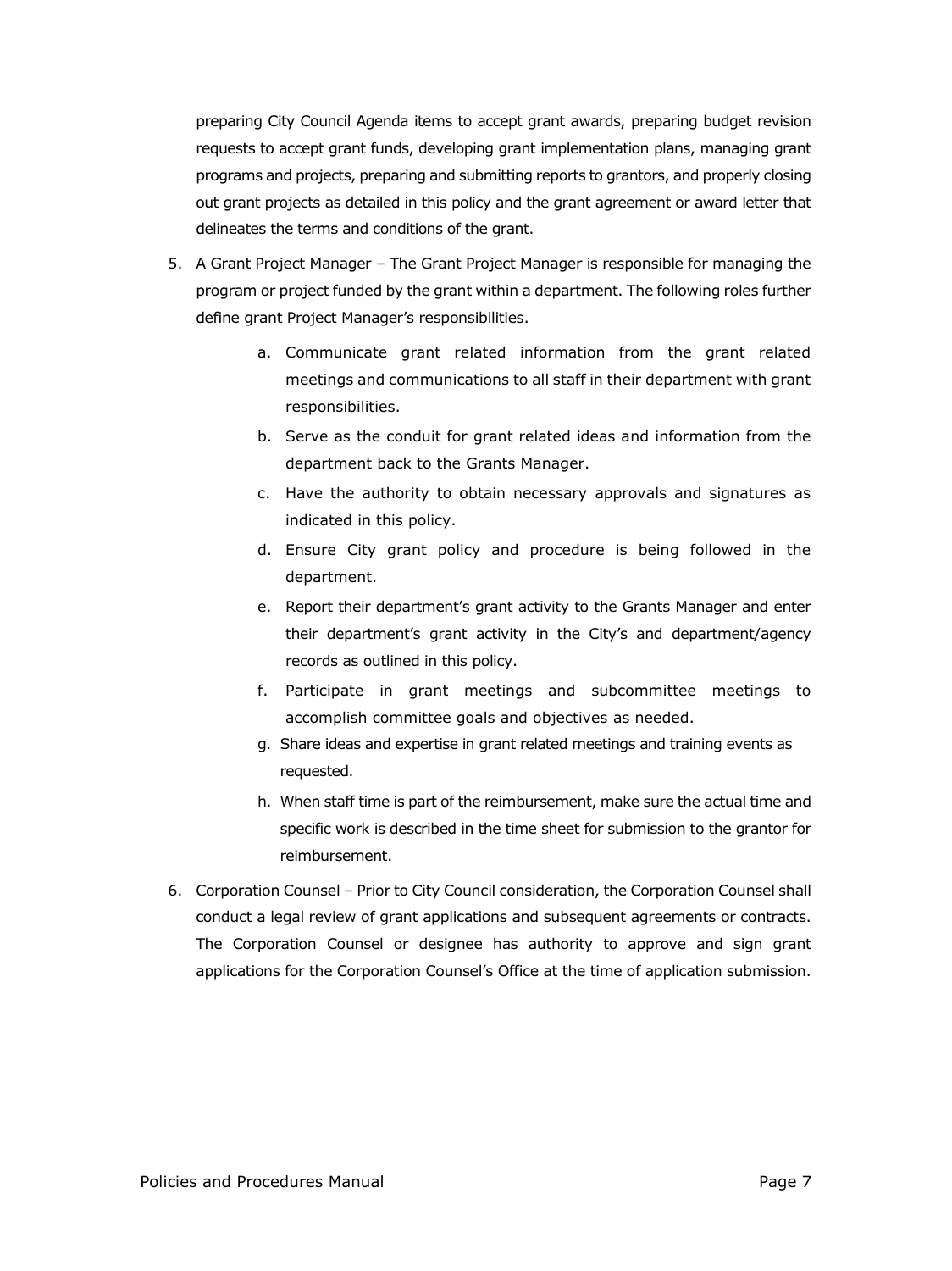preparing City Council Agenda items to accept grant awards, preparing budget revision requests to accept grant funds, developing grant implementation plans, managing grant programs and projects, preparing and submitting reports to grantors, and properly closing out grant projects as detailed in this policy and the grant agreement or award letter that delineates the terms and conditions of the grant.

5. A Grant Project Manager – The Grant Project Manager is responsible for managing the program or project funded by the grant within a department. The following roles further define grant Project Manager's responsibilities.
   a. Communicate grant related information from the grant related meetings and communications to all staff in their department with grant responsibilities.
   b. Serve as the conduit for grant related ideas and information from the department back to the Grants Manager.
   c. Have the authority to obtain necessary approvals and signatures as indicated in this policy.
   d. Ensure City grant policy and procedure is being followed in the department.
   e. Report their department's grant activity to the Grants Manager and enter their department's grant activity in the City's and department/agency records as outlined in this policy.
   f. Participate in grant meetings and subcommittee meetings to accomplish committee goals and objectives as needed.
   g. Share ideas and expertise in grant related meetings and training events as requested.
   h. When staff time is part of the reimbursement, make sure the actual time and specific work is described in the time sheet for submission to the grantor for reimbursement.
6. Corporation Counsel – Prior to City Council consideration, the Corporation Counsel shall conduct a legal review of grant applications and subsequent agreements or contracts. The Corporation Counsel or designee has authority to approve and sign grant applications for the Corporation Counsel's Office at the time of application submission.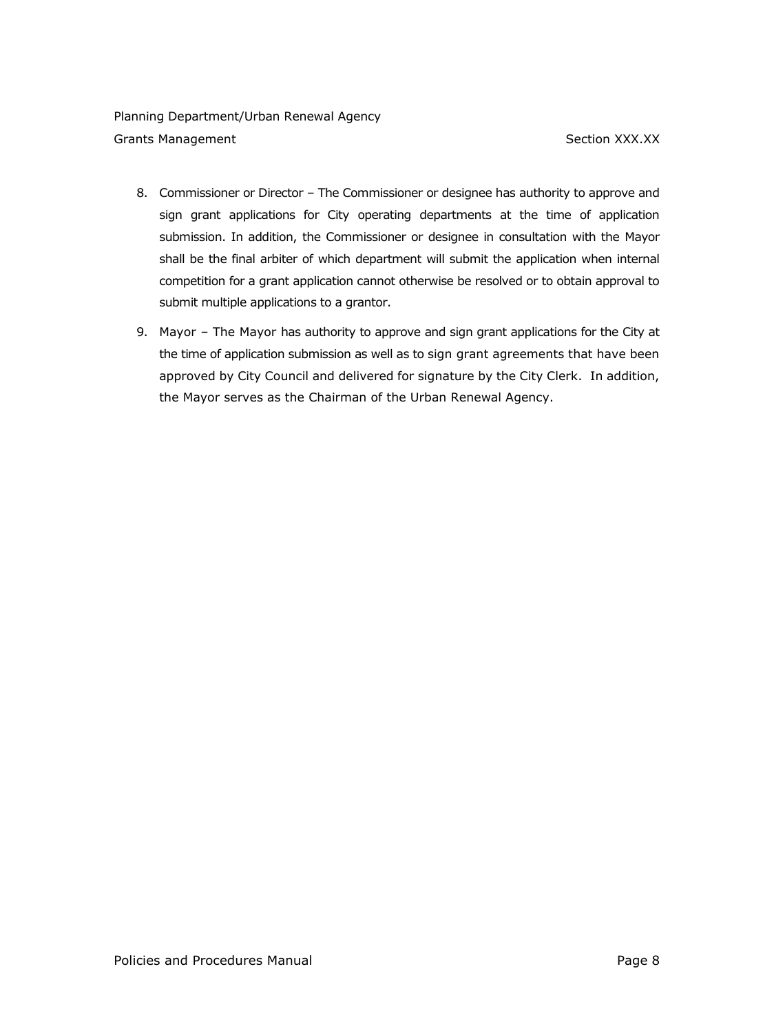8. Commissioner or Director – The Commissioner or designee has authority to approve and sign grant applications for City operating departments at the time of application submission. In addition, the Commissioner or designee in consultation with the Mayor shall be the final arbiter of which department will submit the application when internal competition for a grant application cannot otherwise be resolved or to obtain approval to submit multiple applications to a grantor.

9. Mayor – The Mayor has authority to approve and sign grant applications for the City at the time of application submission as well as to sign grant agreements that have been approved by City Council and delivered for signature by the City Clerk. In addition, the Mayor serves as the Chairman of the Urban Renewal Agency.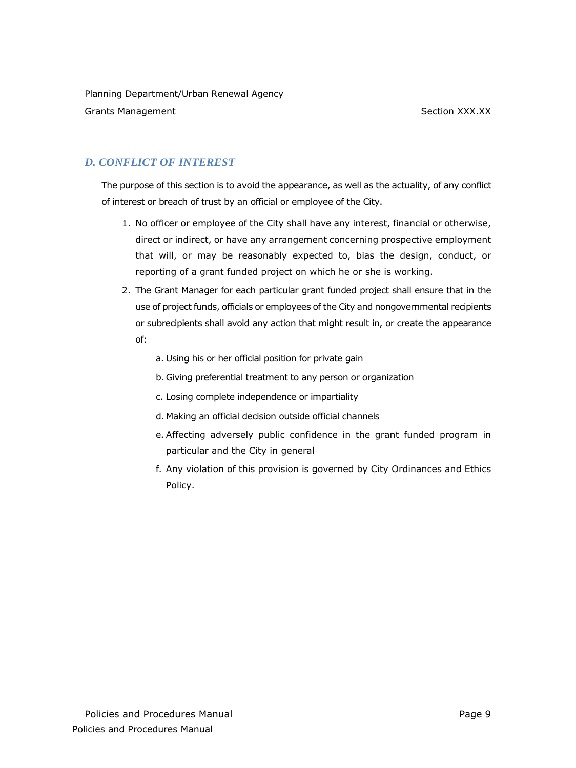## *D. CONFLICT OF INTEREST*

The purpose of this section is to avoid the appearance, as well as the actuality, of any conflict of interest or breach of trust by an official or employee of the City.

1. No officer or employee of the City shall have any interest, financial or otherwise, direct or indirect, or have any arrangement concerning prospective employment that will, or may be reasonably expected to, bias the design, conduct, or reporting of a grant funded project on which he or she is working.
2. The Grant Manager for each particular grant funded project shall ensure that in the use of project funds, officials or employees of the City and nongovernmental recipients or subrecipients shall avoid any action that might result in, or create the appearance of:
   a. Using his or her official position for private gain
   b. Giving preferential treatment to any person or organization
   c. Losing complete independence or impartiality
   d. Making an official decision outside official channels
   e. Affecting adversely public confidence in the grant funded program in particular and the City in general
   f. Any violation of this provision is governed by City Ordinances and Ethics Policy.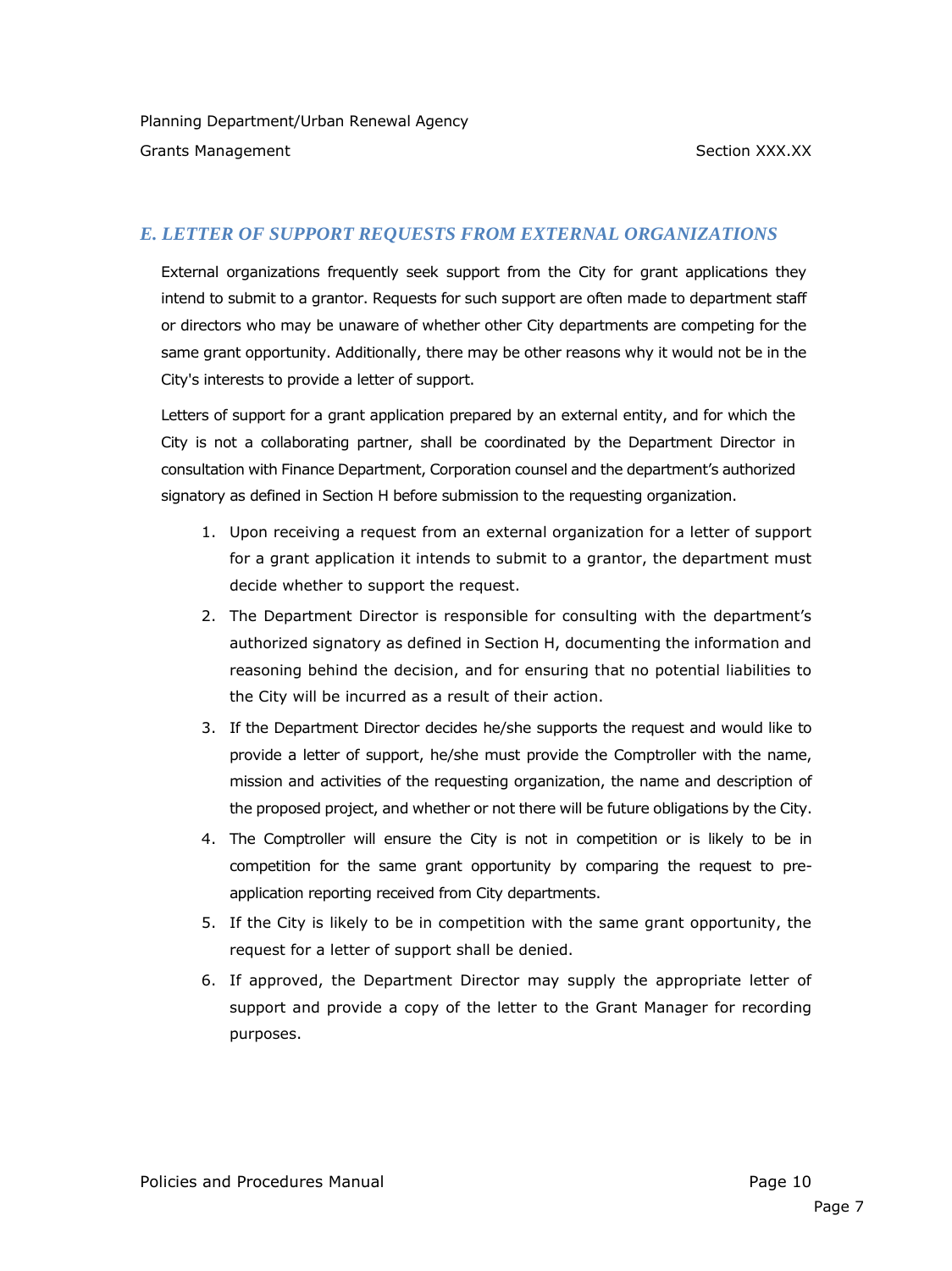## E. LETTER OF SUPPORT REQUESTS FROM EXTERNAL ORGANIZATIONS

External organizations frequently seek support from the City for grant applications they intend to submit to a grantor. Requests for such support are often made to department staff or directors who may be unaware of whether other City departments are competing for the same grant opportunity. Additionally, there may be other reasons why it would not be in the City's interests to provide a letter of support.

Letters of support for a grant application prepared by an external entity, and for which the City is not a collaborating partner, shall be coordinated by the Department Director in consultation with Finance Department, Corporation counsel and the department's authorized signatory as defined in Section H before submission to the requesting organization.

1. Upon receiving a request from an external organization for a letter of support for a grant application it intends to submit to a grantor, the department must decide whether to support the request.
2. The Department Director is responsible for consulting with the department's authorized signatory as defined in Section H, documenting the information and reasoning behind the decision, and for ensuring that no potential liabilities to the City will be incurred as a result of their action.
3. If the Department Director decides he/she supports the request and would like to provide a letter of support, he/she must provide the Comptroller with the name, mission and activities of the requesting organization, the name and description of the proposed project, and whether or not there will be future obligations by the City.
4. The Comptroller will ensure the City is not in competition or is likely to be in competition for the same grant opportunity by comparing the request to pre-application reporting received from City departments.
5. If the City is likely to be in competition with the same grant opportunity, the request for a letter of support shall be denied.
6. If approved, the Department Director may supply the appropriate letter of support and provide a copy of the letter to the Grant Manager for recording purposes.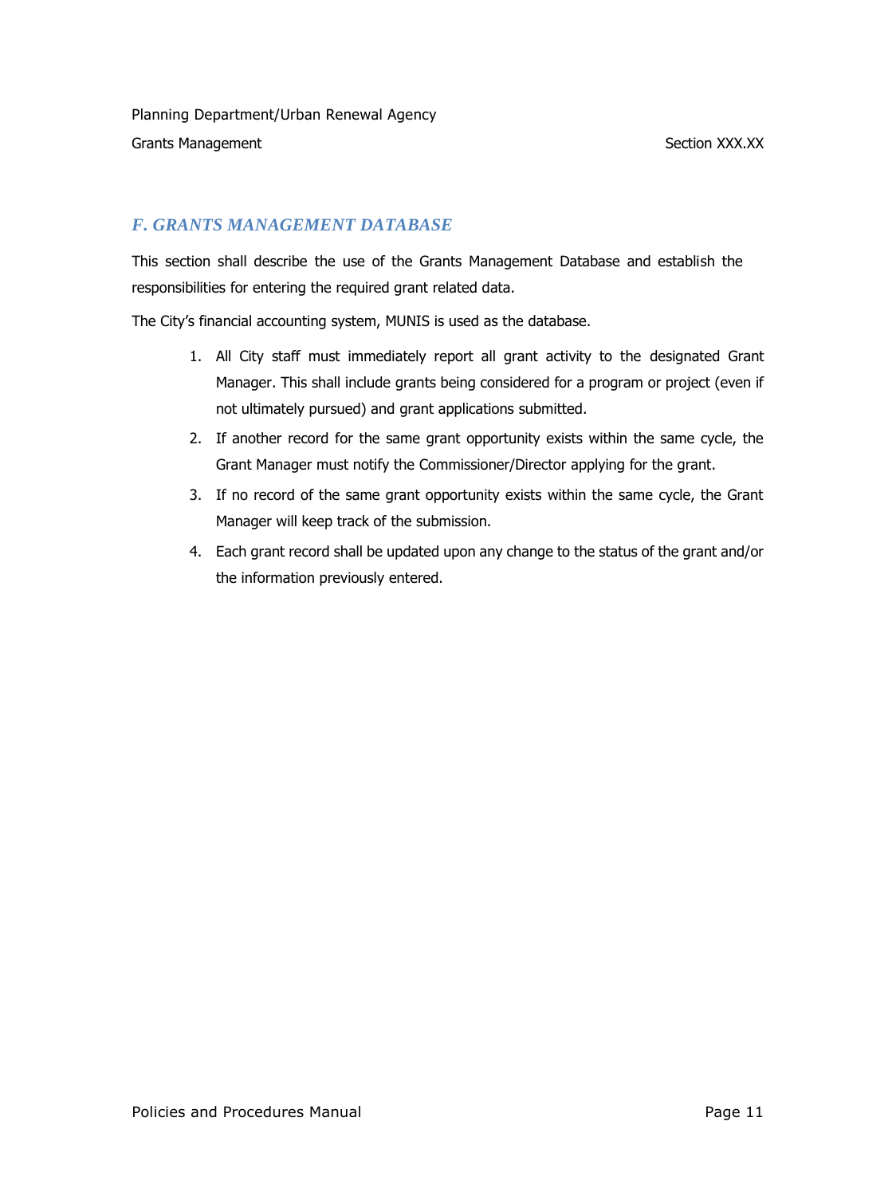## *F. GRANTS MANAGEMENT DATABASE*

This section shall describe the use of the Grants Management Database and establish the responsibilities for entering the required grant related data.

The City's financial accounting system, MUNIS is used as the database.

1. All City staff must immediately report all grant activity to the designated Grant Manager. This shall include grants being considered for a program or project (even if not ultimately pursued) and grant applications submitted.
2. If another record for the same grant opportunity exists within the same cycle, the Grant Manager must notify the Commissioner/Director applying for the grant.
3. If no record of the same grant opportunity exists within the same cycle, the Grant Manager will keep track of the submission.
4. Each grant record shall be updated upon any change to the status of the grant and/or the information previously entered.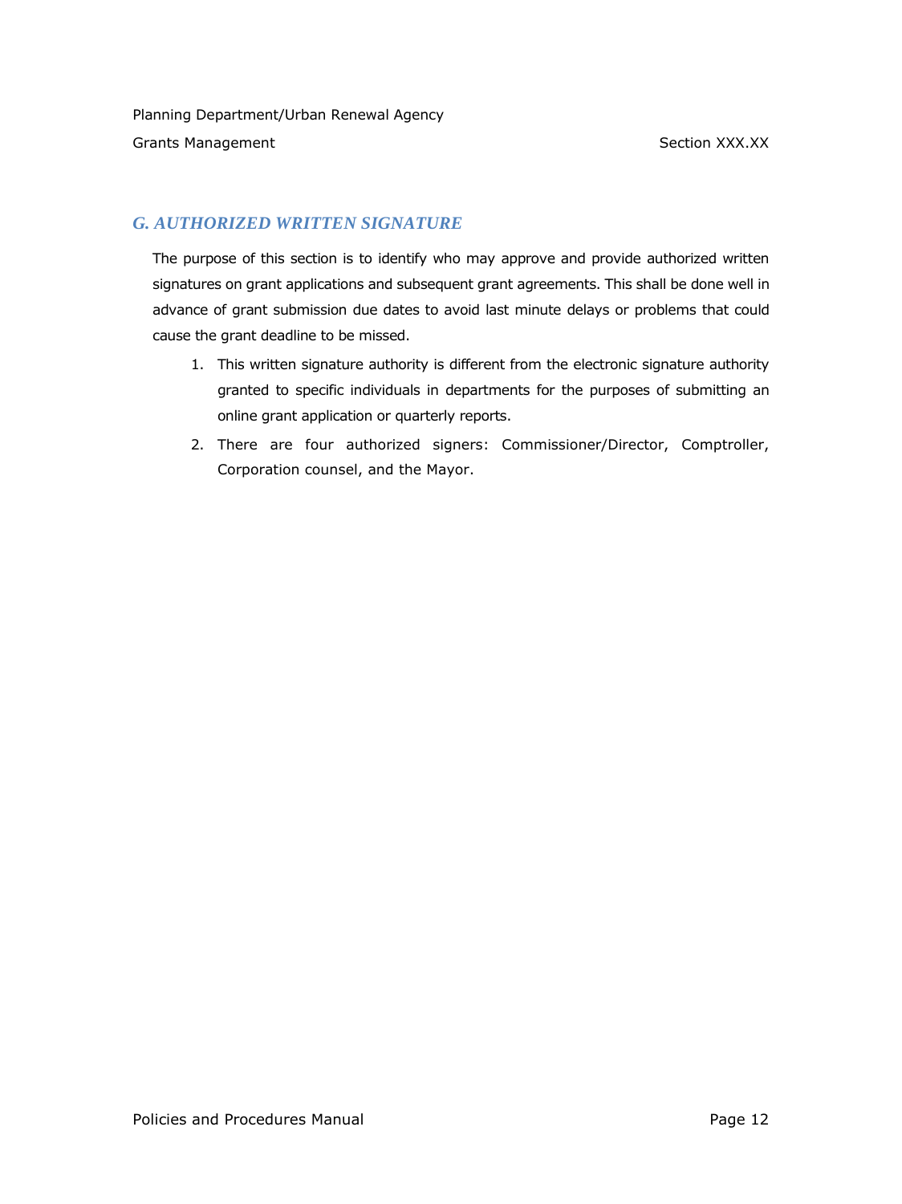## G. AUTHORIZED WRITTEN SIGNATURE

The purpose of this section is to identify who may approve and provide authorized written signatures on grant applications and subsequent grant agreements. This shall be done well in advance of grant submission due dates to avoid last minute delays or problems that could cause the grant deadline to be missed.

1. This written signature authority is different from the electronic signature authority granted to specific individuals in departments for the purposes of submitting an online grant application or quarterly reports.
2. There are four authorized signers: Commissioner/Director, Comptroller, Corporation counsel, and the Mayor.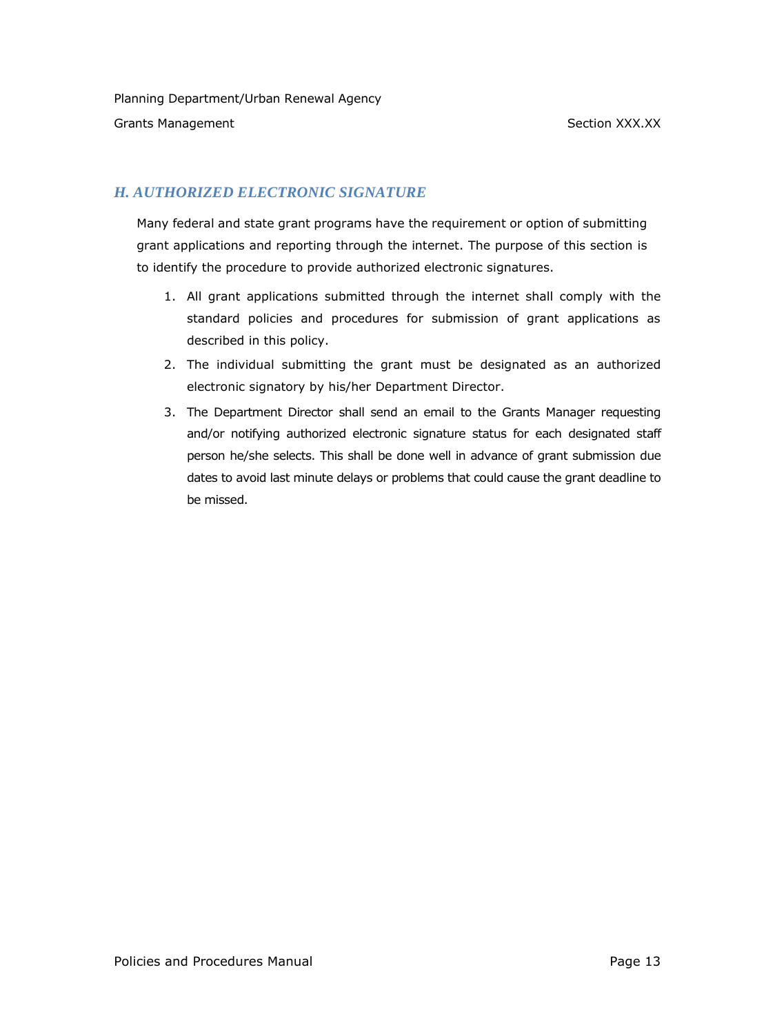## *H. AUTHORIZED ELECTRONIC SIGNATURE*

Many federal and state grant programs have the requirement or option of submitting grant applications and reporting through the internet. The purpose of this section is to identify the procedure to provide authorized electronic signatures.

1. All grant applications submitted through the internet shall comply with the standard policies and procedures for submission of grant applications as described in this policy.
2. The individual submitting the grant must be designated as an authorized electronic signatory by his/her Department Director.
3. The Department Director shall send an email to the Grants Manager requesting and/or notifying authorized electronic signature status for each designated staff person he/she selects. This shall be done well in advance of grant submission due dates to avoid last minute delays or problems that could cause the grant deadline to be missed.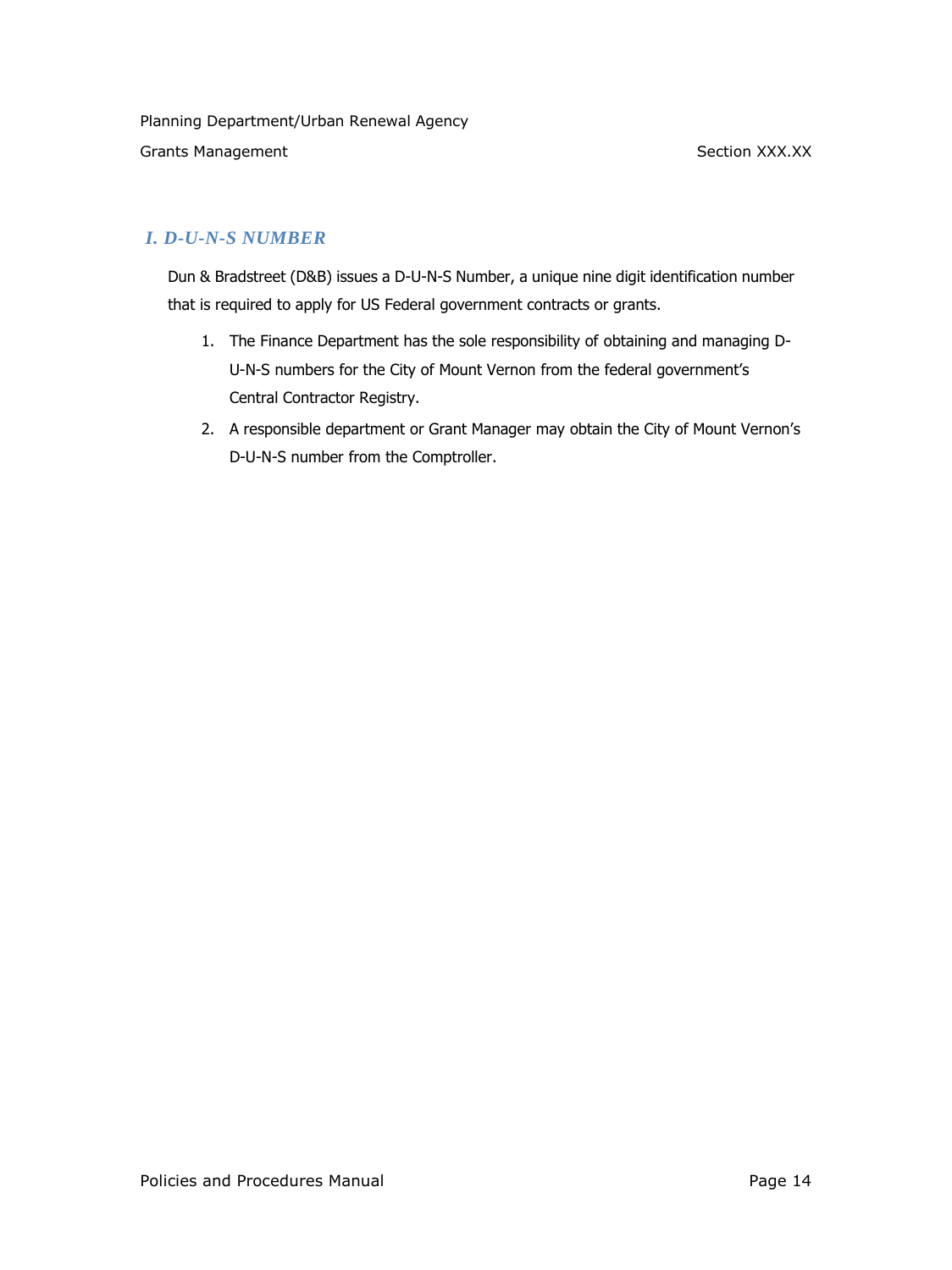## *I. D-U-N-S NUMBER*

Dun & Bradstreet (D&B) issues a D-U-N-S Number, a unique nine digit identification number that is required to apply for US Federal government contracts or grants.

1. The Finance Department has the sole responsibility of obtaining and managing D-U-N-S numbers for the City of Mount Vernon from the federal government's Central Contractor Registry.
2. A responsible department or Grant Manager may obtain the City of Mount Vernon's D-U-N-S number from the Comptroller.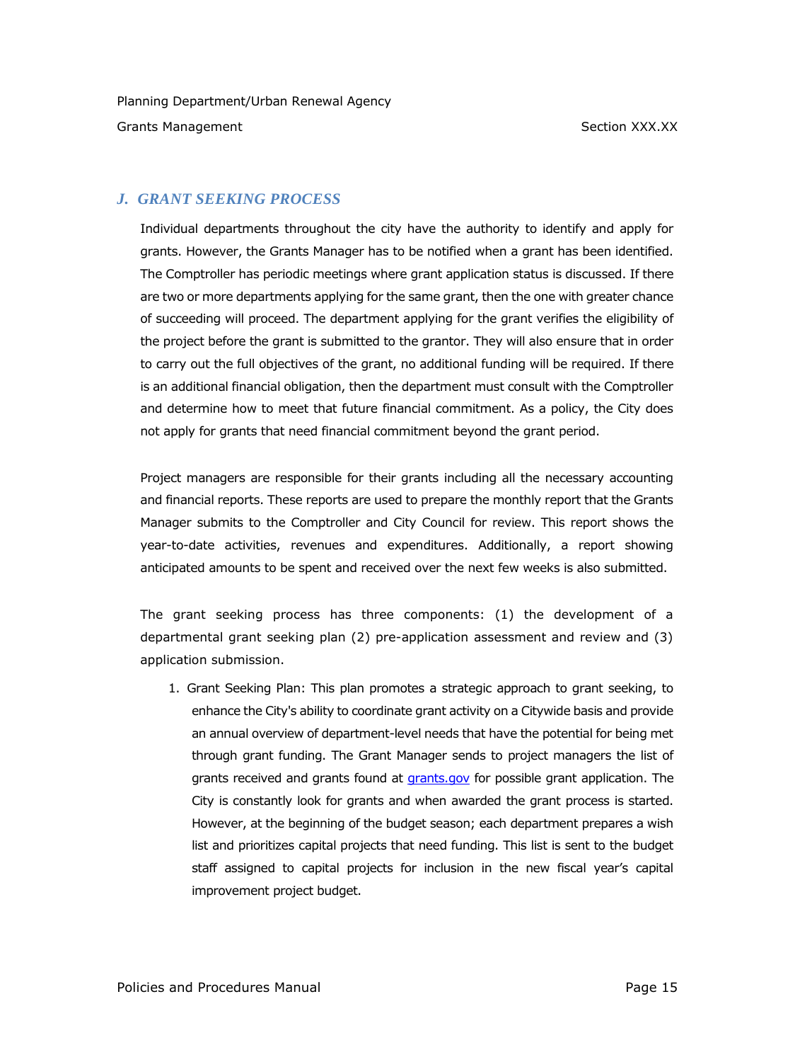## J. GRANT SEEKING PROCESS

Individual departments throughout the city have the authority to identify and apply for grants. However, the Grants Manager has to be notified when a grant has been identified. The Comptroller has periodic meetings where grant application status is discussed. If there are two or more departments applying for the same grant, then the one with greater chance of succeeding will proceed. The department applying for the grant verifies the eligibility of the project before the grant is submitted to the grantor. They will also ensure that in order to carry out the full objectives of the grant, no additional funding will be required. If there is an additional financial obligation, then the department must consult with the Comptroller and determine how to meet that future financial commitment. As a policy, the City does not apply for grants that need financial commitment beyond the grant period.

Project managers are responsible for their grants including all the necessary accounting and financial reports. These reports are used to prepare the monthly report that the Grants Manager submits to the Comptroller and City Council for review. This report shows the year-to-date activities, revenues and expenditures. Additionally, a report showing anticipated amounts to be spent and received over the next few weeks is also submitted.

The grant seeking process has three components: (1) the development of a departmental grant seeking plan (2) pre-application assessment and review and (3) application submission.

1. Grant Seeking Plan: This plan promotes a strategic approach to grant seeking, to enhance the City's ability to coordinate grant activity on a Citywide basis and provide an annual overview of department-level needs that have the potential for being met through grant funding. The Grant Manager sends to project managers the list of grants received and grants found at grants.gov for possible grant application. The City is constantly look for grants and when awarded the grant process is started. However, at the beginning of the budget season; each department prepares a wish list and prioritizes capital projects that need funding. This list is sent to the budget staff assigned to capital projects for inclusion in the new fiscal year's capital improvement project budget.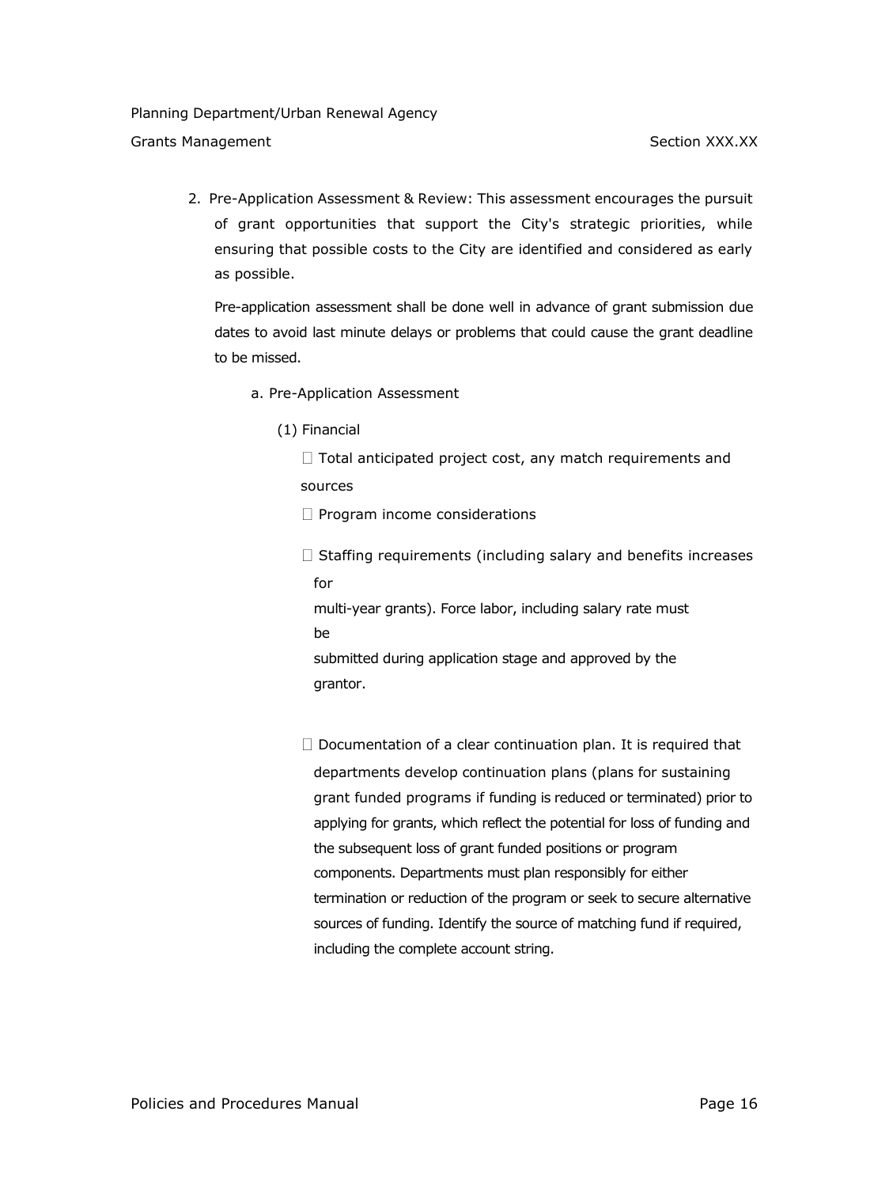2. Pre-Application Assessment & Review: This assessment encourages the pursuit of grant opportunities that support the City's strategic priorities, while ensuring that possible costs to the City are identified and considered as early as possible.

   Pre-application assessment shall be done well in advance of grant submission due dates to avoid last minute delays or problems that could cause the grant deadline to be missed.

   a. Pre-Application Assessment

      (1) Financial

      - Total anticipated project cost, any match requirements and sources
      - Program income considerations
      - Staffing requirements (including salary and benefits increases for multi-year grants). Force labor, including salary rate must be submitted during application stage and approved by the grantor.
      - Documentation of a clear continuation plan. It is required that departments develop continuation plans (plans for sustaining grant funded programs if funding is reduced or terminated) prior to applying for grants, which reflect the potential for loss of funding and the subsequent loss of grant funded positions or program components. Departments must plan responsibly for either termination or reduction of the program or seek to secure alternative sources of funding. Identify the source of matching fund if required, including the complete account string.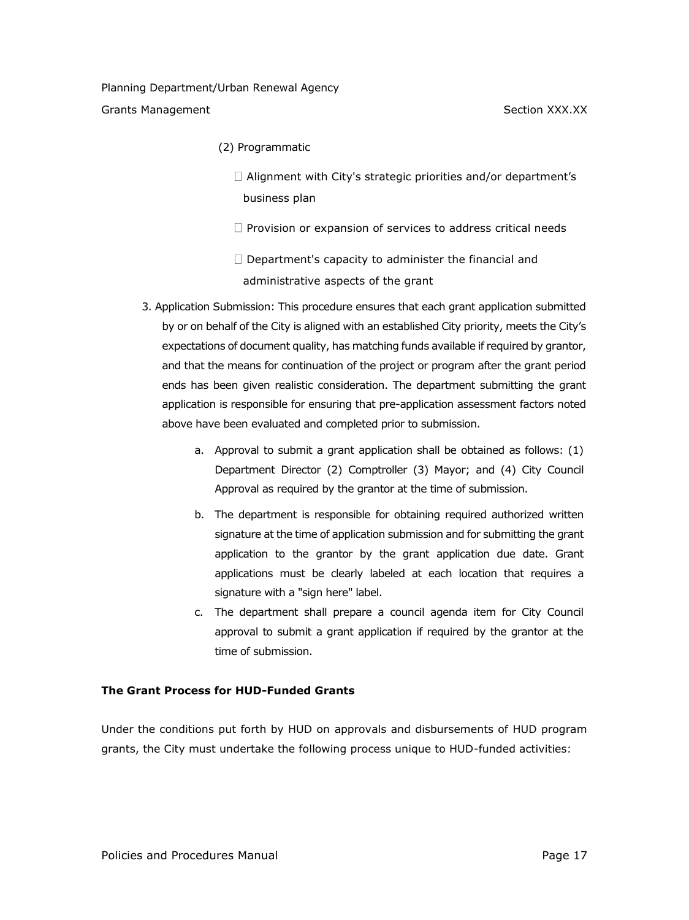(2) Programmatic

- Alignment with City's strategic priorities and/or department's business plan
- Provision or expansion of services to address critical needs
- Department's capacity to administer the financial and administrative aspects of the grant

3. Application Submission: This procedure ensures that each grant application submitted by or on behalf of the City is aligned with an established City priority, meets the City's expectations of document quality, has matching funds available if required by grantor, and that the means for continuation of the project or program after the grant period ends has been given realistic consideration. The department submitting the grant application is responsible for ensuring that pre-application assessment factors noted above have been evaluated and completed prior to submission.

    a. Approval to submit a grant application shall be obtained as follows: (1) Department Director (2) Comptroller (3) Mayor; and (4) City Council Approval as required by the grantor at the time of submission.

    b. The department is responsible for obtaining required authorized written signature at the time of application submission and for submitting the grant application to the grantor by the grant application due date. Grant applications must be clearly labeled at each location that requires a signature with a "sign here" label.

    c. The department shall prepare a council agenda item for City Council approval to submit a grant application if required by the grantor at the time of submission.

**The Grant Process for HUD-Funded Grants**

Under the conditions put forth by HUD on approvals and disbursements of HUD program grants, the City must undertake the following process unique to HUD-funded activities: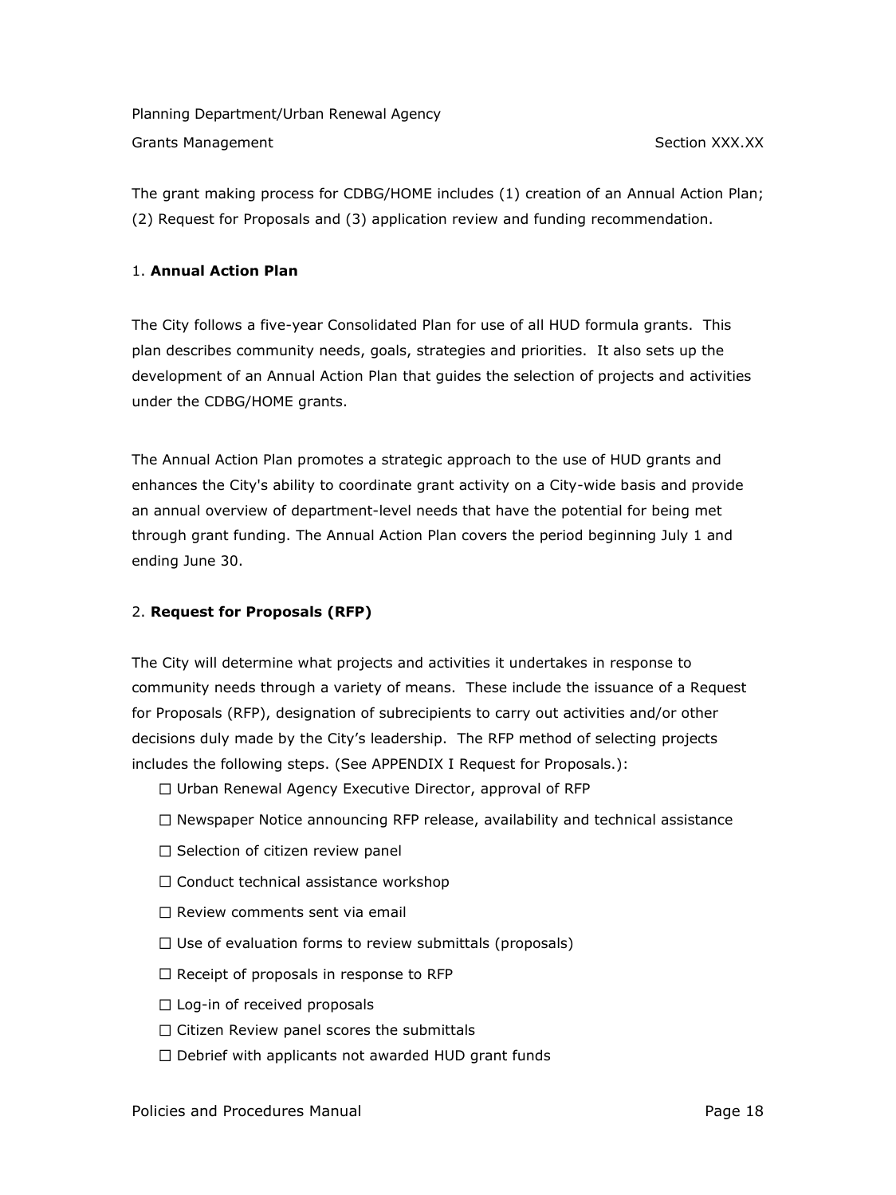The grant making process for CDBG/HOME includes (1) creation of an Annual Action Plan; (2) Request for Proposals and (3) application review and funding recommendation.

1. **Annual Action Plan**

The City follows a five-year Consolidated Plan for use of all HUD formula grants. This plan describes community needs, goals, strategies and priorities. It also sets up the development of an Annual Action Plan that guides the selection of projects and activities under the CDBG/HOME grants.

The Annual Action Plan promotes a strategic approach to the use of HUD grants and enhances the City's ability to coordinate grant activity on a City-wide basis and provide an annual overview of department-level needs that have the potential for being met through grant funding. The Annual Action Plan covers the period beginning July 1 and ending June 30.

2. **Request for Proposals (RFP)**

The City will determine what projects and activities it undertakes in response to community needs through a variety of means. These include the issuance of a Request for Proposals (RFP), designation of subrecipients to carry out activities and/or other decisions duly made by the City's leadership. The RFP method of selecting projects includes the following steps. (See APPENDIX I Request for Proposals.):

- ☐ Urban Renewal Agency Executive Director, approval of RFP
- ☐ Newspaper Notice announcing RFP release, availability and technical assistance
- ☐ Selection of citizen review panel
- ☐ Conduct technical assistance workshop
- ☐ Review comments sent via email
- ☐ Use of evaluation forms to review submittals (proposals)
- ☐ Receipt of proposals in response to RFP
- ☐ Log-in of received proposals
- ☐ Citizen Review panel scores the submittals
- ☐ Debrief with applicants not awarded HUD grant funds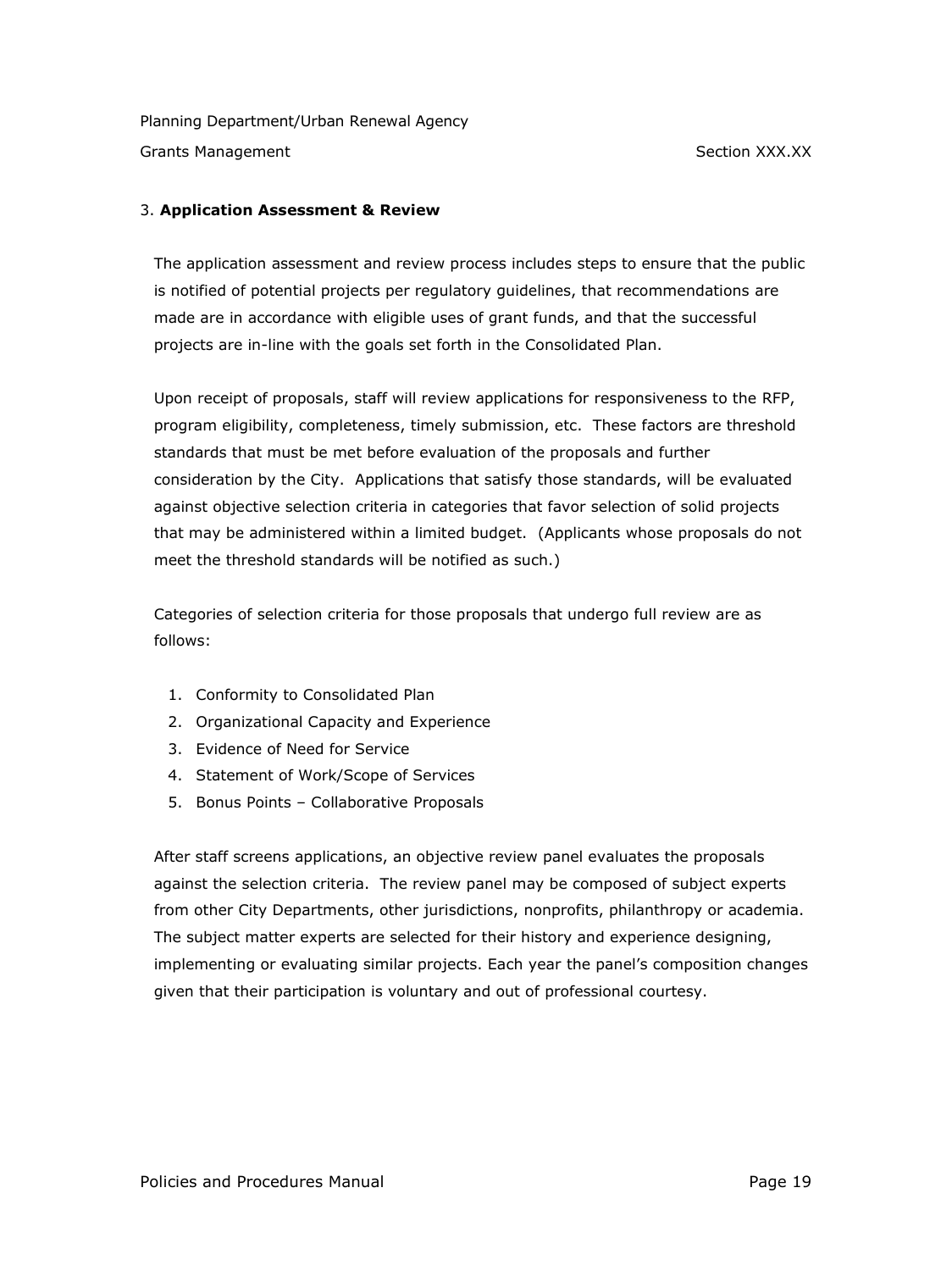3. **Application Assessment & Review**

The application assessment and review process includes steps to ensure that the public is notified of potential projects per regulatory guidelines, that recommendations are made are in accordance with eligible uses of grant funds, and that the successful projects are in-line with the goals set forth in the Consolidated Plan.

Upon receipt of proposals, staff will review applications for responsiveness to the RFP, program eligibility, completeness, timely submission, etc. These factors are threshold standards that must be met before evaluation of the proposals and further consideration by the City. Applications that satisfy those standards, will be evaluated against objective selection criteria in categories that favor selection of solid projects that may be administered within a limited budget. (Applicants whose proposals do not meet the threshold standards will be notified as such.)

Categories of selection criteria for those proposals that undergo full review are as follows:

1. Conformity to Consolidated Plan
2. Organizational Capacity and Experience
3. Evidence of Need for Service
4. Statement of Work/Scope of Services
5. Bonus Points – Collaborative Proposals

After staff screens applications, an objective review panel evaluates the proposals against the selection criteria. The review panel may be composed of subject experts from other City Departments, other jurisdictions, nonprofits, philanthropy or academia. The subject matter experts are selected for their history and experience designing, implementing or evaluating similar projects. Each year the panel's composition changes given that their participation is voluntary and out of professional courtesy.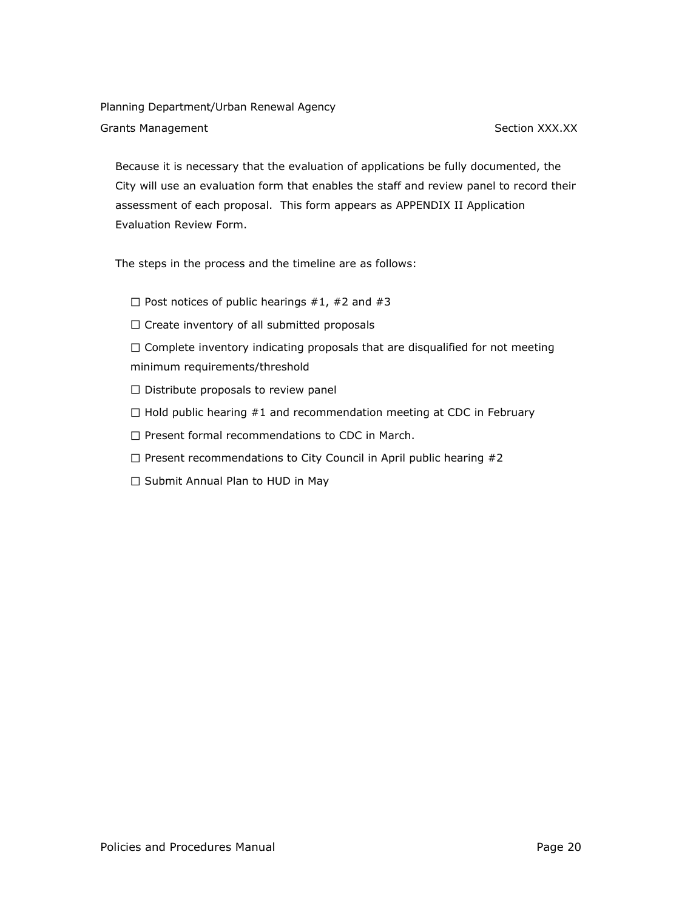Because it is necessary that the evaluation of applications be fully documented, the City will use an evaluation form that enables the staff and review panel to record their assessment of each proposal. This form appears as APPENDIX II Application Evaluation Review Form.

The steps in the process and the timeline are as follows:

- ☐ Post notices of public hearings #1, #2 and #3
- ☐ Create inventory of all submitted proposals
- ☐ Complete inventory indicating proposals that are disqualified for not meeting minimum requirements/threshold
- ☐ Distribute proposals to review panel
- ☐ Hold public hearing #1 and recommendation meeting at CDC in February
- ☐ Present formal recommendations to CDC in March.
- ☐ Present recommendations to City Council in April public hearing #2
- ☐ Submit Annual Plan to HUD in May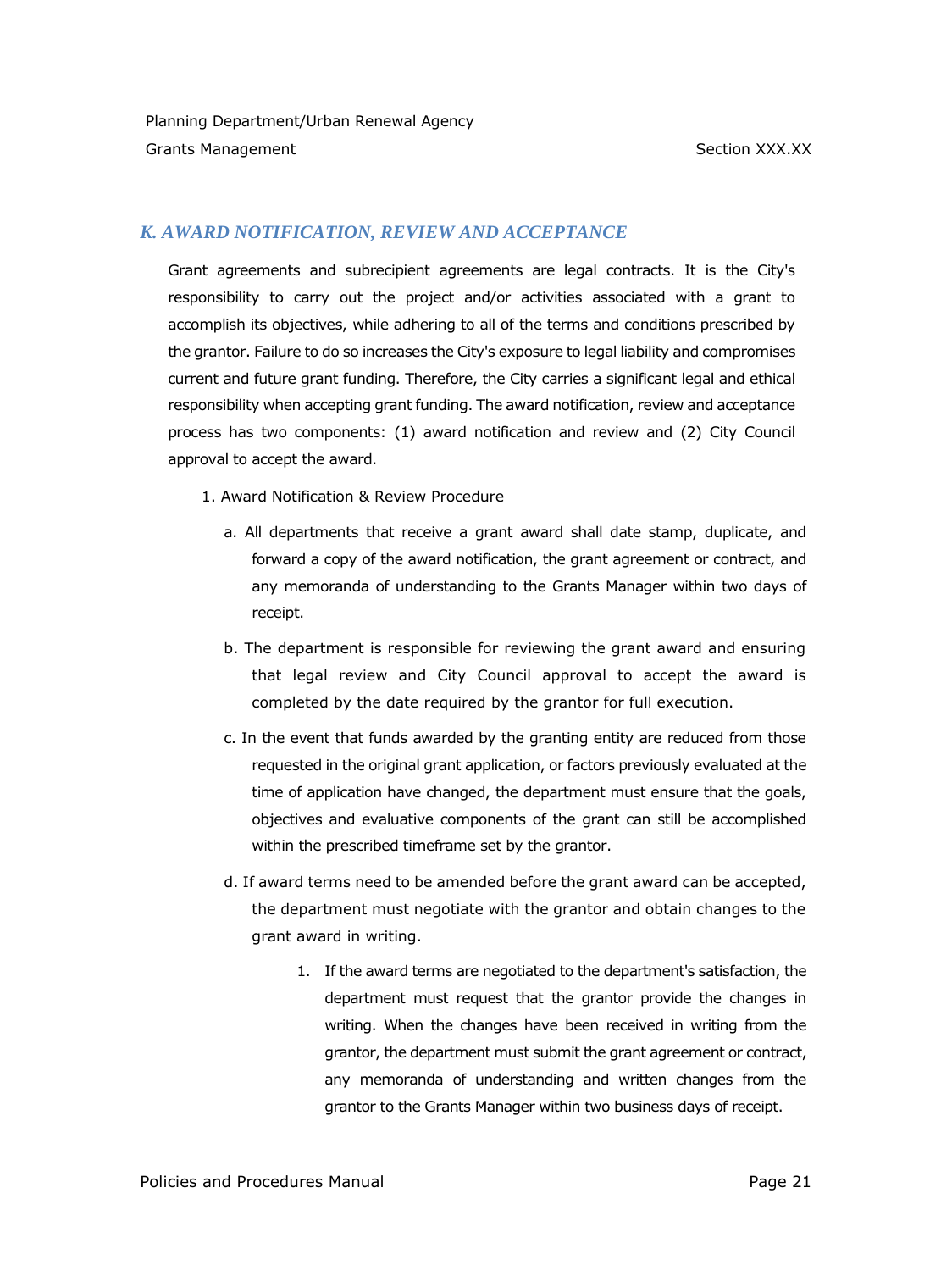## K. AWARD NOTIFICATION, REVIEW AND ACCEPTANCE

Grant agreements and subrecipient agreements are legal contracts. It is the City's responsibility to carry out the project and/or activities associated with a grant to accomplish its objectives, while adhering to all of the terms and conditions prescribed by the grantor. Failure to do so increases the City's exposure to legal liability and compromises current and future grant funding. Therefore, the City carries a significant legal and ethical responsibility when accepting grant funding. The award notification, review and acceptance process has two components: (1) award notification and review and (2) City Council approval to accept the award.

1. Award Notification & Review Procedure

   a. All departments that receive a grant award shall date stamp, duplicate, and forward a copy of the award notification, the grant agreement or contract, and any memoranda of understanding to the Grants Manager within two days of receipt.

   b. The department is responsible for reviewing the grant award and ensuring that legal review and City Council approval to accept the award is completed by the date required by the grantor for full execution.

   c. In the event that funds awarded by the granting entity are reduced from those requested in the original grant application, or factors previously evaluated at the time of application have changed, the department must ensure that the goals, objectives and evaluative components of the grant can still be accomplished within the prescribed timeframe set by the grantor.

   d. If award terms need to be amended before the grant award can be accepted, the department must negotiate with the grantor and obtain changes to the grant award in writing.

      1. If the award terms are negotiated to the department's satisfaction, the department must request that the grantor provide the changes in writing. When the changes have been received in writing from the grantor, the department must submit the grant agreement or contract, any memoranda of understanding and written changes from the grantor to the Grants Manager within two business days of receipt.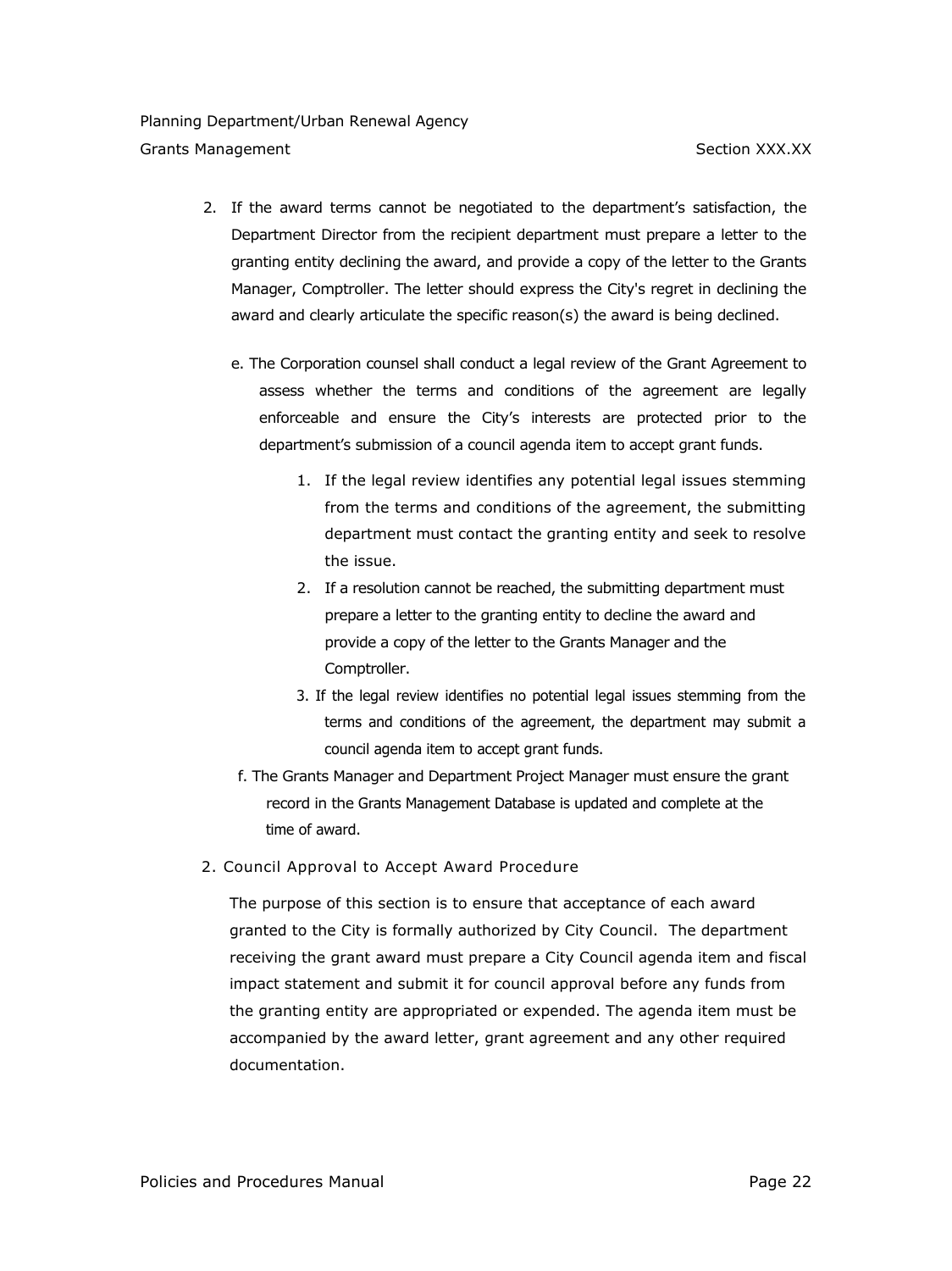2. If the award terms cannot be negotiated to the department's satisfaction, the Department Director from the recipient department must prepare a letter to the granting entity declining the award, and provide a copy of the letter to the Grants Manager, Comptroller. The letter should express the City's regret in declining the award and clearly articulate the specific reason(s) the award is being declined.

e. The Corporation counsel shall conduct a legal review of the Grant Agreement to assess whether the terms and conditions of the agreement are legally enforceable and ensure the City's interests are protected prior to the department's submission of a council agenda item to accept grant funds.

1. If the legal review identifies any potential legal issues stemming from the terms and conditions of the agreement, the submitting department must contact the granting entity and seek to resolve the issue.
2. If a resolution cannot be reached, the submitting department must prepare a letter to the granting entity to decline the award and provide a copy of the letter to the Grants Manager and the Comptroller.
3. If the legal review identifies no potential legal issues stemming from the terms and conditions of the agreement, the department may submit a council agenda item to accept grant funds.

f. The Grants Manager and Department Project Manager must ensure the grant record in the Grants Management Database is updated and complete at the time of award.

2. Council Approval to Accept Award Procedure

The purpose of this section is to ensure that acceptance of each award granted to the City is formally authorized by City Council. The department receiving the grant award must prepare a City Council agenda item and fiscal impact statement and submit it for council approval before any funds from the granting entity are appropriated or expended. The agenda item must be accompanied by the award letter, grant agreement and any other required documentation.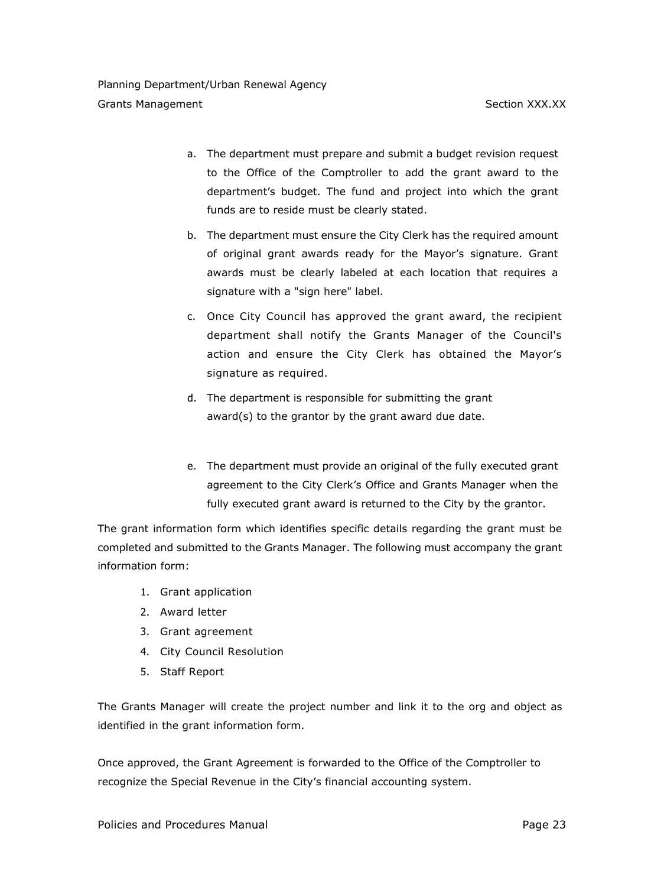a. The department must prepare and submit a budget revision request to the Office of the Comptroller to add the grant award to the department's budget. The fund and project into which the grant funds are to reside must be clearly stated.

b. The department must ensure the City Clerk has the required amount of original grant awards ready for the Mayor's signature. Grant awards must be clearly labeled at each location that requires a signature with a "sign here" label.

c. Once City Council has approved the grant award, the recipient department shall notify the Grants Manager of the Council's action and ensure the City Clerk has obtained the Mayor's signature as required.

d. The department is responsible for submitting the grant award(s) to the grantor by the grant award due date.

e. The department must provide an original of the fully executed grant agreement to the City Clerk's Office and Grants Manager when the fully executed grant award is returned to the City by the grantor.

The grant information form which identifies specific details regarding the grant must be completed and submitted to the Grants Manager. The following must accompany the grant information form:

1. Grant application
2. Award letter
3. Grant agreement
4. City Council Resolution
5. Staff Report

The Grants Manager will create the project number and link it to the org and object as identified in the grant information form.

Once approved, the Grant Agreement is forwarded to the Office of the Comptroller to recognize the Special Revenue in the City's financial accounting system.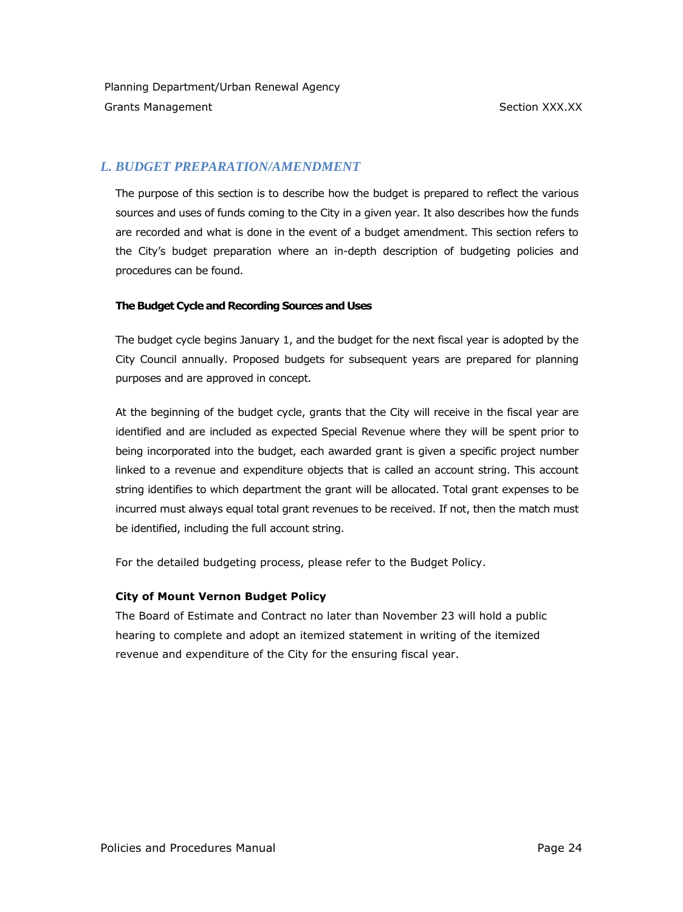## L. BUDGET PREPARATION/AMENDMENT

The purpose of this section is to describe how the budget is prepared to reflect the various sources and uses of funds coming to the City in a given year. It also describes how the funds are recorded and what is done in the event of a budget amendment. This section refers to the City's budget preparation where an in-depth description of budgeting policies and procedures can be found.

**The Budget Cycle and Recording Sources and Uses**

The budget cycle begins January 1, and the budget for the next fiscal year is adopted by the City Council annually. Proposed budgets for subsequent years are prepared for planning purposes and are approved in concept.

At the beginning of the budget cycle, grants that the City will receive in the fiscal year are identified and are included as expected Special Revenue where they will be spent prior to being incorporated into the budget, each awarded grant is given a specific project number linked to a revenue and expenditure objects that is called an account string. This account string identifies to which department the grant will be allocated. Total grant expenses to be incurred must always equal total grant revenues to be received. If not, then the match must be identified, including the full account string.

For the detailed budgeting process, please refer to the Budget Policy.

**City of Mount Vernon Budget Policy**

The Board of Estimate and Contract no later than November 23 will hold a public hearing to complete and adopt an itemized statement in writing of the itemized revenue and expenditure of the City for the ensuring fiscal year.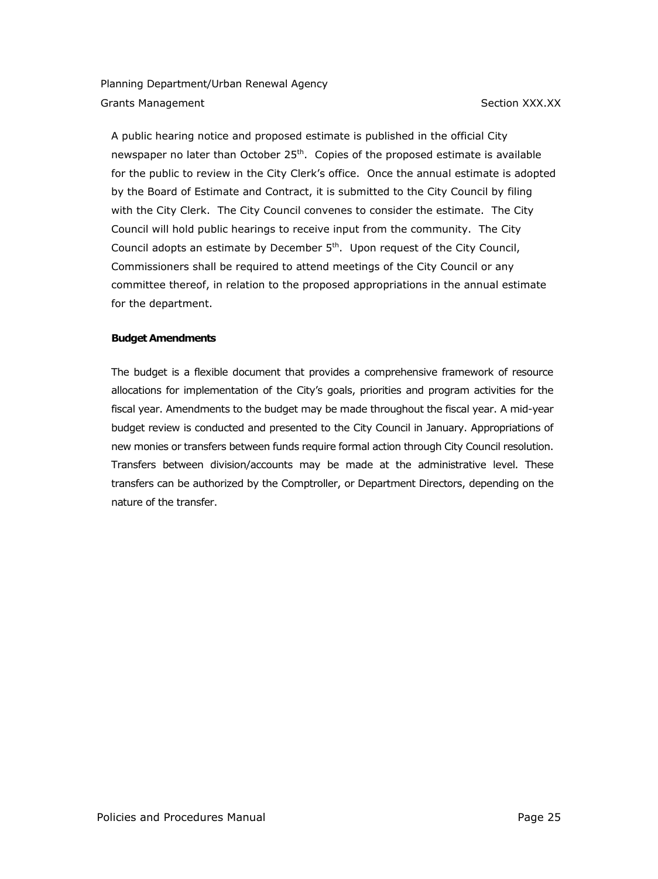A public hearing notice and proposed estimate is published in the official City newspaper no later than October 25th. Copies of the proposed estimate is available for the public to review in the City Clerk's office. Once the annual estimate is adopted by the Board of Estimate and Contract, it is submitted to the City Council by filing with the City Clerk. The City Council convenes to consider the estimate. The City Council will hold public hearings to receive input from the community. The City Council adopts an estimate by December 5th. Upon request of the City Council, Commissioners shall be required to attend meetings of the City Council or any committee thereof, in relation to the proposed appropriations in the annual estimate for the department.

**Budget Amendments**

The budget is a flexible document that provides a comprehensive framework of resource allocations for implementation of the City's goals, priorities and program activities for the fiscal year. Amendments to the budget may be made throughout the fiscal year. A mid-year budget review is conducted and presented to the City Council in January. Appropriations of new monies or transfers between funds require formal action through City Council resolution. Transfers between division/accounts may be made at the administrative level. These transfers can be authorized by the Comptroller, or Department Directors, depending on the nature of the transfer.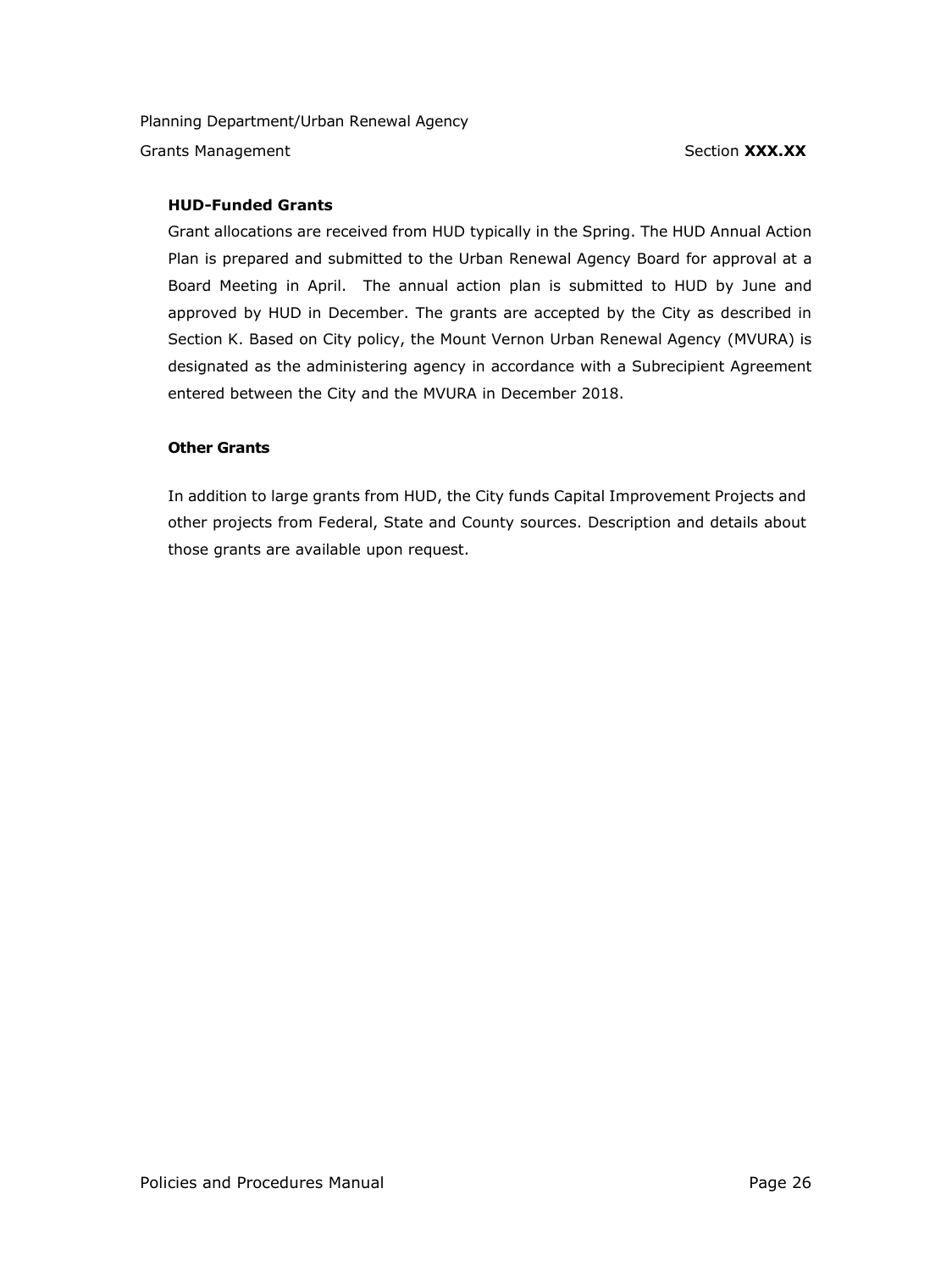### HUD-Funded Grants

Grant allocations are received from HUD typically in the Spring. The HUD Annual Action Plan is prepared and submitted to the Urban Renewal Agency Board for approval at a Board Meeting in April. The annual action plan is submitted to HUD by June and approved by HUD in December. The grants are accepted by the City as described in Section K. Based on City policy, the Mount Vernon Urban Renewal Agency (MVURA) is designated as the administering agency in accordance with a Subrecipient Agreement entered between the City and the MVURA in December 2018.

### Other Grants

In addition to large grants from HUD, the City funds Capital Improvement Projects and other projects from Federal, State and County sources. Description and details about those grants are available upon request.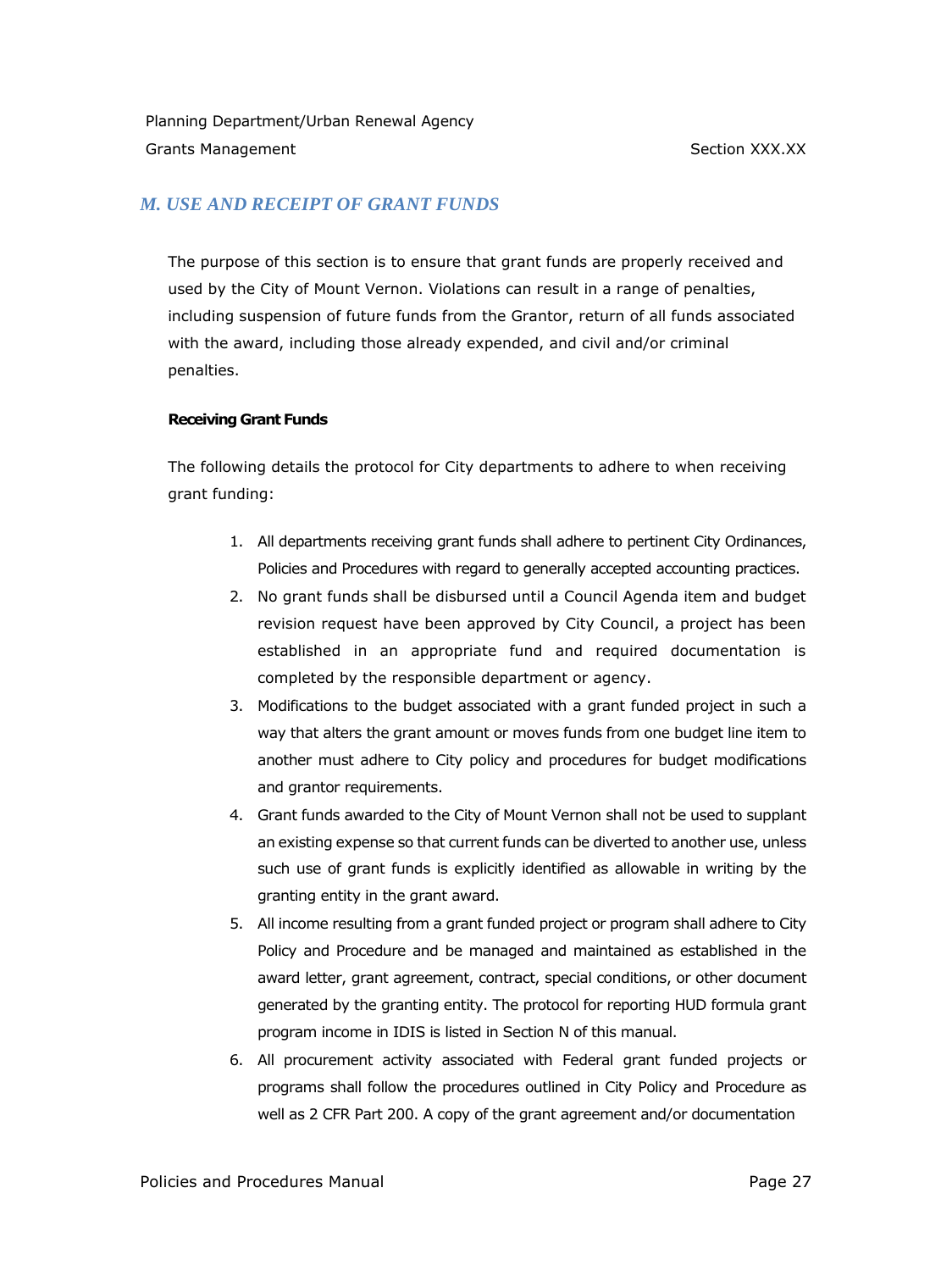## *M. USE AND RECEIPT OF GRANT FUNDS*

The purpose of this section is to ensure that grant funds are properly received and used by the City of Mount Vernon. Violations can result in a range of penalties, including suspension of future funds from the Grantor, return of all funds associated with the award, including those already expended, and civil and/or criminal penalties.

**Receiving Grant Funds**

The following details the protocol for City departments to adhere to when receiving grant funding:

1. All departments receiving grant funds shall adhere to pertinent City Ordinances, Policies and Procedures with regard to generally accepted accounting practices.
2. No grant funds shall be disbursed until a Council Agenda item and budget revision request have been approved by City Council, a project has been established in an appropriate fund and required documentation is completed by the responsible department or agency.
3. Modifications to the budget associated with a grant funded project in such a way that alters the grant amount or moves funds from one budget line item to another must adhere to City policy and procedures for budget modifications and grantor requirements.
4. Grant funds awarded to the City of Mount Vernon shall not be used to supplant an existing expense so that current funds can be diverted to another use, unless such use of grant funds is explicitly identified as allowable in writing by the granting entity in the grant award.
5. All income resulting from a grant funded project or program shall adhere to City Policy and Procedure and be managed and maintained as established in the award letter, grant agreement, contract, special conditions, or other document generated by the granting entity. The protocol for reporting HUD formula grant program income in IDIS is listed in Section N of this manual.
6. All procurement activity associated with Federal grant funded projects or programs shall follow the procedures outlined in City Policy and Procedure as well as 2 CFR Part 200. A copy of the grant agreement and/or documentation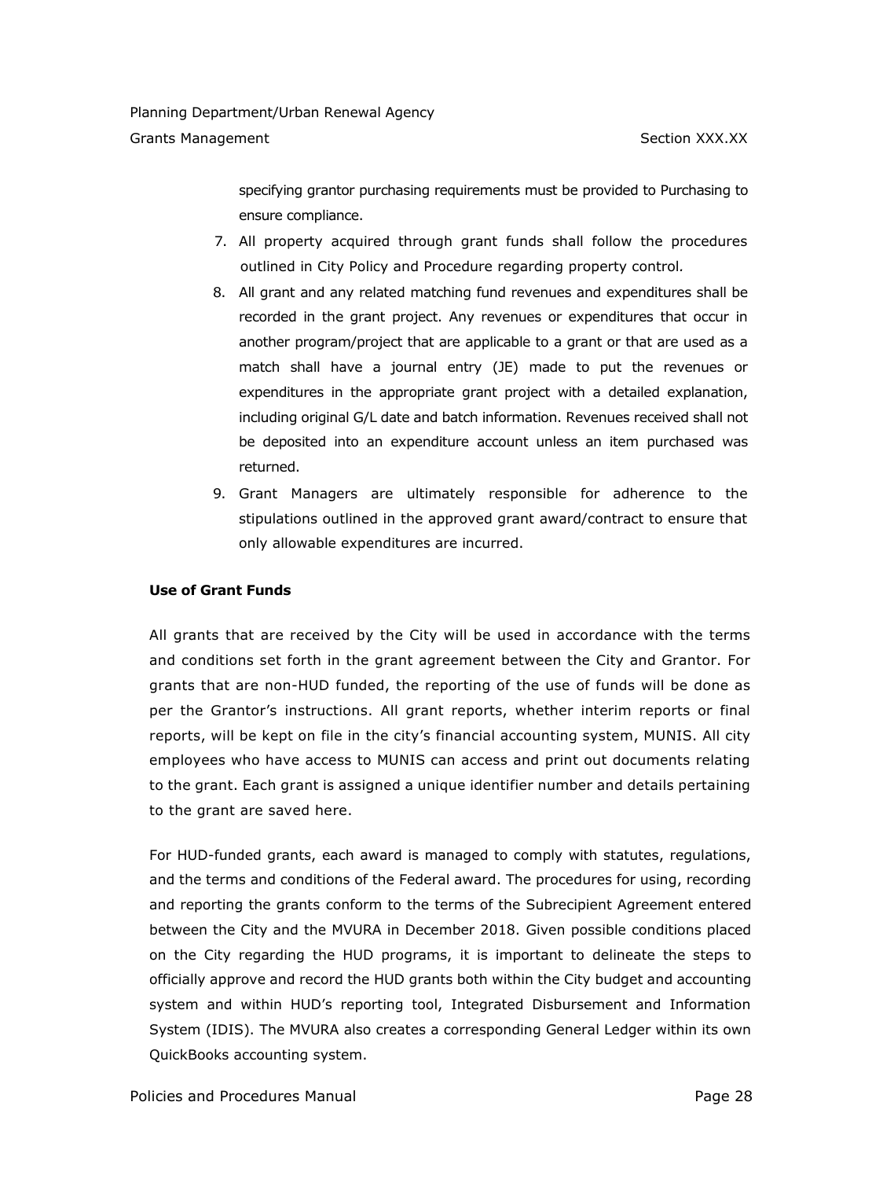specifying grantor purchasing requirements must be provided to Purchasing to ensure compliance.

7. All property acquired through grant funds shall follow the procedures outlined in City Policy and Procedure regarding property control.
8. All grant and any related matching fund revenues and expenditures shall be recorded in the grant project. Any revenues or expenditures that occur in another program/project that are applicable to a grant or that are used as a match shall have a journal entry (JE) made to put the revenues or expenditures in the appropriate grant project with a detailed explanation, including original G/L date and batch information. Revenues received shall not be deposited into an expenditure account unless an item purchased was returned.
9. Grant Managers are ultimately responsible for adherence to the stipulations outlined in the approved grant award/contract to ensure that only allowable expenditures are incurred.

**Use of Grant Funds**

All grants that are received by the City will be used in accordance with the terms and conditions set forth in the grant agreement between the City and Grantor. For grants that are non-HUD funded, the reporting of the use of funds will be done as per the Grantor's instructions. All grant reports, whether interim reports or final reports, will be kept on file in the city's financial accounting system, MUNIS. All city employees who have access to MUNIS can access and print out documents relating to the grant. Each grant is assigned a unique identifier number and details pertaining to the grant are saved here.

For HUD-funded grants, each award is managed to comply with statutes, regulations, and the terms and conditions of the Federal award. The procedures for using, recording and reporting the grants conform to the terms of the Subrecipient Agreement entered between the City and the MVURA in December 2018. Given possible conditions placed on the City regarding the HUD programs, it is important to delineate the steps to officially approve and record the HUD grants both within the City budget and accounting system and within HUD's reporting tool, Integrated Disbursement and Information System (IDIS). The MVURA also creates a corresponding General Ledger within its own QuickBooks accounting system.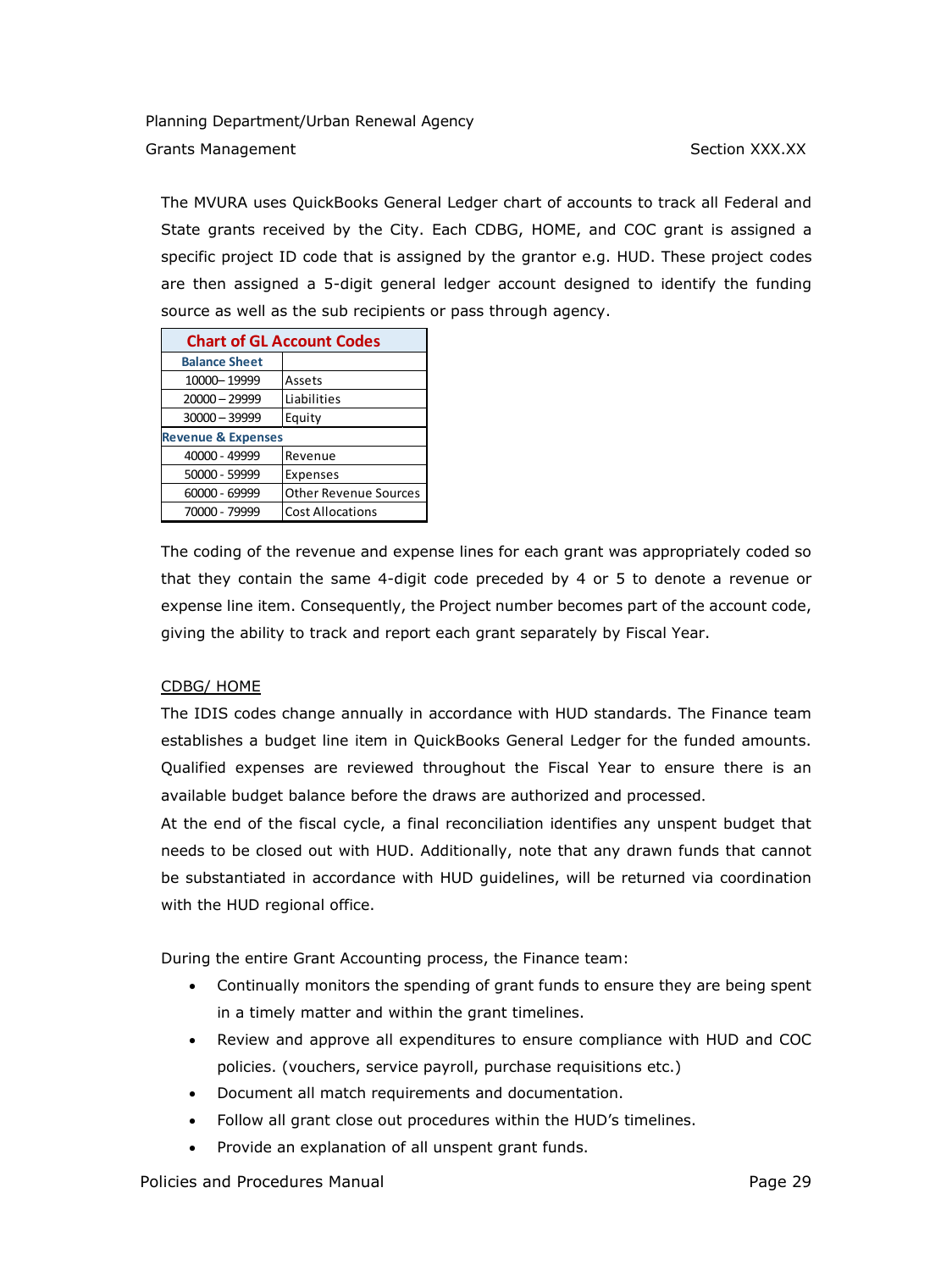The MVURA uses QuickBooks General Ledger chart of accounts to track all Federal and State grants received by the City. Each CDBG, HOME, and COC grant is assigned a specific project ID code that is assigned by the grantor e.g. HUD. These project codes are then assigned a 5-digit general ledger account designed to identify the funding source as well as the sub recipients or pass through agency.

| Chart of GL Account Codes | |
|---|---|
| **Balance Sheet** | |
| 10000– 19999 | Assets |
| 20000 – 29999 | Liabilities |
| 30000 – 39999 | Equity |
| **Revenue & Expenses** | |
| 40000 - 49999 | Revenue |
| 50000 - 59999 | Expenses |
| 60000 - 69999 | Other Revenue Sources |
| 70000 - 79999 | Cost Allocations |

The coding of the revenue and expense lines for each grant was appropriately coded so that they contain the same 4-digit code preceded by 4 or 5 to denote a revenue or expense line item. Consequently, the Project number becomes part of the account code, giving the ability to track and report each grant separately by Fiscal Year.

CDBG/ HOME

The IDIS codes change annually in accordance with HUD standards. The Finance team establishes a budget line item in QuickBooks General Ledger for the funded amounts. Qualified expenses are reviewed throughout the Fiscal Year to ensure there is an available budget balance before the draws are authorized and processed.

At the end of the fiscal cycle, a final reconciliation identifies any unspent budget that needs to be closed out with HUD. Additionally, note that any drawn funds that cannot be substantiated in accordance with HUD guidelines, will be returned via coordination with the HUD regional office.

During the entire Grant Accounting process, the Finance team:

- Continually monitors the spending of grant funds to ensure they are being spent in a timely matter and within the grant timelines.
- Review and approve all expenditures to ensure compliance with HUD and COC policies. (vouchers, service payroll, purchase requisitions etc.)
- Document all match requirements and documentation.
- Follow all grant close out procedures within the HUD's timelines.
- Provide an explanation of all unspent grant funds.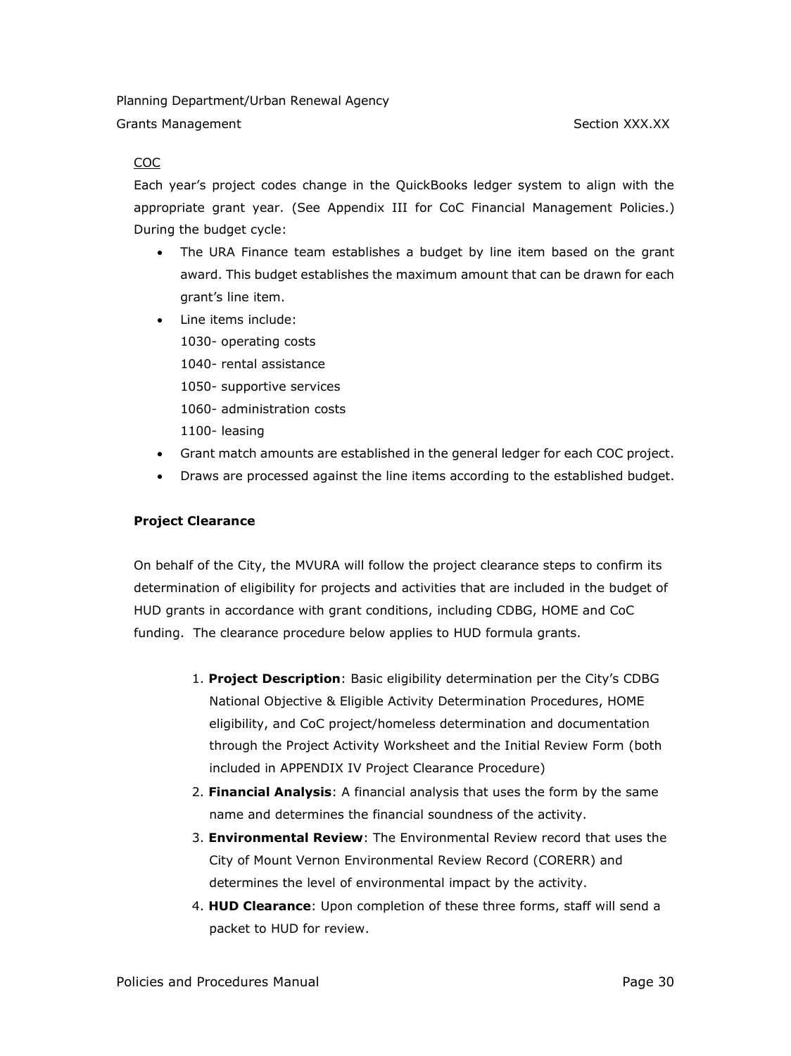COC

Each year's project codes change in the QuickBooks ledger system to align with the appropriate grant year. (See Appendix III for CoC Financial Management Policies.) During the budget cycle:

- The URA Finance team establishes a budget by line item based on the grant award. This budget establishes the maximum amount that can be drawn for each grant's line item.
- Line items include:
  1030- operating costs
  1040- rental assistance
  1050- supportive services
  1060- administration costs
  1100- leasing
- Grant match amounts are established in the general ledger for each COC project.
- Draws are processed against the line items according to the established budget.

**Project Clearance**

On behalf of the City, the MVURA will follow the project clearance steps to confirm its determination of eligibility for projects and activities that are included in the budget of HUD grants in accordance with grant conditions, including CDBG, HOME and CoC funding. The clearance procedure below applies to HUD formula grants.

1. **Project Description**: Basic eligibility determination per the City's CDBG National Objective & Eligible Activity Determination Procedures, HOME eligibility, and CoC project/homeless determination and documentation through the Project Activity Worksheet and the Initial Review Form (both included in APPENDIX IV Project Clearance Procedure)
2. **Financial Analysis**: A financial analysis that uses the form by the same name and determines the financial soundness of the activity.
3. **Environmental Review**: The Environmental Review record that uses the City of Mount Vernon Environmental Review Record (CORERR) and determines the level of environmental impact by the activity.
4. **HUD Clearance**: Upon completion of these three forms, staff will send a packet to HUD for review.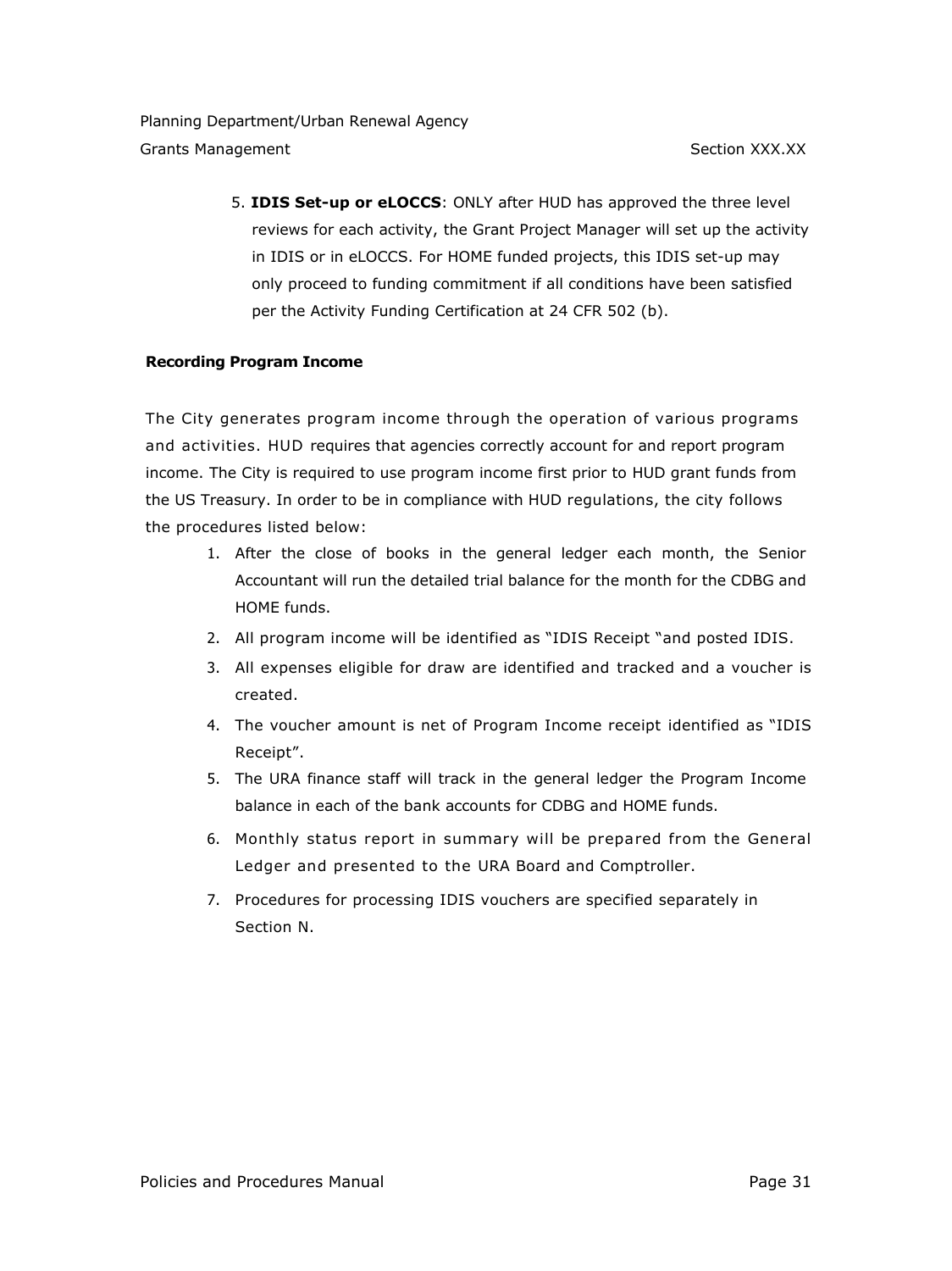5. **IDIS Set-up or eLOCCS**: ONLY after HUD has approved the three level reviews for each activity, the Grant Project Manager will set up the activity in IDIS or in eLOCCS. For HOME funded projects, this IDIS set-up may only proceed to funding commitment if all conditions have been satisfied per the Activity Funding Certification at 24 CFR 502 (b).

**Recording Program Income**

The City generates program income through the operation of various programs and activities. HUD requires that agencies correctly account for and report program income. The City is required to use program income first prior to HUD grant funds from the US Treasury. In order to be in compliance with HUD regulations, the city follows the procedures listed below:

1. After the close of books in the general ledger each month, the Senior Accountant will run the detailed trial balance for the month for the CDBG and HOME funds.
2. All program income will be identified as "IDIS Receipt "and posted IDIS.
3. All expenses eligible for draw are identified and tracked and a voucher is created.
4. The voucher amount is net of Program Income receipt identified as "IDIS Receipt".
5. The URA finance staff will track in the general ledger the Program Income balance in each of the bank accounts for CDBG and HOME funds.
6. Monthly status report in summary will be prepared from the General Ledger and presented to the URA Board and Comptroller.
7. Procedures for processing IDIS vouchers are specified separately in Section N.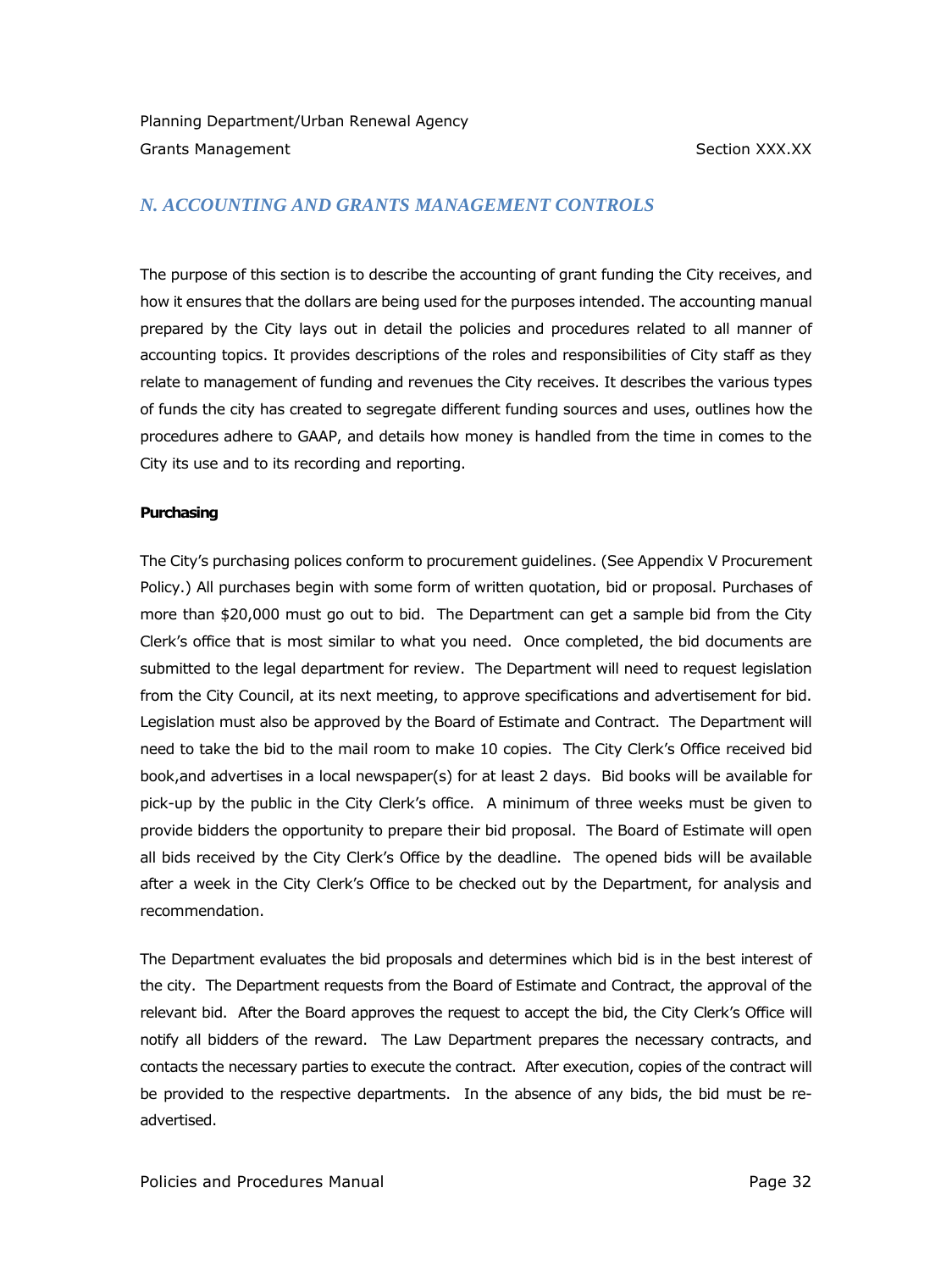## N. ACCOUNTING AND GRANTS MANAGEMENT CONTROLS

The purpose of this section is to describe the accounting of grant funding the City receives, and how it ensures that the dollars are being used for the purposes intended. The accounting manual prepared by the City lays out in detail the policies and procedures related to all manner of accounting topics. It provides descriptions of the roles and responsibilities of City staff as they relate to management of funding and revenues the City receives. It describes the various types of funds the city has created to segregate different funding sources and uses, outlines how the procedures adhere to GAAP, and details how money is handled from the time in comes to the City its use and to its recording and reporting.

**Purchasing**

The City's purchasing polices conform to procurement guidelines. (See Appendix V Procurement Policy.) All purchases begin with some form of written quotation, bid or proposal. Purchases of more than $20,000 must go out to bid. The Department can get a sample bid from the City Clerk's office that is most similar to what you need. Once completed, the bid documents are submitted to the legal department for review. The Department will need to request legislation from the City Council, at its next meeting, to approve specifications and advertisement for bid. Legislation must also be approved by the Board of Estimate and Contract. The Department will need to take the bid to the mail room to make 10 copies. The City Clerk's Office received bid book,and advertises in a local newspaper(s) for at least 2 days. Bid books will be available for pick-up by the public in the City Clerk's office. A minimum of three weeks must be given to provide bidders the opportunity to prepare their bid proposal. The Board of Estimate will open all bids received by the City Clerk's Office by the deadline. The opened bids will be available after a week in the City Clerk's Office to be checked out by the Department, for analysis and recommendation.

The Department evaluates the bid proposals and determines which bid is in the best interest of the city. The Department requests from the Board of Estimate and Contract, the approval of the relevant bid. After the Board approves the request to accept the bid, the City Clerk's Office will notify all bidders of the reward. The Law Department prepares the necessary contracts, and contacts the necessary parties to execute the contract. After execution, copies of the contract will be provided to the respective departments. In the absence of any bids, the bid must be re-advertised.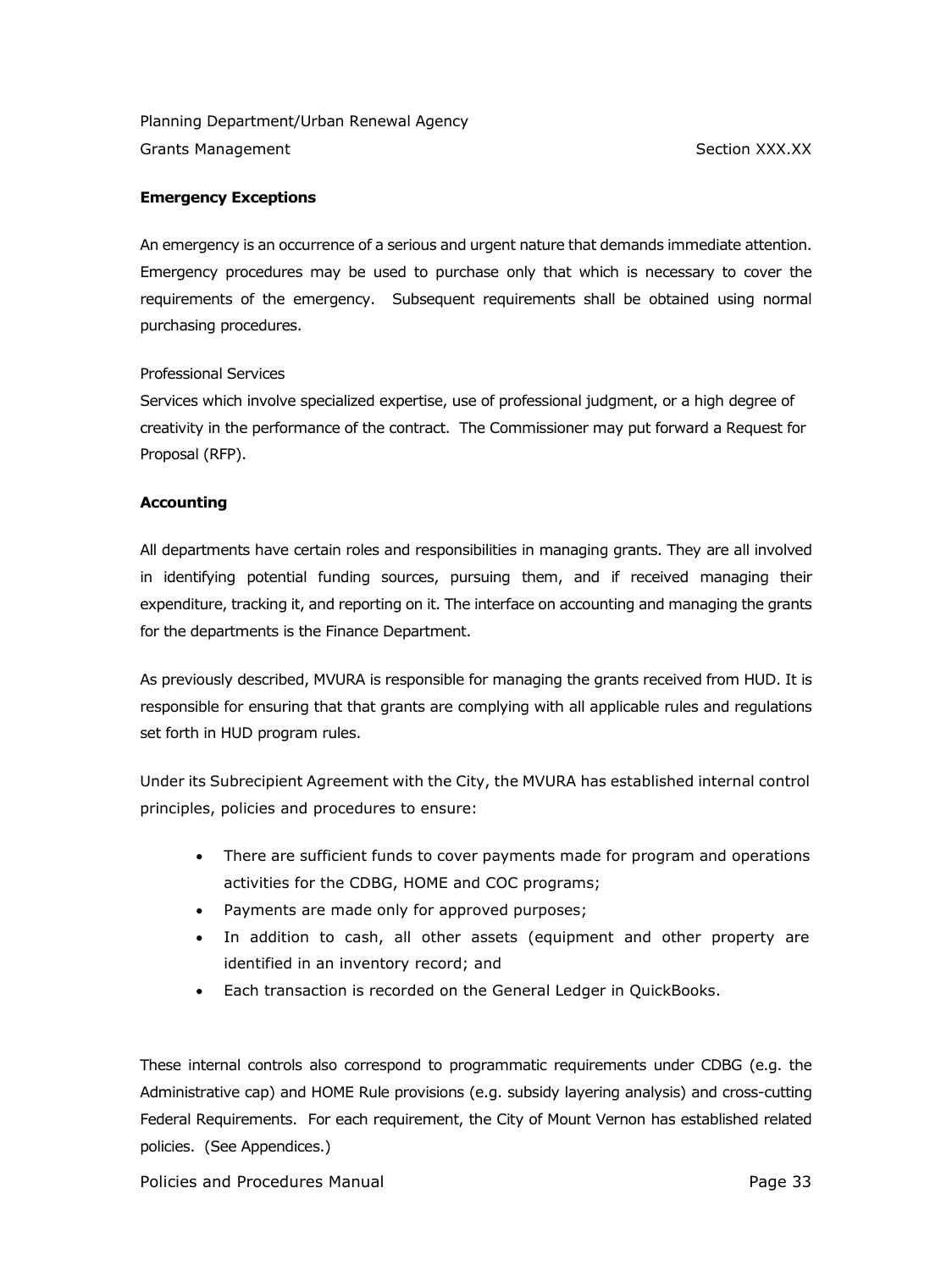**Emergency Exceptions**

An emergency is an occurrence of a serious and urgent nature that demands immediate attention. Emergency procedures may be used to purchase only that which is necessary to cover the requirements of the emergency. Subsequent requirements shall be obtained using normal purchasing procedures.

Professional Services

Services which involve specialized expertise, use of professional judgment, or a high degree of creativity in the performance of the contract. The Commissioner may put forward a Request for Proposal (RFP).

**Accounting**

All departments have certain roles and responsibilities in managing grants. They are all involved in identifying potential funding sources, pursuing them, and if received managing their expenditure, tracking it, and reporting on it. The interface on accounting and managing the grants for the departments is the Finance Department.

As previously described, MVURA is responsible for managing the grants received from HUD. It is responsible for ensuring that that grants are complying with all applicable rules and regulations set forth in HUD program rules.

Under its Subrecipient Agreement with the City, the MVURA has established internal control principles, policies and procedures to ensure:

- There are sufficient funds to cover payments made for program and operations activities for the CDBG, HOME and COC programs;
- Payments are made only for approved purposes;
- In addition to cash, all other assets (equipment and other property are identified in an inventory record; and
- Each transaction is recorded on the General Ledger in QuickBooks.

These internal controls also correspond to programmatic requirements under CDBG (e.g. the Administrative cap) and HOME Rule provisions (e.g. subsidy layering analysis) and cross-cutting Federal Requirements. For each requirement, the City of Mount Vernon has established related policies. (See Appendices.)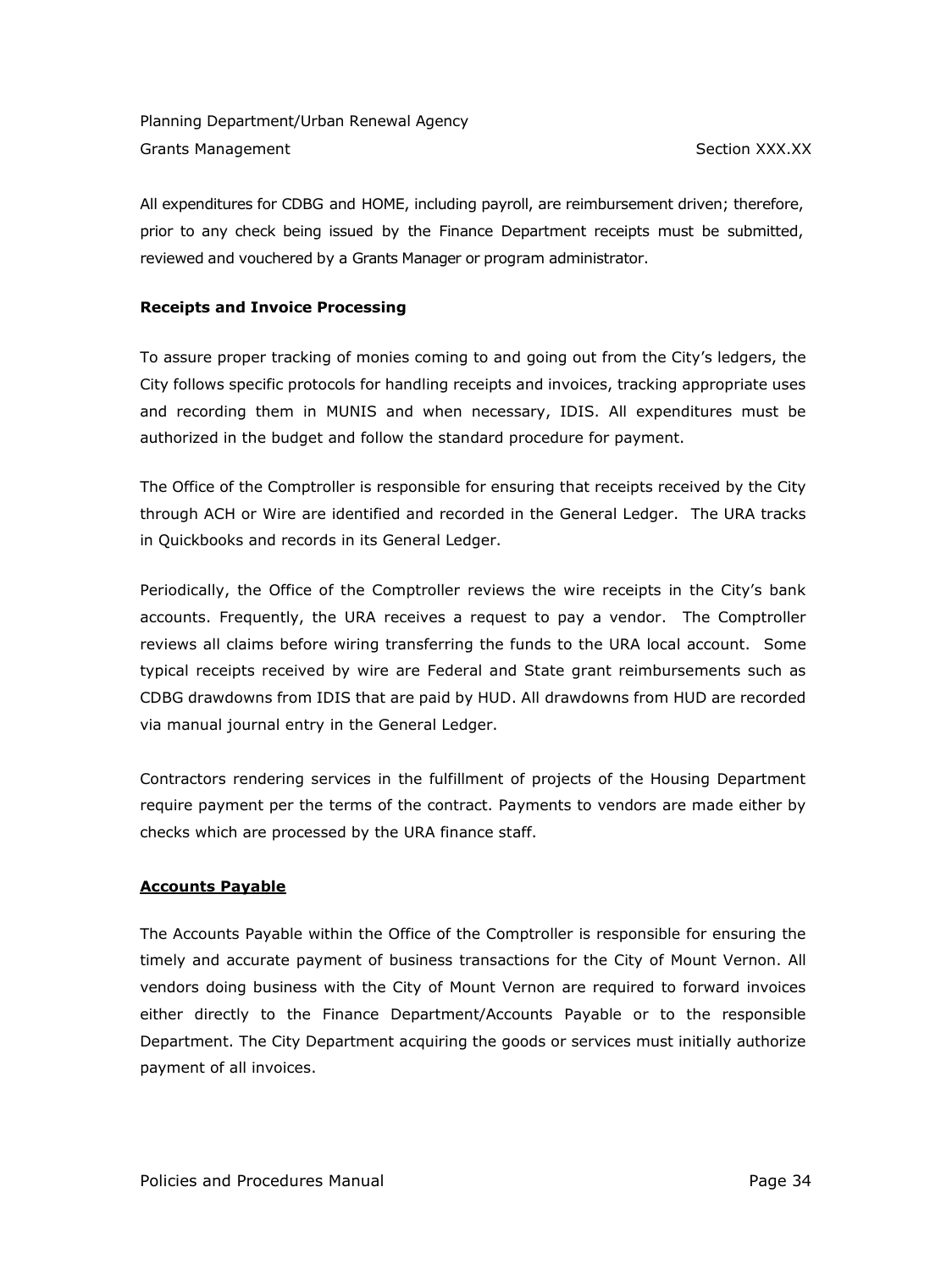All expenditures for CDBG and HOME, including payroll, are reimbursement driven; therefore, prior to any check being issued by the Finance Department receipts must be submitted, reviewed and vouchered by a Grants Manager or program administrator.

**Receipts and Invoice Processing**

To assure proper tracking of monies coming to and going out from the City's ledgers, the City follows specific protocols for handling receipts and invoices, tracking appropriate uses and recording them in MUNIS and when necessary, IDIS. All expenditures must be authorized in the budget and follow the standard procedure for payment.

The Office of the Comptroller is responsible for ensuring that receipts received by the City through ACH or Wire are identified and recorded in the General Ledger. The URA tracks in Quickbooks and records in its General Ledger.

Periodically, the Office of the Comptroller reviews the wire receipts in the City's bank accounts. Frequently, the URA receives a request to pay a vendor. The Comptroller reviews all claims before wiring transferring the funds to the URA local account. Some typical receipts received by wire are Federal and State grant reimbursements such as CDBG drawdowns from IDIS that are paid by HUD. All drawdowns from HUD are recorded via manual journal entry in the General Ledger.

Contractors rendering services in the fulfillment of projects of the Housing Department require payment per the terms of the contract. Payments to vendors are made either by checks which are processed by the URA finance staff.

**Accounts Payable**

The Accounts Payable within the Office of the Comptroller is responsible for ensuring the timely and accurate payment of business transactions for the City of Mount Vernon. All vendors doing business with the City of Mount Vernon are required to forward invoices either directly to the Finance Department/Accounts Payable or to the responsible Department. The City Department acquiring the goods or services must initially authorize payment of all invoices.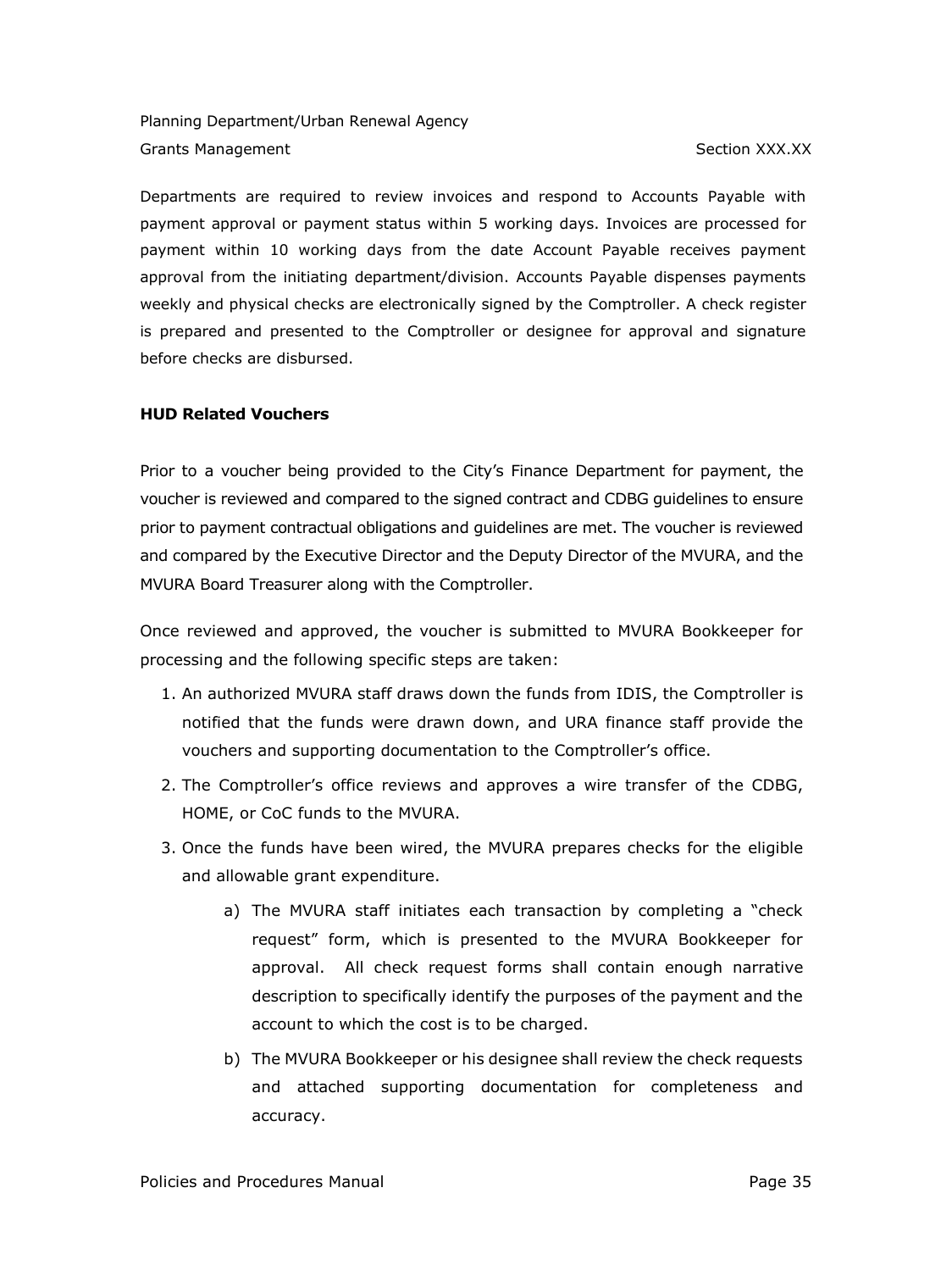Departments are required to review invoices and respond to Accounts Payable with payment approval or payment status within 5 working days. Invoices are processed for payment within 10 working days from the date Account Payable receives payment approval from the initiating department/division. Accounts Payable dispenses payments weekly and physical checks are electronically signed by the Comptroller. A check register is prepared and presented to the Comptroller or designee for approval and signature before checks are disbursed.

**HUD Related Vouchers**

Prior to a voucher being provided to the City's Finance Department for payment, the voucher is reviewed and compared to the signed contract and CDBG guidelines to ensure prior to payment contractual obligations and guidelines are met. The voucher is reviewed and compared by the Executive Director and the Deputy Director of the MVURA, and the MVURA Board Treasurer along with the Comptroller.

Once reviewed and approved, the voucher is submitted to MVURA Bookkeeper for processing and the following specific steps are taken:

1. An authorized MVURA staff draws down the funds from IDIS, the Comptroller is notified that the funds were drawn down, and URA finance staff provide the vouchers and supporting documentation to the Comptroller's office.
2. The Comptroller's office reviews and approves a wire transfer of the CDBG, HOME, or CoC funds to the MVURA.
3. Once the funds have been wired, the MVURA prepares checks for the eligible and allowable grant expenditure.
    a) The MVURA staff initiates each transaction by completing a "check request" form, which is presented to the MVURA Bookkeeper for approval. All check request forms shall contain enough narrative description to specifically identify the purposes of the payment and the account to which the cost is to be charged.
    b) The MVURA Bookkeeper or his designee shall review the check requests and attached supporting documentation for completeness and accuracy.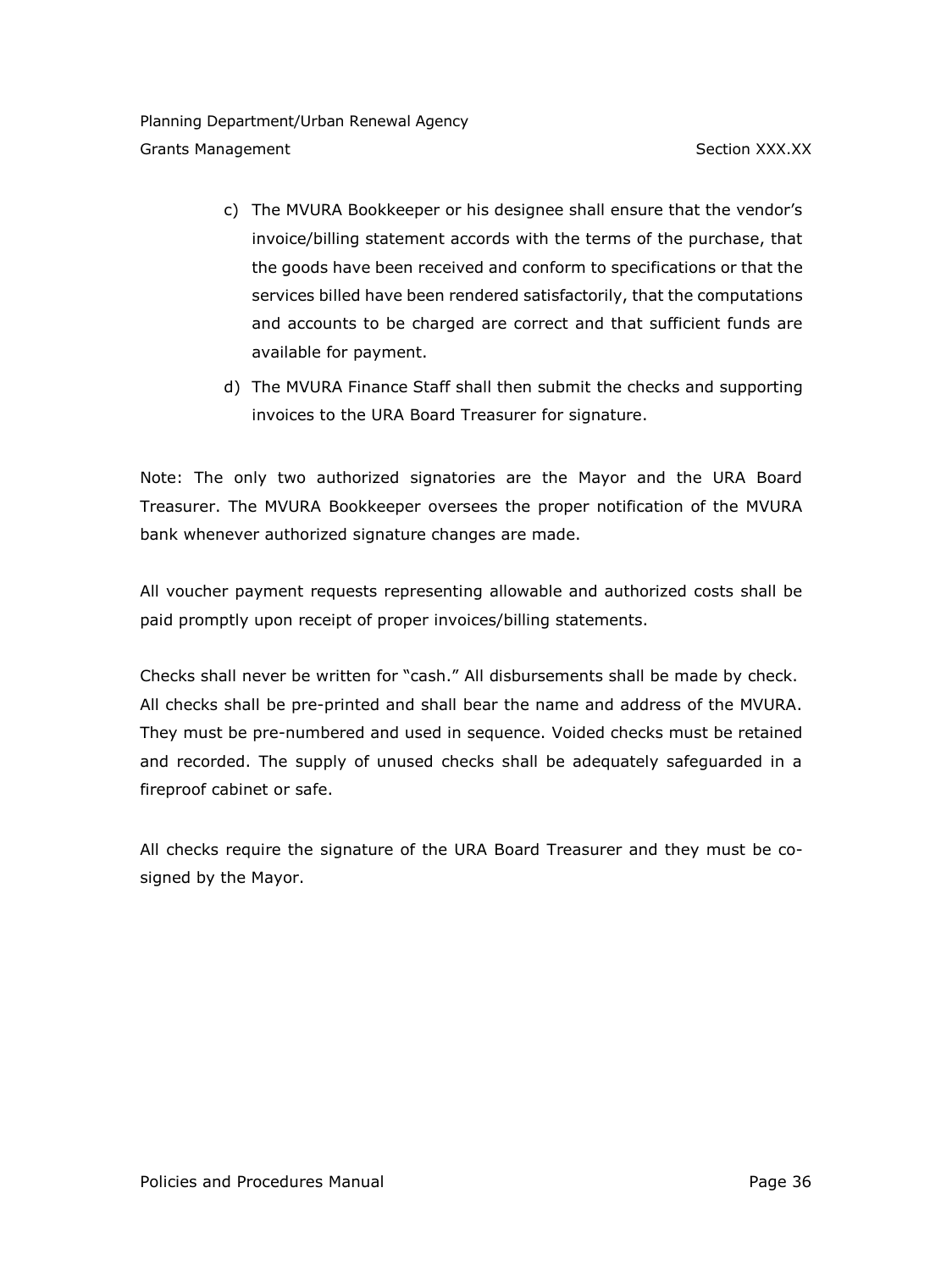c) The MVURA Bookkeeper or his designee shall ensure that the vendor's invoice/billing statement accords with the terms of the purchase, that the goods have been received and conform to specifications or that the services billed have been rendered satisfactorily, that the computations and accounts to be charged are correct and that sufficient funds are available for payment.

d) The MVURA Finance Staff shall then submit the checks and supporting invoices to the URA Board Treasurer for signature.

Note: The only two authorized signatories are the Mayor and the URA Board Treasurer. The MVURA Bookkeeper oversees the proper notification of the MVURA bank whenever authorized signature changes are made.

All voucher payment requests representing allowable and authorized costs shall be paid promptly upon receipt of proper invoices/billing statements.

Checks shall never be written for "cash." All disbursements shall be made by check. All checks shall be pre-printed and shall bear the name and address of the MVURA. They must be pre-numbered and used in sequence. Voided checks must be retained and recorded. The supply of unused checks shall be adequately safeguarded in a fireproof cabinet or safe.

All checks require the signature of the URA Board Treasurer and they must be co-signed by the Mayor.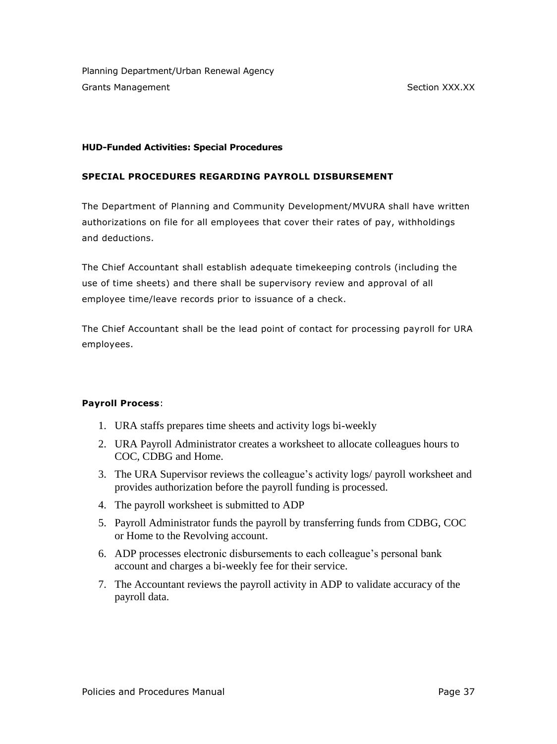### HUD-Funded Activities: Special Procedures

#### SPECIAL PROCEDURES REGARDING PAYROLL DISBURSEMENT

The Department of Planning and Community Development/MVURA shall have written authorizations on file for all employees that cover their rates of pay, withholdings and deductions.

The Chief Accountant shall establish adequate timekeeping controls (including the use of time sheets) and there shall be supervisory review and approval of all employee time/leave records prior to issuance of a check.

The Chief Accountant shall be the lead point of contact for processing payroll for URA employees.

**Payroll Process**:

1. URA staffs prepares time sheets and activity logs bi-weekly
2. URA Payroll Administrator creates a worksheet to allocate colleagues hours to COC, CDBG and Home.
3. The URA Supervisor reviews the colleague's activity logs/ payroll worksheet and provides authorization before the payroll funding is processed.
4. The payroll worksheet is submitted to ADP
5. Payroll Administrator funds the payroll by transferring funds from CDBG, COC or Home to the Revolving account.
6. ADP processes electronic disbursements to each colleague's personal bank account and charges a bi-weekly fee for their service.
7. The Accountant reviews the payroll activity in ADP to validate accuracy of the payroll data.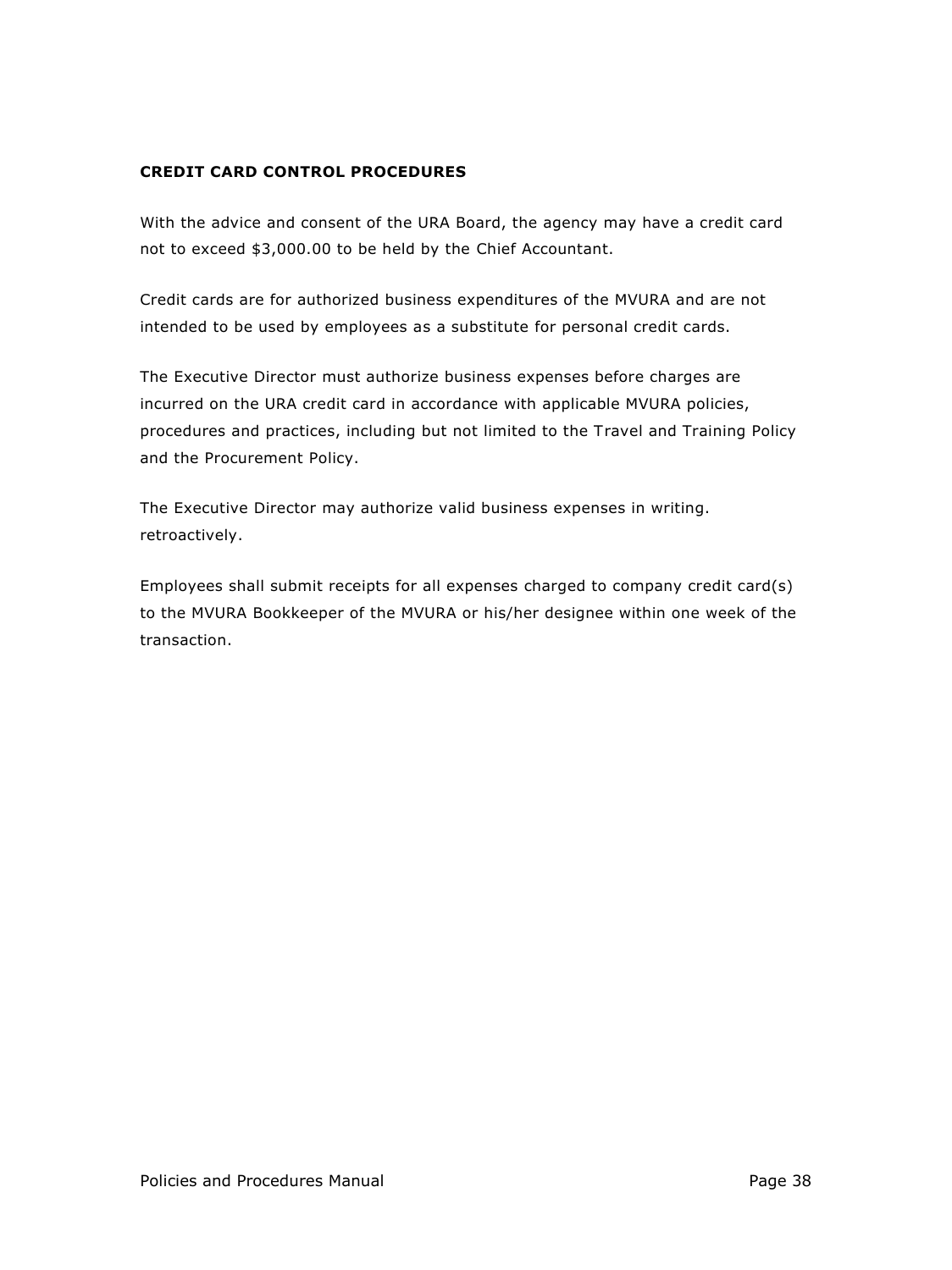**CREDIT CARD CONTROL PROCEDURES**

With the advice and consent of the URA Board, the agency may have a credit card not to exceed $3,000.00 to be held by the Chief Accountant.

Credit cards are for authorized business expenditures of the MVURA and are not intended to be used by employees as a substitute for personal credit cards.

The Executive Director must authorize business expenses before charges are incurred on the URA credit card in accordance with applicable MVURA policies, procedures and practices, including but not limited to the Travel and Training Policy and the Procurement Policy.

The Executive Director may authorize valid business expenses in writing. retroactively.

Employees shall submit receipts for all expenses charged to company credit card(s) to the MVURA Bookkeeper of the MVURA or his/her designee within one week of the transaction.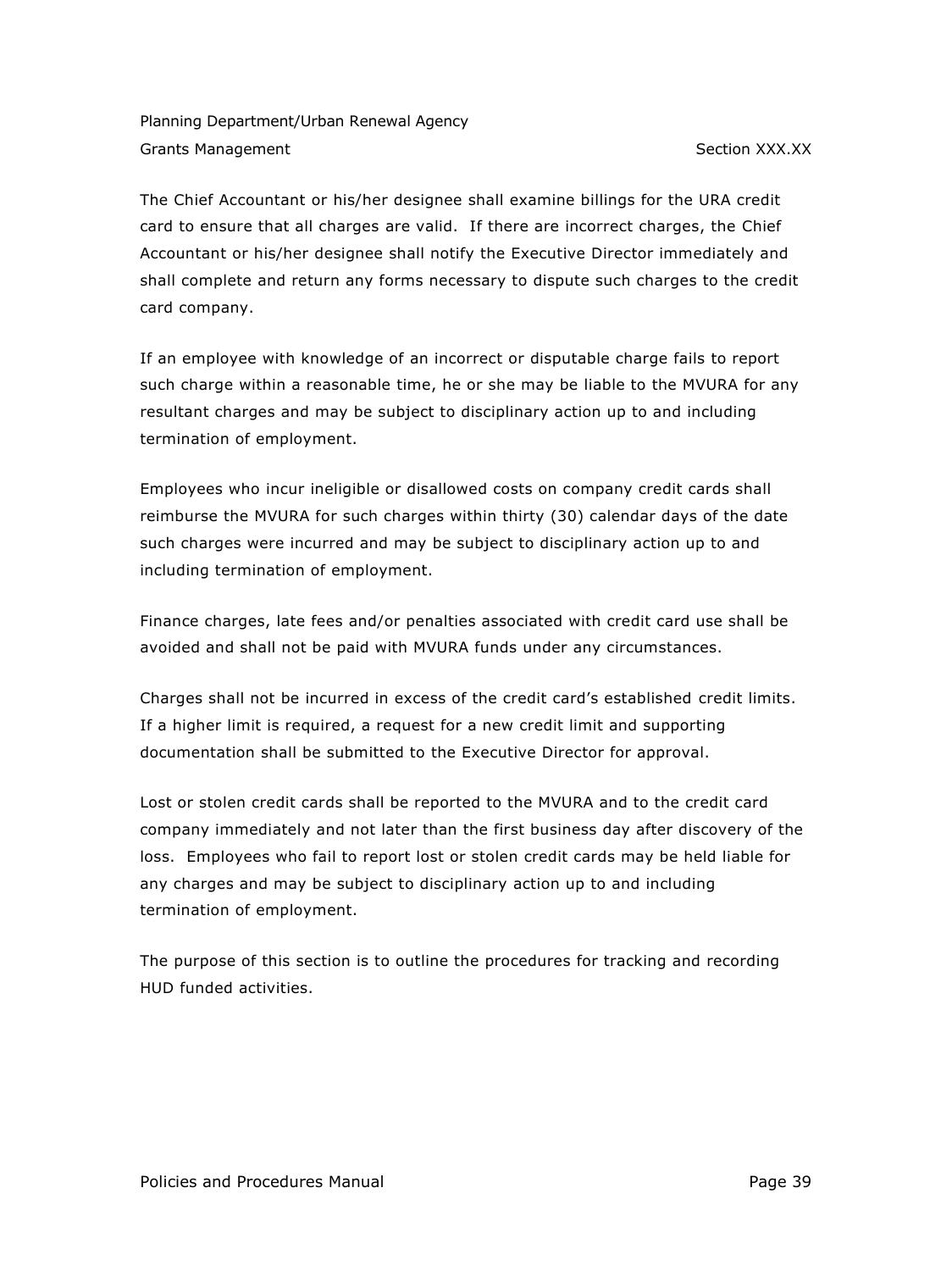The Chief Accountant or his/her designee shall examine billings for the URA credit card to ensure that all charges are valid. If there are incorrect charges, the Chief Accountant or his/her designee shall notify the Executive Director immediately and shall complete and return any forms necessary to dispute such charges to the credit card company.

If an employee with knowledge of an incorrect or disputable charge fails to report such charge within a reasonable time, he or she may be liable to the MVURA for any resultant charges and may be subject to disciplinary action up to and including termination of employment.

Employees who incur ineligible or disallowed costs on company credit cards shall reimburse the MVURA for such charges within thirty (30) calendar days of the date such charges were incurred and may be subject to disciplinary action up to and including termination of employment.

Finance charges, late fees and/or penalties associated with credit card use shall be avoided and shall not be paid with MVURA funds under any circumstances.

Charges shall not be incurred in excess of the credit card's established credit limits. If a higher limit is required, a request for a new credit limit and supporting documentation shall be submitted to the Executive Director for approval.

Lost or stolen credit cards shall be reported to the MVURA and to the credit card company immediately and not later than the first business day after discovery of the loss. Employees who fail to report lost or stolen credit cards may be held liable for any charges and may be subject to disciplinary action up to and including termination of employment.

The purpose of this section is to outline the procedures for tracking and recording HUD funded activities.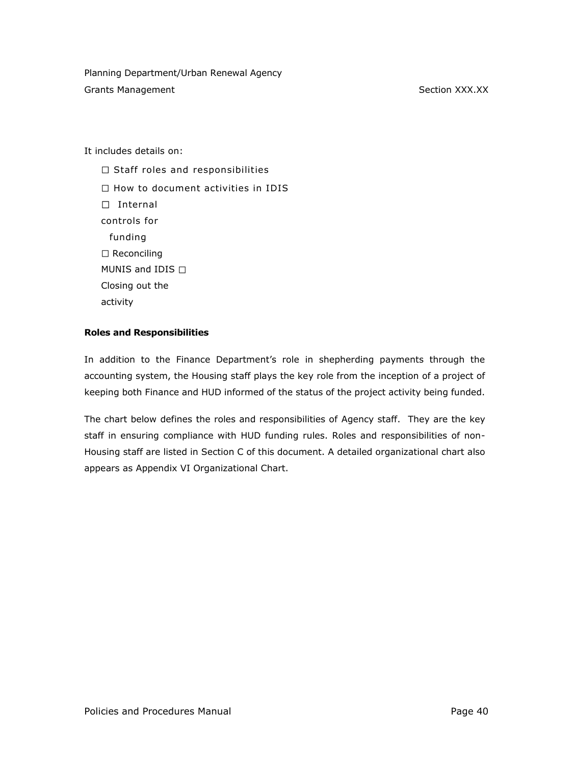It includes details on:

- Staff roles and responsibilities
- How to document activities in IDIS
- Internal controls for funding
- Reconciling MUNIS and IDIS
- Closing out the activity

**Roles and Responsibilities**

In addition to the Finance Department's role in shepherding payments through the accounting system, the Housing staff plays the key role from the inception of a project of keeping both Finance and HUD informed of the status of the project activity being funded.

The chart below defines the roles and responsibilities of Agency staff. They are the key staff in ensuring compliance with HUD funding rules. Roles and responsibilities of non-Housing staff are listed in Section C of this document. A detailed organizational chart also appears as Appendix VI Organizational Chart.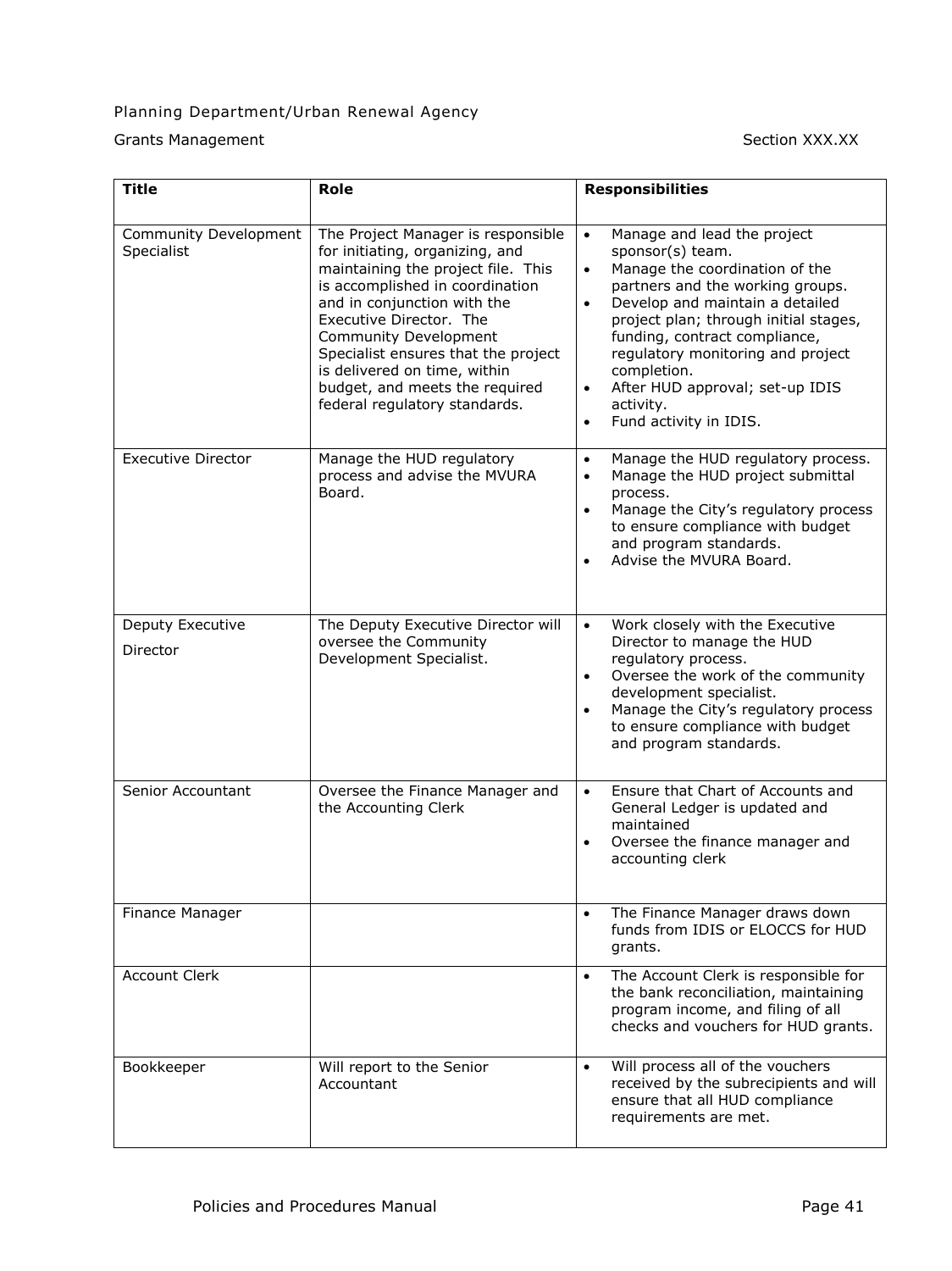Planning Department/Urban Renewal Agency

Grants Management Section XXX.XX

| Title | Role | Responsibilities |
|---|---|---|
| Community Development Specialist | The Project Manager is responsible for initiating, organizing, and maintaining the project file. This is accomplished in coordination and in conjunction with the Executive Director. The Community Development Specialist ensures that the project is delivered on time, within budget, and meets the required federal regulatory standards. | • Manage and lead the project sponsor(s) team.<br>• Manage the coordination of the partners and the working groups.<br>• Develop and maintain a detailed project plan; through initial stages, funding, contract compliance, regulatory monitoring and project completion.<br>• After HUD approval; set-up IDIS activity.<br>• Fund activity in IDIS. |
| Executive Director | Manage the HUD regulatory process and advise the MVURA Board. | • Manage the HUD regulatory process.<br>• Manage the HUD project submittal process.<br>• Manage the City's regulatory process to ensure compliance with budget and program standards.<br>• Advise the MVURA Board. |
| Deputy Executive Director | The Deputy Executive Director will oversee the Community Development Specialist. | • Work closely with the Executive Director to manage the HUD regulatory process.<br>• Oversee the work of the community development specialist.<br>• Manage the City's regulatory process to ensure compliance with budget and program standards. |
| Senior Accountant | Oversee the Finance Manager and the Accounting Clerk | • Ensure that Chart of Accounts and General Ledger is updated and maintained<br>• Oversee the finance manager and accounting clerk |
| Finance Manager | | • The Finance Manager draws down funds from IDIS or ELOCCS for HUD grants. |
| Account Clerk | | • The Account Clerk is responsible for the bank reconciliation, maintaining program income, and filing of all checks and vouchers for HUD grants. |
| Bookkeeper | Will report to the Senior Accountant | • Will process all of the vouchers received by the subrecipients and will ensure that all HUD compliance requirements are met. |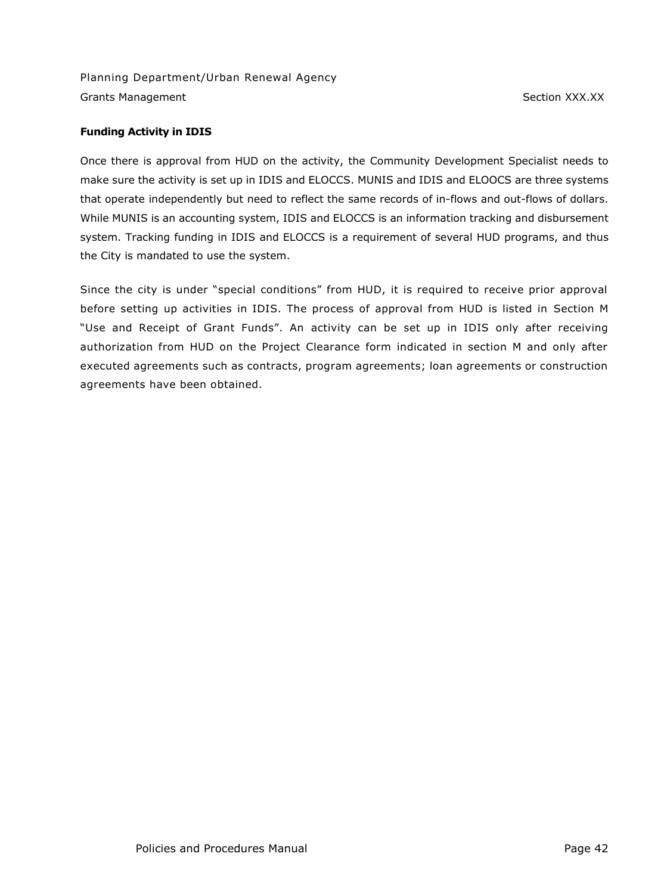**Funding Activity in IDIS**

Once there is approval from HUD on the activity, the Community Development Specialist needs to make sure the activity is set up in IDIS and ELOCCS. MUNIS and IDIS and ELOOCS are three systems that operate independently but need to reflect the same records of in-flows and out-flows of dollars. While MUNIS is an accounting system, IDIS and ELOCCS is an information tracking and disbursement system. Tracking funding in IDIS and ELOCCS is a requirement of several HUD programs, and thus the City is mandated to use the system.

Since the city is under "special conditions" from HUD, it is required to receive prior approval before setting up activities in IDIS. The process of approval from HUD is listed in Section M "Use and Receipt of Grant Funds". An activity can be set up in IDIS only after receiving authorization from HUD on the Project Clearance form indicated in section M and only after executed agreements such as contracts, program agreements; loan agreements or construction agreements have been obtained.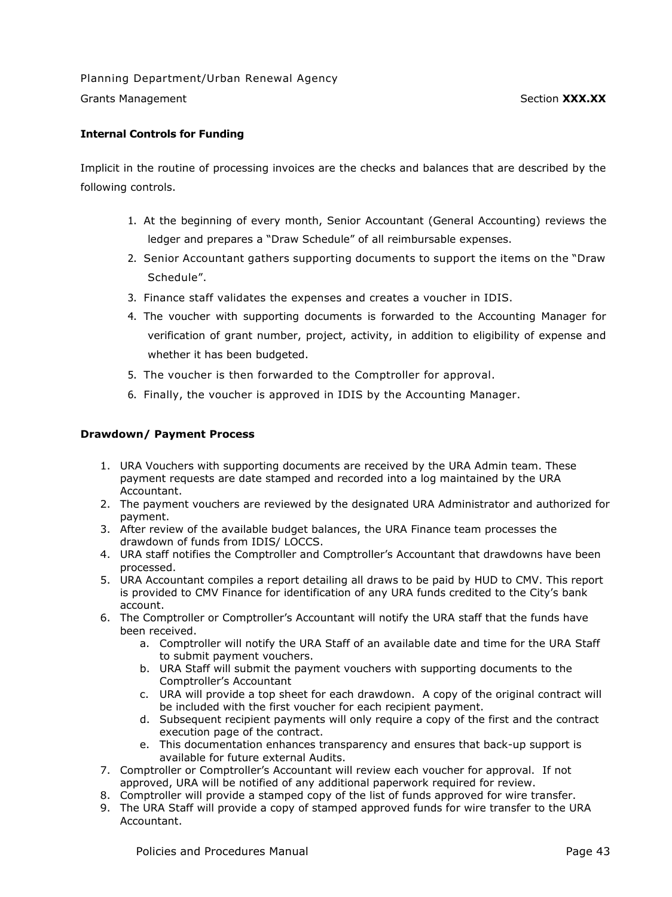Planning Department/Urban Renewal Agency

Grants Management Section **XXX.XX**

**Internal Controls for Funding**

Implicit in the routine of processing invoices are the checks and balances that are described by the following controls.

1. At the beginning of every month, Senior Accountant (General Accounting) reviews the ledger and prepares a "Draw Schedule" of all reimbursable expenses.
2. Senior Accountant gathers supporting documents to support the items on the "Draw Schedule".
3. Finance staff validates the expenses and creates a voucher in IDIS.
4. The voucher with supporting documents is forwarded to the Accounting Manager for verification of grant number, project, activity, in addition to eligibility of expense and whether it has been budgeted.
5. The voucher is then forwarded to the Comptroller for approval.
6. Finally, the voucher is approved in IDIS by the Accounting Manager.

**Drawdown/ Payment Process**

1. URA Vouchers with supporting documents are received by the URA Admin team. These payment requests are date stamped and recorded into a log maintained by the URA Accountant.
2. The payment vouchers are reviewed by the designated URA Administrator and authorized for payment.
3. After review of the available budget balances, the URA Finance team processes the drawdown of funds from IDIS/ LOCCS.
4. URA staff notifies the Comptroller and Comptroller's Accountant that drawdowns have been processed.
5. URA Accountant compiles a report detailing all draws to be paid by HUD to CMV. This report is provided to CMV Finance for identification of any URA funds credited to the City's bank account.
6. The Comptroller or Comptroller's Accountant will notify the URA staff that the funds have been received.
   a. Comptroller will notify the URA Staff of an available date and time for the URA Staff to submit payment vouchers.
   b. URA Staff will submit the payment vouchers with supporting documents to the Comptroller's Accountant
   c. URA will provide a top sheet for each drawdown. A copy of the original contract will be included with the first voucher for each recipient payment.
   d. Subsequent recipient payments will only require a copy of the first and the contract execution page of the contract.
   e. This documentation enhances transparency and ensures that back-up support is available for future external Audits.
7. Comptroller or Comptroller's Accountant will review each voucher for approval. If not approved, URA will be notified of any additional paperwork required for review.
8. Comptroller will provide a stamped copy of the list of funds approved for wire transfer.
9. The URA Staff will provide a copy of stamped approved funds for wire transfer to the URA Accountant.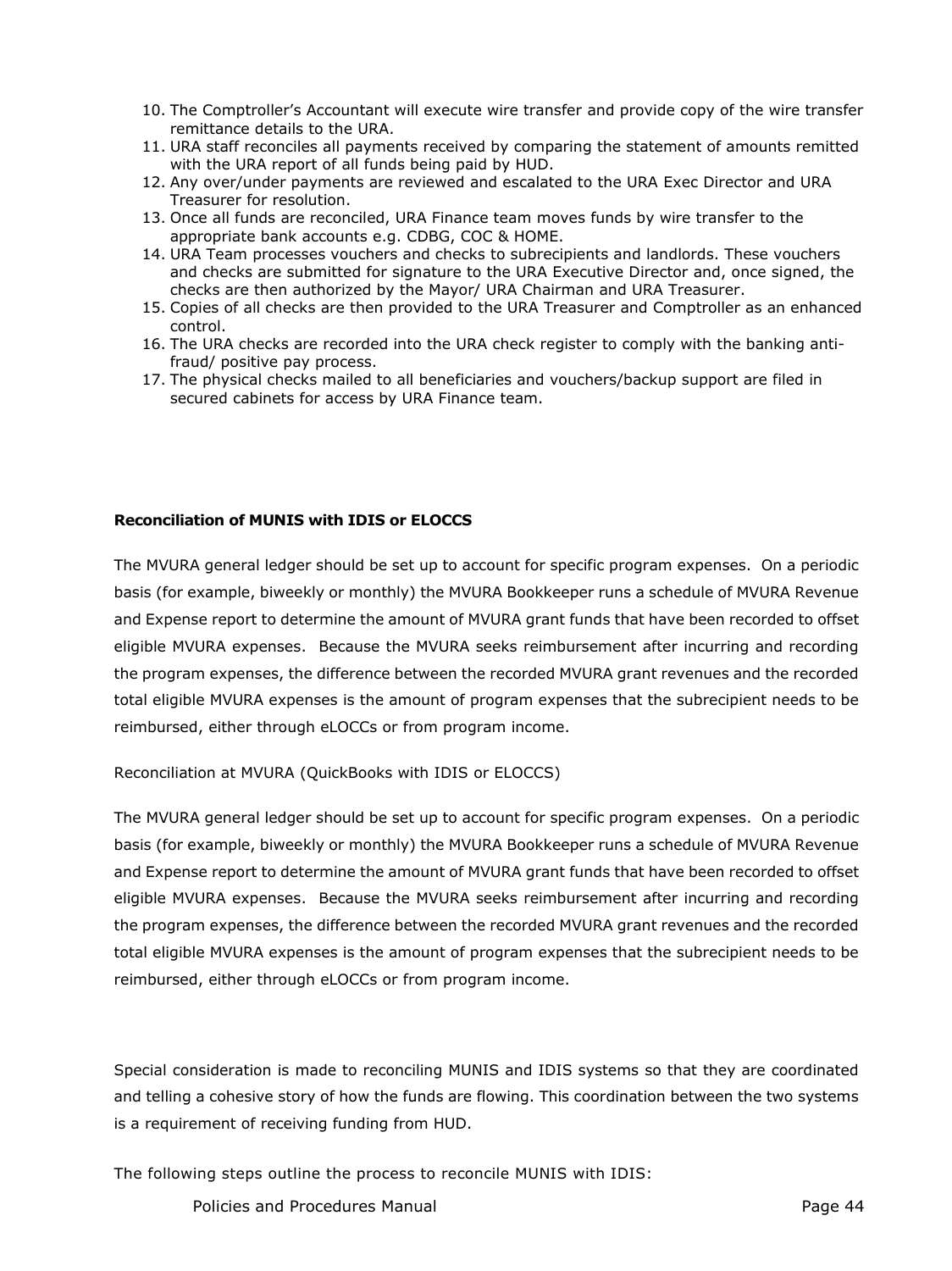10. The Comptroller's Accountant will execute wire transfer and provide copy of the wire transfer remittance details to the URA.
11. URA staff reconciles all payments received by comparing the statement of amounts remitted with the URA report of all funds being paid by HUD.
12. Any over/under payments are reviewed and escalated to the URA Exec Director and URA Treasurer for resolution.
13. Once all funds are reconciled, URA Finance team moves funds by wire transfer to the appropriate bank accounts e.g. CDBG, COC & HOME.
14. URA Team processes vouchers and checks to subrecipients and landlords. These vouchers and checks are submitted for signature to the URA Executive Director and, once signed, the checks are then authorized by the Mayor/ URA Chairman and URA Treasurer.
15. Copies of all checks are then provided to the URA Treasurer and Comptroller as an enhanced control.
16. The URA checks are recorded into the URA check register to comply with the banking anti-fraud/ positive pay process.
17. The physical checks mailed to all beneficiaries and vouchers/backup support are filed in secured cabinets for access by URA Finance team.

**Reconciliation of MUNIS with IDIS or ELOCCS**

The MVURA general ledger should be set up to account for specific program expenses. On a periodic basis (for example, biweekly or monthly) the MVURA Bookkeeper runs a schedule of MVURA Revenue and Expense report to determine the amount of MVURA grant funds that have been recorded to offset eligible MVURA expenses. Because the MVURA seeks reimbursement after incurring and recording the program expenses, the difference between the recorded MVURA grant revenues and the recorded total eligible MVURA expenses is the amount of program expenses that the subrecipient needs to be reimbursed, either through eLOCCs or from program income.

Reconciliation at MVURA (QuickBooks with IDIS or ELOCCS)

The MVURA general ledger should be set up to account for specific program expenses. On a periodic basis (for example, biweekly or monthly) the MVURA Bookkeeper runs a schedule of MVURA Revenue and Expense report to determine the amount of MVURA grant funds that have been recorded to offset eligible MVURA expenses. Because the MVURA seeks reimbursement after incurring and recording the program expenses, the difference between the recorded MVURA grant revenues and the recorded total eligible MVURA expenses is the amount of program expenses that the subrecipient needs to be reimbursed, either through eLOCCs or from program income.

Special consideration is made to reconciling MUNIS and IDIS systems so that they are coordinated and telling a cohesive story of how the funds are flowing. This coordination between the two systems is a requirement of receiving funding from HUD.

The following steps outline the process to reconcile MUNIS with IDIS: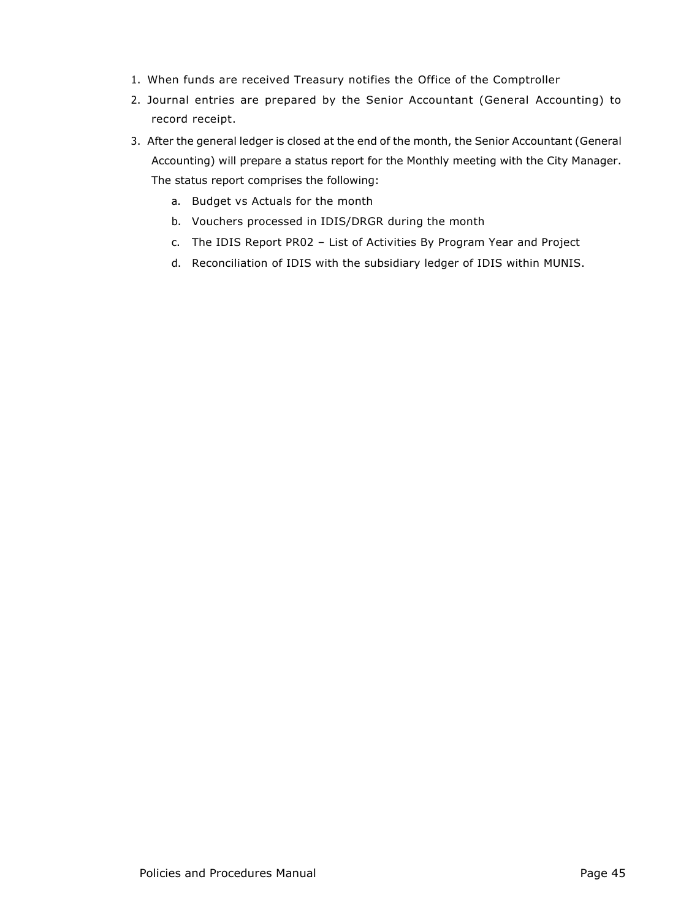1. When funds are received Treasury notifies the Office of the Comptroller
2. Journal entries are prepared by the Senior Accountant (General Accounting) to record receipt.
3. After the general ledger is closed at the end of the month, the Senior Accountant (General Accounting) will prepare a status report for the Monthly meeting with the City Manager. The status report comprises the following:
   a. Budget vs Actuals for the month
   b. Vouchers processed in IDIS/DRGR during the month
   c. The IDIS Report PR02 – List of Activities By Program Year and Project
   d. Reconciliation of IDIS with the subsidiary ledger of IDIS within MUNIS.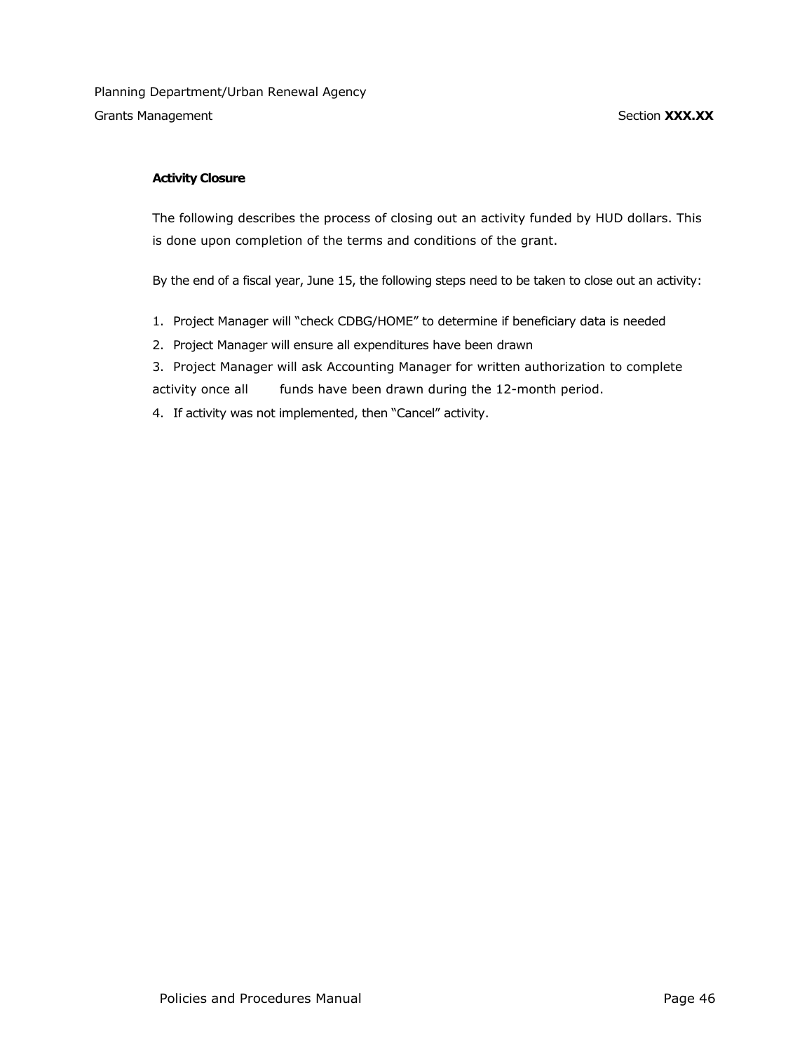**Activity Closure**

The following describes the process of closing out an activity funded by HUD dollars. This is done upon completion of the terms and conditions of the grant.

By the end of a fiscal year, June 15, the following steps need to be taken to close out an activity:

1. Project Manager will "check CDBG/HOME" to determine if beneficiary data is needed
2. Project Manager will ensure all expenditures have been drawn
3. Project Manager will ask Accounting Manager for written authorization to complete activity once all funds have been drawn during the 12-month period.
4. If activity was not implemented, then "Cancel" activity.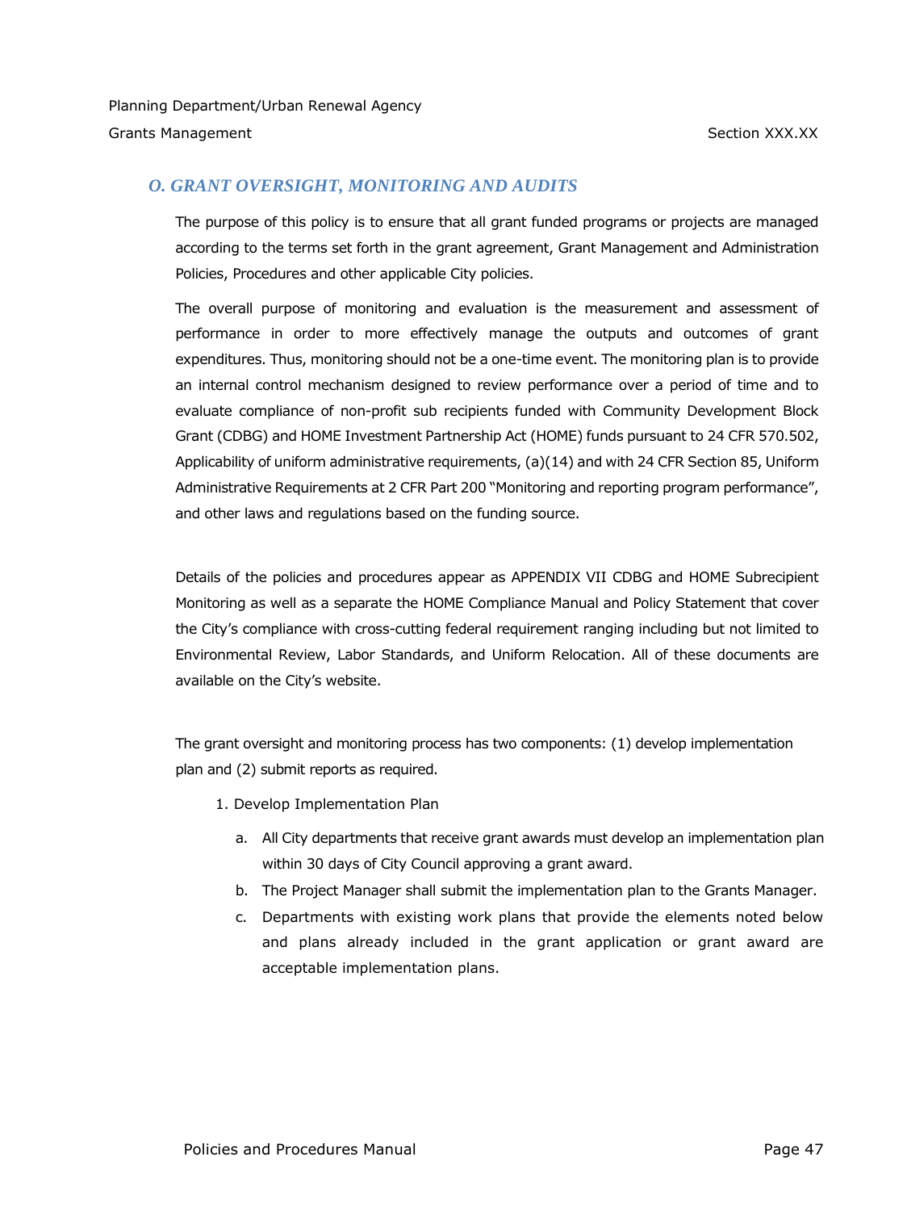## O. GRANT OVERSIGHT, MONITORING AND AUDITS

The purpose of this policy is to ensure that all grant funded programs or projects are managed according to the terms set forth in the grant agreement, Grant Management and Administration Policies, Procedures and other applicable City policies.

The overall purpose of monitoring and evaluation is the measurement and assessment of performance in order to more effectively manage the outputs and outcomes of grant expenditures. Thus, monitoring should not be a one-time event. The monitoring plan is to provide an internal control mechanism designed to review performance over a period of time and to evaluate compliance of non-profit sub recipients funded with Community Development Block Grant (CDBG) and HOME Investment Partnership Act (HOME) funds pursuant to 24 CFR 570.502, Applicability of uniform administrative requirements, (a)(14) and with 24 CFR Section 85, Uniform Administrative Requirements at 2 CFR Part 200 "Monitoring and reporting program performance", and other laws and regulations based on the funding source.

Details of the policies and procedures appear as APPENDIX VII CDBG and HOME Subrecipient Monitoring as well as a separate the HOME Compliance Manual and Policy Statement that cover the City's compliance with cross-cutting federal requirement ranging including but not limited to Environmental Review, Labor Standards, and Uniform Relocation. All of these documents are available on the City's website.

The grant oversight and monitoring process has two components: (1) develop implementation plan and (2) submit reports as required.

1. Develop Implementation Plan
   a. All City departments that receive grant awards must develop an implementation plan within 30 days of City Council approving a grant award.
   b. The Project Manager shall submit the implementation plan to the Grants Manager.
   c. Departments with existing work plans that provide the elements noted below and plans already included in the grant application or grant award are acceptable implementation plans.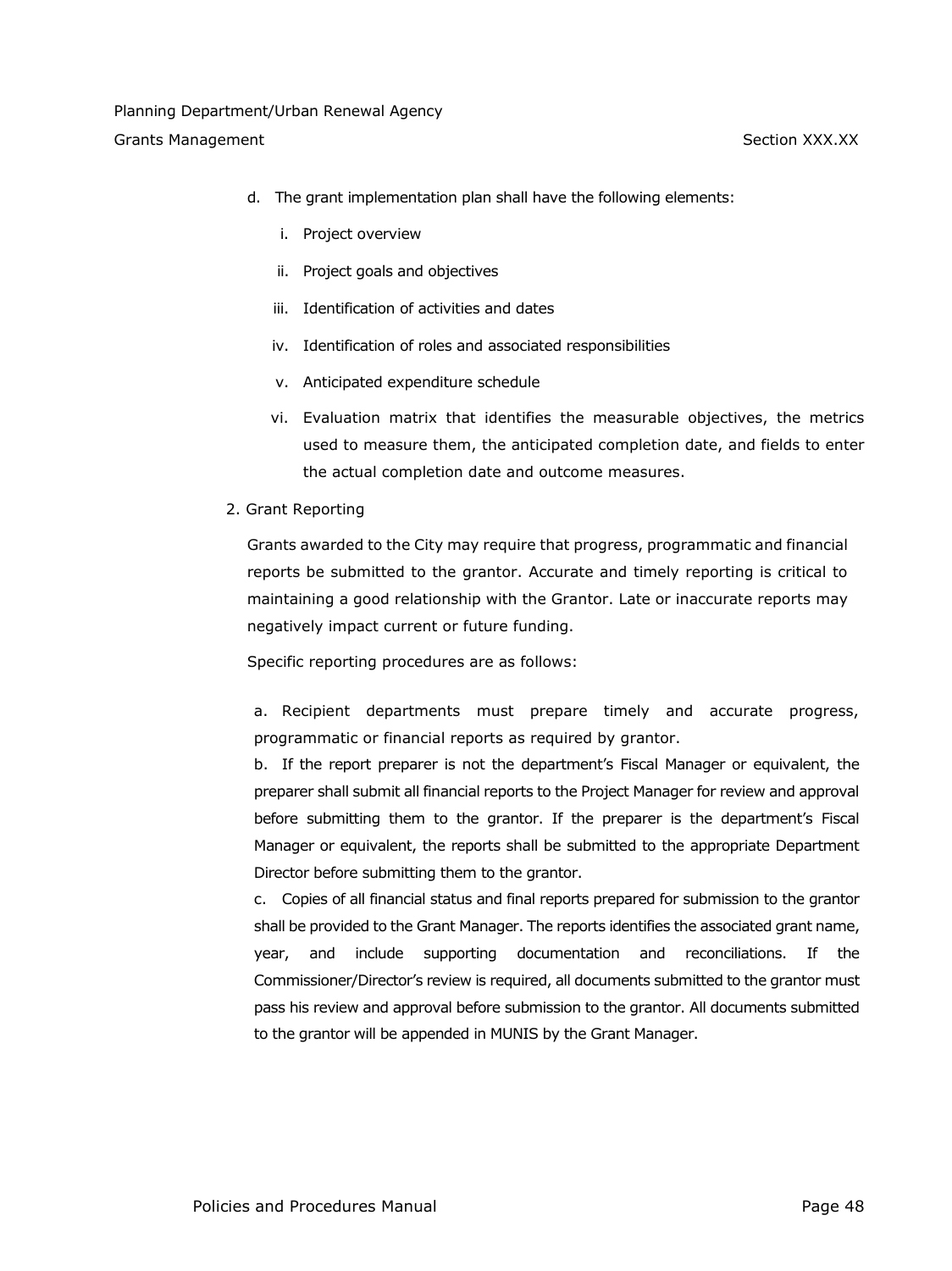d. The grant implementation plan shall have the following elements:

   i. Project overview

   ii. Project goals and objectives

   iii. Identification of activities and dates

   iv. Identification of roles and associated responsibilities

   v. Anticipated expenditure schedule

   vi. Evaluation matrix that identifies the measurable objectives, the metrics used to measure them, the anticipated completion date, and fields to enter the actual completion date and outcome measures.

2. Grant Reporting

Grants awarded to the City may require that progress, programmatic and financial reports be submitted to the grantor. Accurate and timely reporting is critical to maintaining a good relationship with the Grantor. Late or inaccurate reports may negatively impact current or future funding.

Specific reporting procedures are as follows:

a. Recipient departments must prepare timely and accurate progress, programmatic or financial reports as required by grantor.

b. If the report preparer is not the department's Fiscal Manager or equivalent, the preparer shall submit all financial reports to the Project Manager for review and approval before submitting them to the grantor. If the preparer is the department's Fiscal Manager or equivalent, the reports shall be submitted to the appropriate Department Director before submitting them to the grantor.

c. Copies of all financial status and final reports prepared for submission to the grantor shall be provided to the Grant Manager. The reports identifies the associated grant name, year, and include supporting documentation and reconciliations. If the Commissioner/Director's review is required, all documents submitted to the grantor must pass his review and approval before submission to the grantor. All documents submitted to the grantor will be appended in MUNIS by the Grant Manager.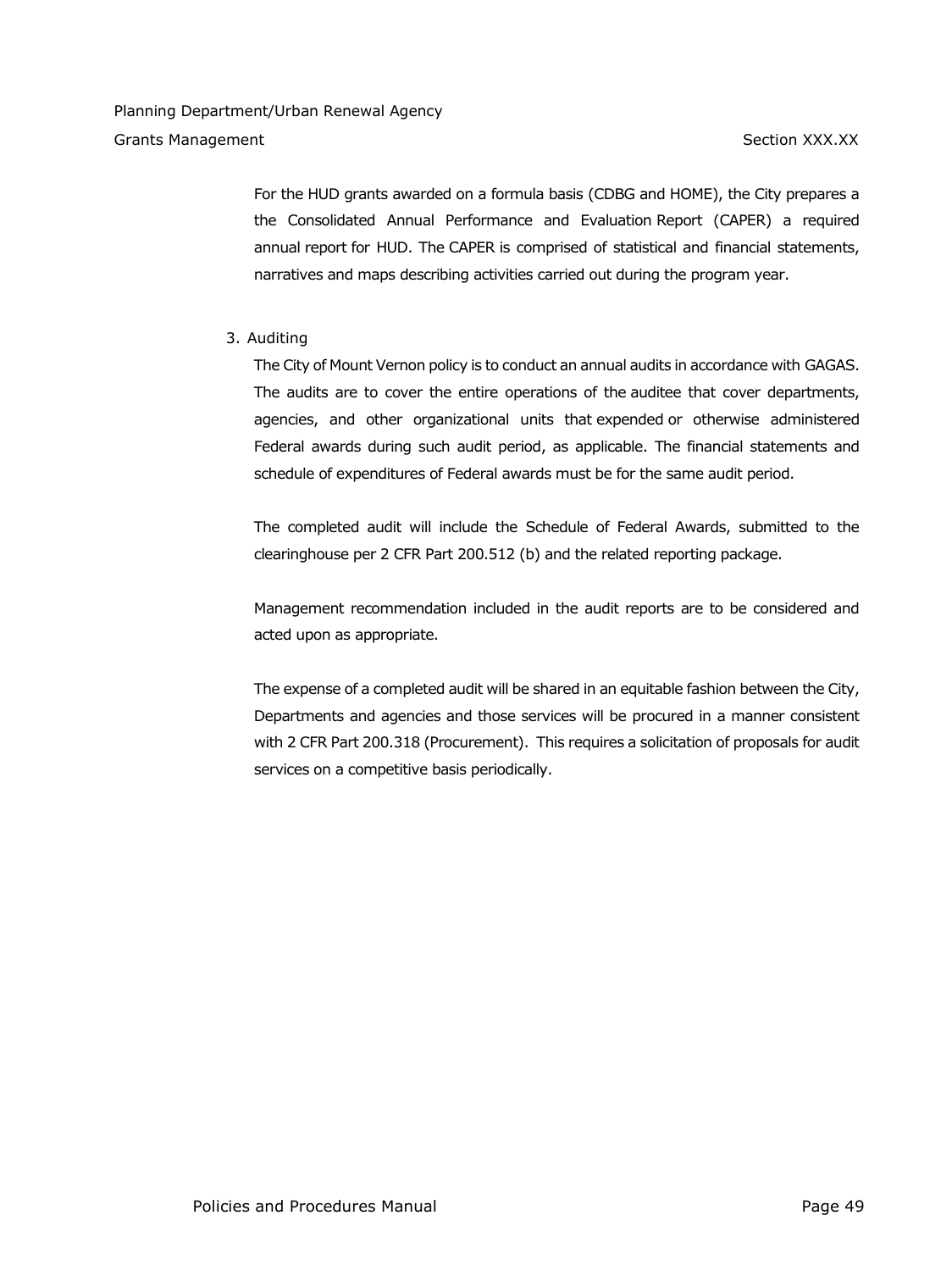For the HUD grants awarded on a formula basis (CDBG and HOME), the City prepares a the Consolidated Annual Performance and Evaluation Report (CAPER) a required annual report for HUD. The CAPER is comprised of statistical and financial statements, narratives and maps describing activities carried out during the program year.

3. Auditing

   The City of Mount Vernon policy is to conduct an annual audits in accordance with GAGAS. The audits are to cover the entire operations of the auditee that cover departments, agencies, and other organizational units that expended or otherwise administered Federal awards during such audit period, as applicable. The financial statements and schedule of expenditures of Federal awards must be for the same audit period.

   The completed audit will include the Schedule of Federal Awards, submitted to the clearinghouse per 2 CFR Part 200.512 (b) and the related reporting package.

   Management recommendation included in the audit reports are to be considered and acted upon as appropriate.

   The expense of a completed audit will be shared in an equitable fashion between the City, Departments and agencies and those services will be procured in a manner consistent with 2 CFR Part 200.318 (Procurement). This requires a solicitation of proposals for audit services on a competitive basis periodically.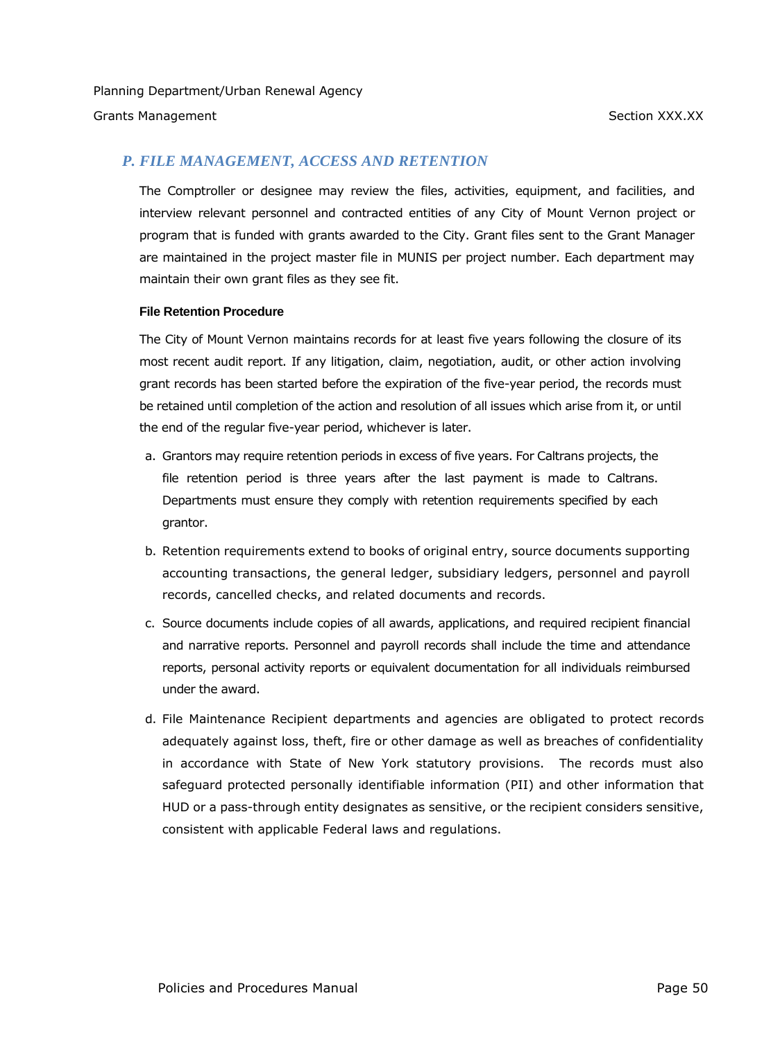## *P. FILE MANAGEMENT, ACCESS AND RETENTION*

The Comptroller or designee may review the files, activities, equipment, and facilities, and interview relevant personnel and contracted entities of any City of Mount Vernon project or program that is funded with grants awarded to the City. Grant files sent to the Grant Manager are maintained in the project master file in MUNIS per project number. Each department may maintain their own grant files as they see fit.

**File Retention Procedure**

The City of Mount Vernon maintains records for at least five years following the closure of its most recent audit report. If any litigation, claim, negotiation, audit, or other action involving grant records has been started before the expiration of the five-year period, the records must be retained until completion of the action and resolution of all issues which arise from it, or until the end of the regular five-year period, whichever is later.

a. Grantors may require retention periods in excess of five years. For Caltrans projects, the file retention period is three years after the last payment is made to Caltrans. Departments must ensure they comply with retention requirements specified by each grantor.

b. Retention requirements extend to books of original entry, source documents supporting accounting transactions, the general ledger, subsidiary ledgers, personnel and payroll records, cancelled checks, and related documents and records.

c. Source documents include copies of all awards, applications, and required recipient financial and narrative reports. Personnel and payroll records shall include the time and attendance reports, personal activity reports or equivalent documentation for all individuals reimbursed under the award.

d. File Maintenance Recipient departments and agencies are obligated to protect records adequately against loss, theft, fire or other damage as well as breaches of confidentiality in accordance with State of New York statutory provisions. The records must also safeguard protected personally identifiable information (PII) and other information that HUD or a pass-through entity designates as sensitive, or the recipient considers sensitive, consistent with applicable Federal laws and regulations.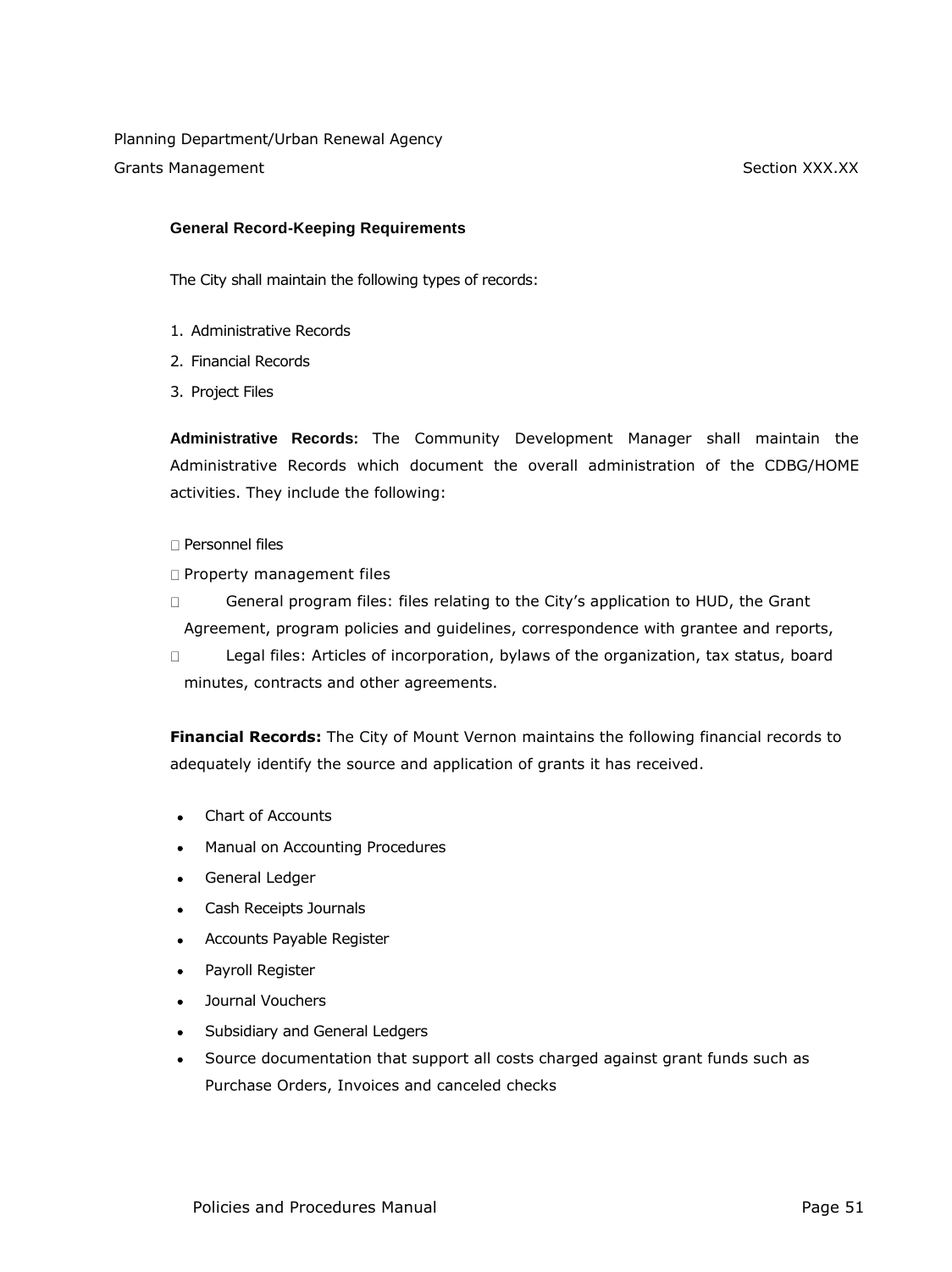### General Record-Keeping Requirements

The City shall maintain the following types of records:

1. Administrative Records
2. Financial Records
3. Project Files

**Administrative Records:** The Community Development Manager shall maintain the Administrative Records which document the overall administration of the CDBG/HOME activities. They include the following:

- Personnel files
- Property management files
- General program files: files relating to the City's application to HUD, the Grant Agreement, program policies and guidelines, correspondence with grantee and reports,
- Legal files: Articles of incorporation, bylaws of the organization, tax status, board minutes, contracts and other agreements.

**Financial Records:** The City of Mount Vernon maintains the following financial records to adequately identify the source and application of grants it has received.

- Chart of Accounts
- Manual on Accounting Procedures
- General Ledger
- Cash Receipts Journals
- Accounts Payable Register
- Payroll Register
- Journal Vouchers
- Subsidiary and General Ledgers
- Source documentation that support all costs charged against grant funds such as Purchase Orders, Invoices and canceled checks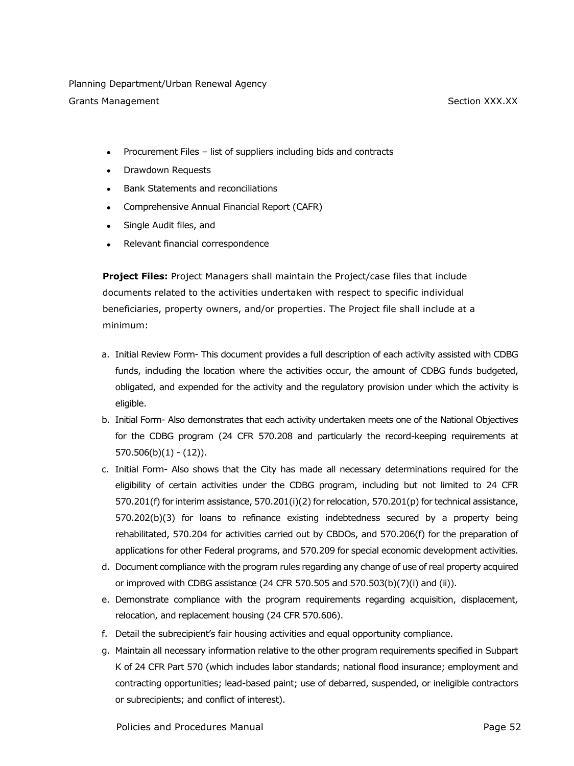- Procurement Files – list of suppliers including bids and contracts
- Drawdown Requests
- Bank Statements and reconciliations
- Comprehensive Annual Financial Report (CAFR)
- Single Audit files, and
- Relevant financial correspondence

**Project Files:** Project Managers shall maintain the Project/case files that include documents related to the activities undertaken with respect to specific individual beneficiaries, property owners, and/or properties. The Project file shall include at a minimum:

a. Initial Review Form- This document provides a full description of each activity assisted with CDBG funds, including the location where the activities occur, the amount of CDBG funds budgeted, obligated, and expended for the activity and the regulatory provision under which the activity is eligible.
b. Initial Form- Also demonstrates that each activity undertaken meets one of the National Objectives for the CDBG program (24 CFR 570.208 and particularly the record-keeping requirements at 570.506(b)(1) - (12)).
c. Initial Form- Also shows that the City has made all necessary determinations required for the eligibility of certain activities under the CDBG program, including but not limited to 24 CFR 570.201(f) for interim assistance, 570.201(i)(2) for relocation, 570.201(p) for technical assistance, 570.202(b)(3) for loans to refinance existing indebtedness secured by a property being rehabilitated, 570.204 for activities carried out by CBDOs, and 570.206(f) for the preparation of applications for other Federal programs, and 570.209 for special economic development activities.
d. Document compliance with the program rules regarding any change of use of real property acquired or improved with CDBG assistance (24 CFR 570.505 and 570.503(b)(7)(i) and (ii)).
e. Demonstrate compliance with the program requirements regarding acquisition, displacement, relocation, and replacement housing (24 CFR 570.606).
f. Detail the subrecipient's fair housing activities and equal opportunity compliance.
g. Maintain all necessary information relative to the other program requirements specified in Subpart K of 24 CFR Part 570 (which includes labor standards; national flood insurance; employment and contracting opportunities; lead-based paint; use of debarred, suspended, or ineligible contractors or subrecipients; and conflict of interest).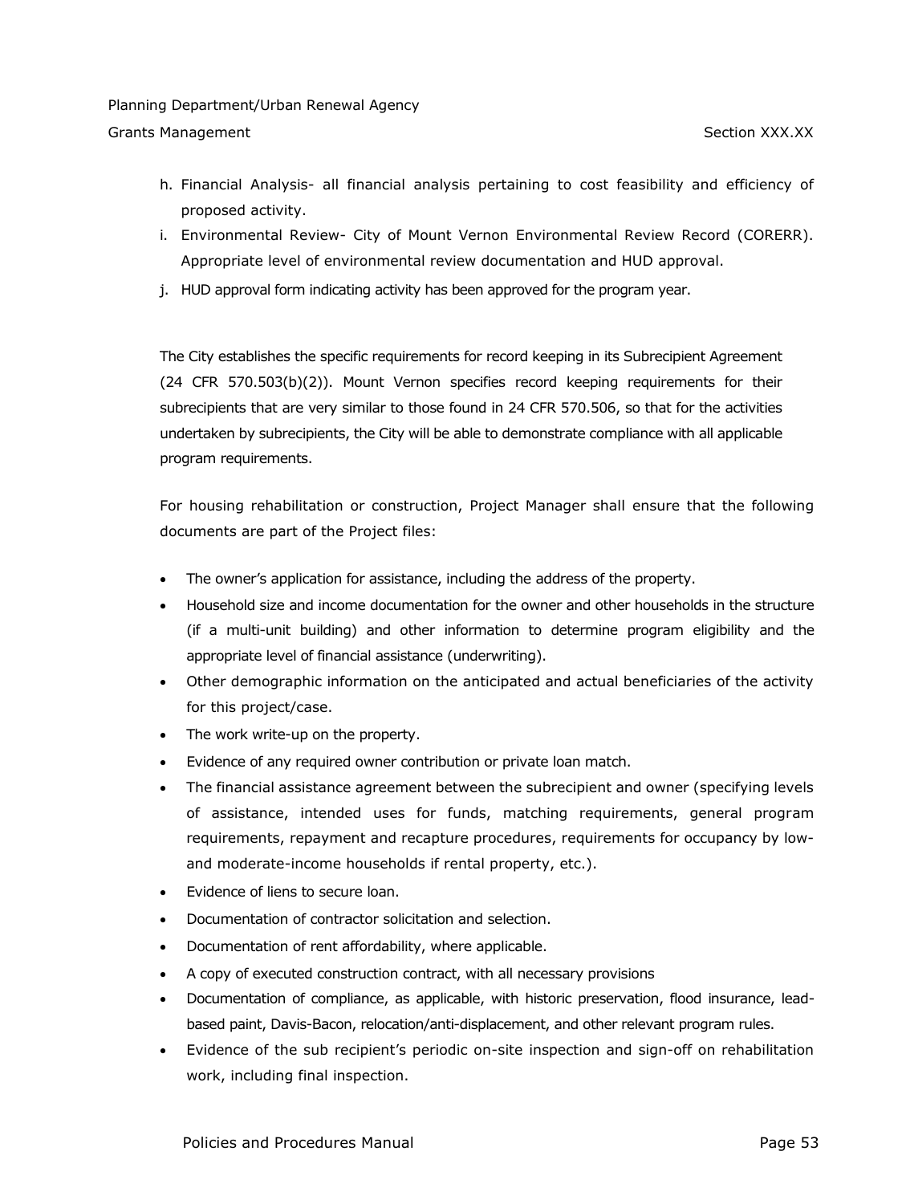h. Financial Analysis- all financial analysis pertaining to cost feasibility and efficiency of proposed activity.
i. Environmental Review- City of Mount Vernon Environmental Review Record (CORERR). Appropriate level of environmental review documentation and HUD approval.
j. HUD approval form indicating activity has been approved for the program year.

The City establishes the specific requirements for record keeping in its Subrecipient Agreement (24 CFR 570.503(b)(2)). Mount Vernon specifies record keeping requirements for their subrecipients that are very similar to those found in 24 CFR 570.506, so that for the activities undertaken by subrecipients, the City will be able to demonstrate compliance with all applicable program requirements.

For housing rehabilitation or construction, Project Manager shall ensure that the following documents are part of the Project files:

- The owner's application for assistance, including the address of the property.
- Household size and income documentation for the owner and other households in the structure (if a multi-unit building) and other information to determine program eligibility and the appropriate level of financial assistance (underwriting).
- Other demographic information on the anticipated and actual beneficiaries of the activity for this project/case.
- The work write-up on the property.
- Evidence of any required owner contribution or private loan match.
- The financial assistance agreement between the subrecipient and owner (specifying levels of assistance, intended uses for funds, matching requirements, general program requirements, repayment and recapture procedures, requirements for occupancy by low- and moderate-income households if rental property, etc.).
- Evidence of liens to secure loan.
- Documentation of contractor solicitation and selection.
- Documentation of rent affordability, where applicable.
- A copy of executed construction contract, with all necessary provisions
- Documentation of compliance, as applicable, with historic preservation, flood insurance, lead-based paint, Davis-Bacon, relocation/anti-displacement, and other relevant program rules.
- Evidence of the sub recipient's periodic on-site inspection and sign-off on rehabilitation work, including final inspection.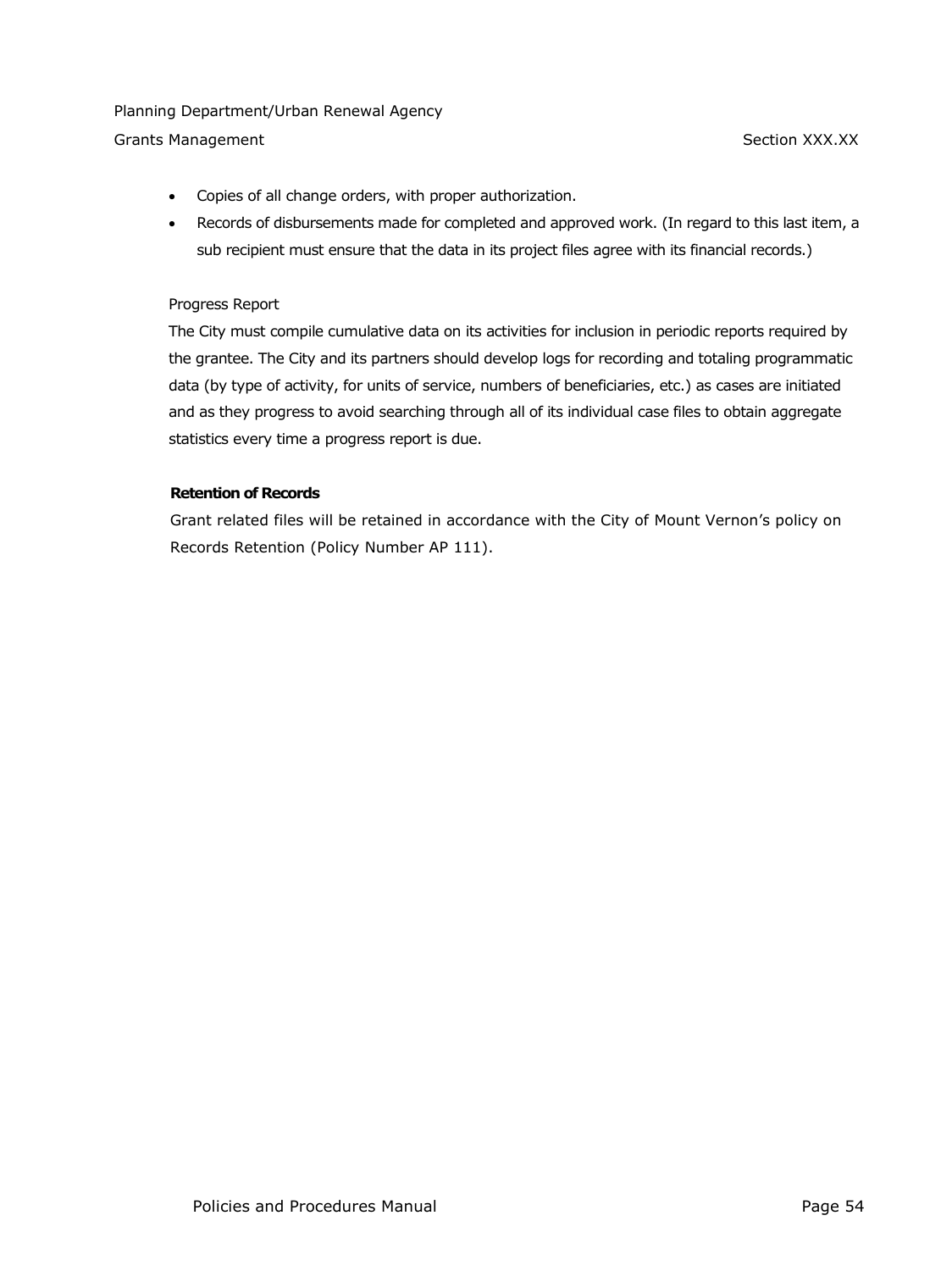- Copies of all change orders, with proper authorization.
- Records of disbursements made for completed and approved work. (In regard to this last item, a sub recipient must ensure that the data in its project files agree with its financial records.)

Progress Report

The City must compile cumulative data on its activities for inclusion in periodic reports required by the grantee. The City and its partners should develop logs for recording and totaling programmatic data (by type of activity, for units of service, numbers of beneficiaries, etc.) as cases are initiated and as they progress to avoid searching through all of its individual case files to obtain aggregate statistics every time a progress report is due.

**Retention of Records**

Grant related files will be retained in accordance with the City of Mount Vernon's policy on Records Retention (Policy Number AP 111).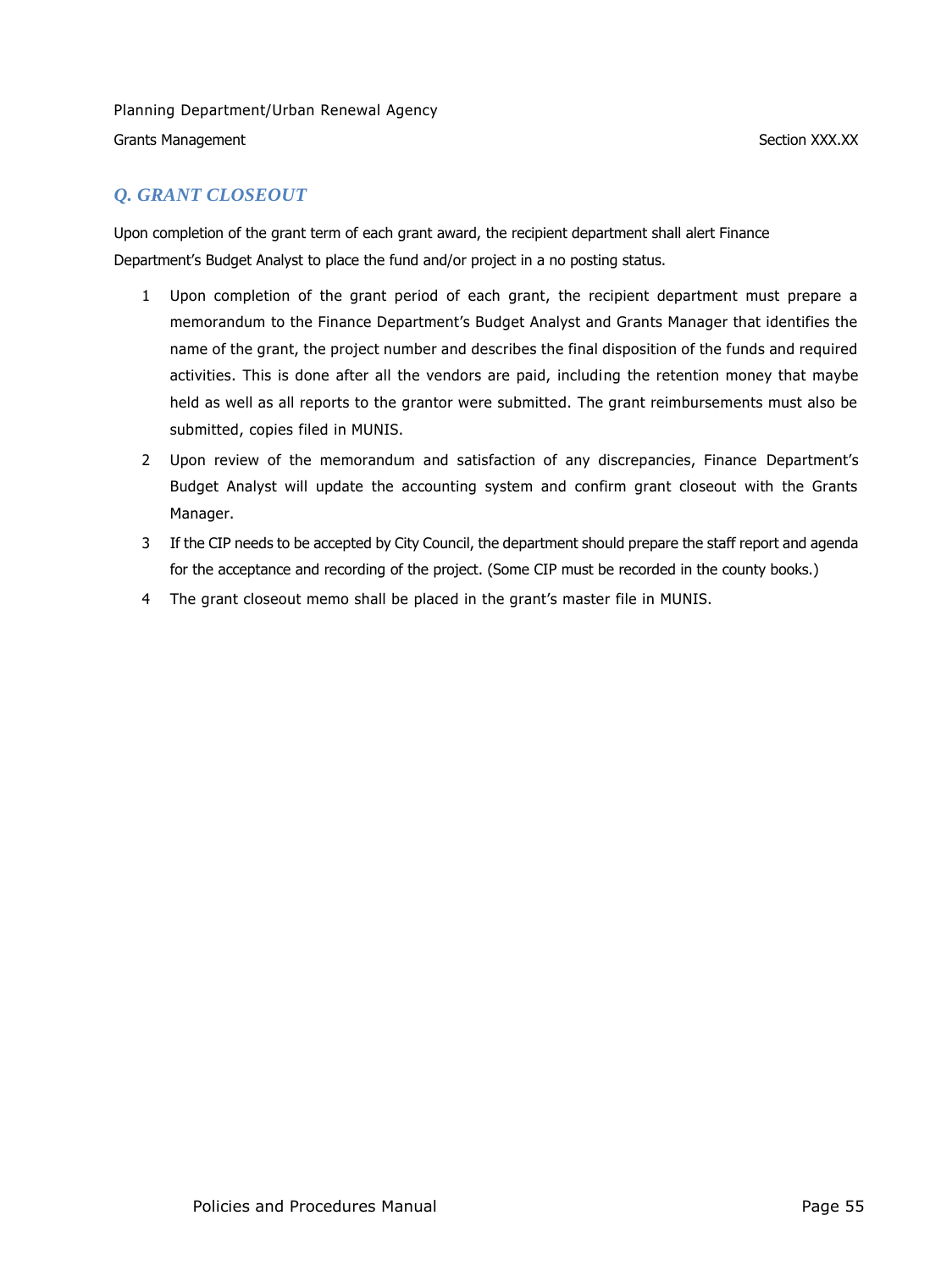## *Q. GRANT CLOSEOUT*

Upon completion of the grant term of each grant award, the recipient department shall alert Finance Department's Budget Analyst to place the fund and/or project in a no posting status.

1. Upon completion of the grant period of each grant, the recipient department must prepare a memorandum to the Finance Department's Budget Analyst and Grants Manager that identifies the name of the grant, the project number and describes the final disposition of the funds and required activities. This is done after all the vendors are paid, including the retention money that maybe held as well as all reports to the grantor were submitted. The grant reimbursements must also be submitted, copies filed in MUNIS.
2. Upon review of the memorandum and satisfaction of any discrepancies, Finance Department's Budget Analyst will update the accounting system and confirm grant closeout with the Grants Manager.
3. If the CIP needs to be accepted by City Council, the department should prepare the staff report and agenda for the acceptance and recording of the project. (Some CIP must be recorded in the county books.)
4. The grant closeout memo shall be placed in the grant's master file in MUNIS.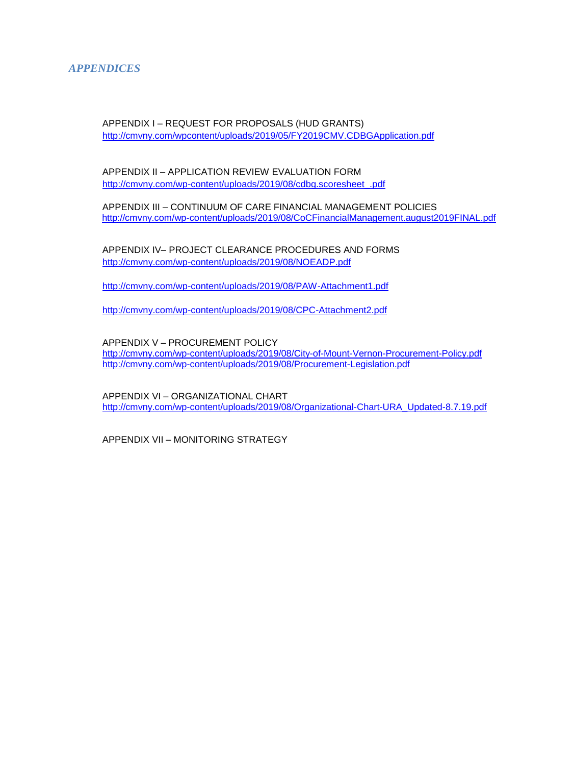## *APPENDICES*

APPENDIX I – REQUEST FOR PROPOSALS (HUD GRANTS)
http://cmvny.com/wpcontent/uploads/2019/05/FY2019CMV.CDBGApplication.pdf

APPENDIX II – APPLICATION REVIEW EVALUATION FORM
http://cmvny.com/wp-content/uploads/2019/08/cdbg.scoresheet_.pdf

APPENDIX III – CONTINUUM OF CARE FINANCIAL MANAGEMENT POLICIES
http://cmvny.com/wp-content/uploads/2019/08/CoCFinancialManagement.august2019FINAL.pdf

APPENDIX IV– PROJECT CLEARANCE PROCEDURES AND FORMS
http://cmvny.com/wp-content/uploads/2019/08/NOEADP.pdf

http://cmvny.com/wp-content/uploads/2019/08/PAW-Attachment1.pdf

http://cmvny.com/wp-content/uploads/2019/08/CPC-Attachment2.pdf

APPENDIX V – PROCUREMENT POLICY
http://cmvny.com/wp-content/uploads/2019/08/City-of-Mount-Vernon-Procurement-Policy.pdf
http://cmvny.com/wp-content/uploads/2019/08/Procurement-Legislation.pdf

APPENDIX VI – ORGANIZATIONAL CHART
http://cmvny.com/wp-content/uploads/2019/08/Organizational-Chart-URA_Updated-8.7.19.pdf

APPENDIX VII – MONITORING STRATEGY